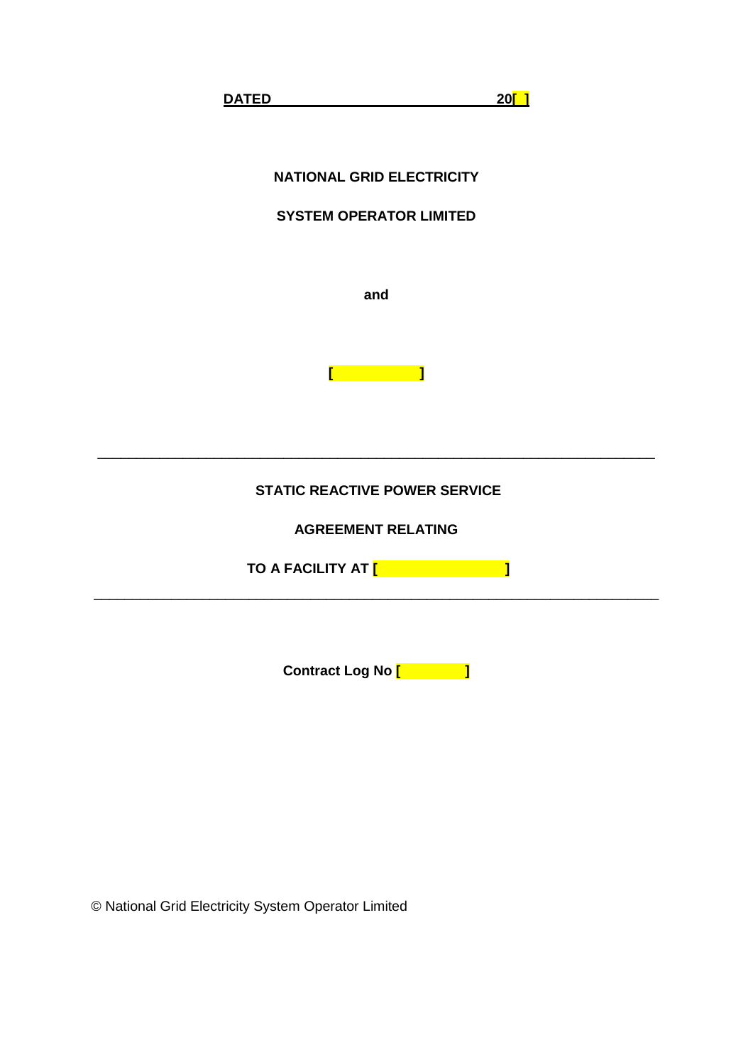**DATED 20[ ]**

**NATIONAL GRID ELECTRICITY**

**SYSTEM OPERATOR LIMITED**

**and**

**[ ]**

---

**STATIC REACTIVE POWER SERVICE**

**AGREEMENT RELATING**

**TO A FACILITY AT [ ]**

---

**Contract Log No [ ]**

© National Grid Electricity System Operator Limited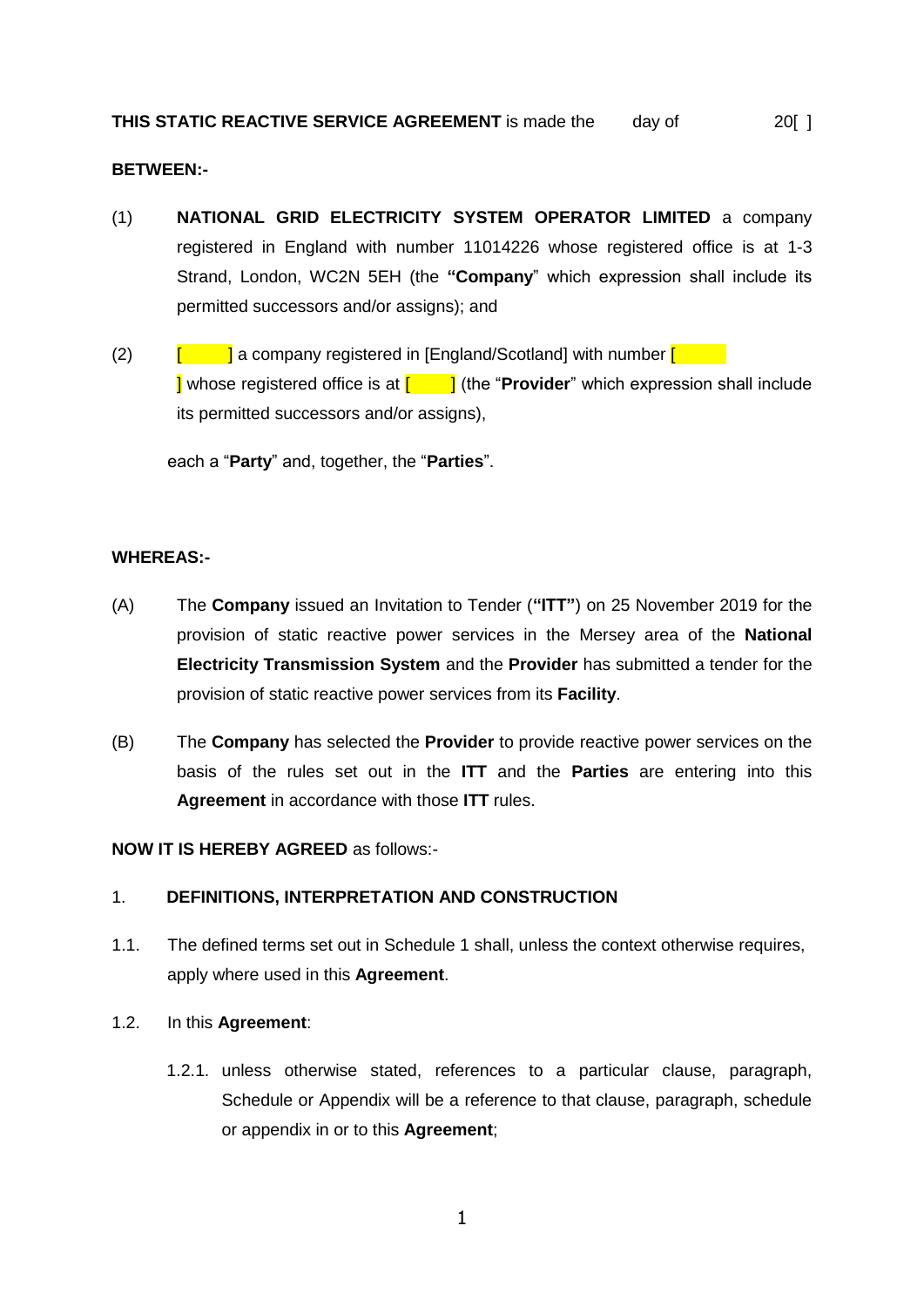**THIS STATIC REACTIVE SERVICE AGREEMENT** is made the day of 20[ ]

**BETWEEN:-**

(1) **NATIONAL GRID ELECTRICITY SYSTEM OPERATOR LIMITED** a company registered in England with number 11014226 whose registered office is at 1-3 Strand, London, WC2N 5EH (the **"Company**" which expression shall include its permitted successors and/or assigns); and

(2) [ ] a company registered in [England/Scotland] with number [ ] whose registered office is at [ ] (the "**Provider**" which expression shall include its permitted successors and/or assigns),

each a "**Party**" and, together, the "**Parties**".

**WHEREAS:-**

(A) The **Company** issued an Invitation to Tender (**"ITT"**) on 25 November 2019 for the provision of static reactive power services in the Mersey area of the **National Electricity Transmission System** and the **Provider** has submitted a tender for the provision of static reactive power services from its **Facility**.

(B) The **Company** has selected the **Provider** to provide reactive power services on the basis of the rules set out in the **ITT** and the **Parties** are entering into this **Agreement** in accordance with those **ITT** rules.

**NOW IT IS HEREBY AGREED** as follows:-

1. **DEFINITIONS, INTERPRETATION AND CONSTRUCTION**

1.1. The defined terms set out in Schedule 1 shall, unless the context otherwise requires, apply where used in this **Agreement**.

1.2. In this **Agreement**:

1.2.1. unless otherwise stated, references to a particular clause, paragraph, Schedule or Appendix will be a reference to that clause, paragraph, schedule or appendix in or to this **Agreement**;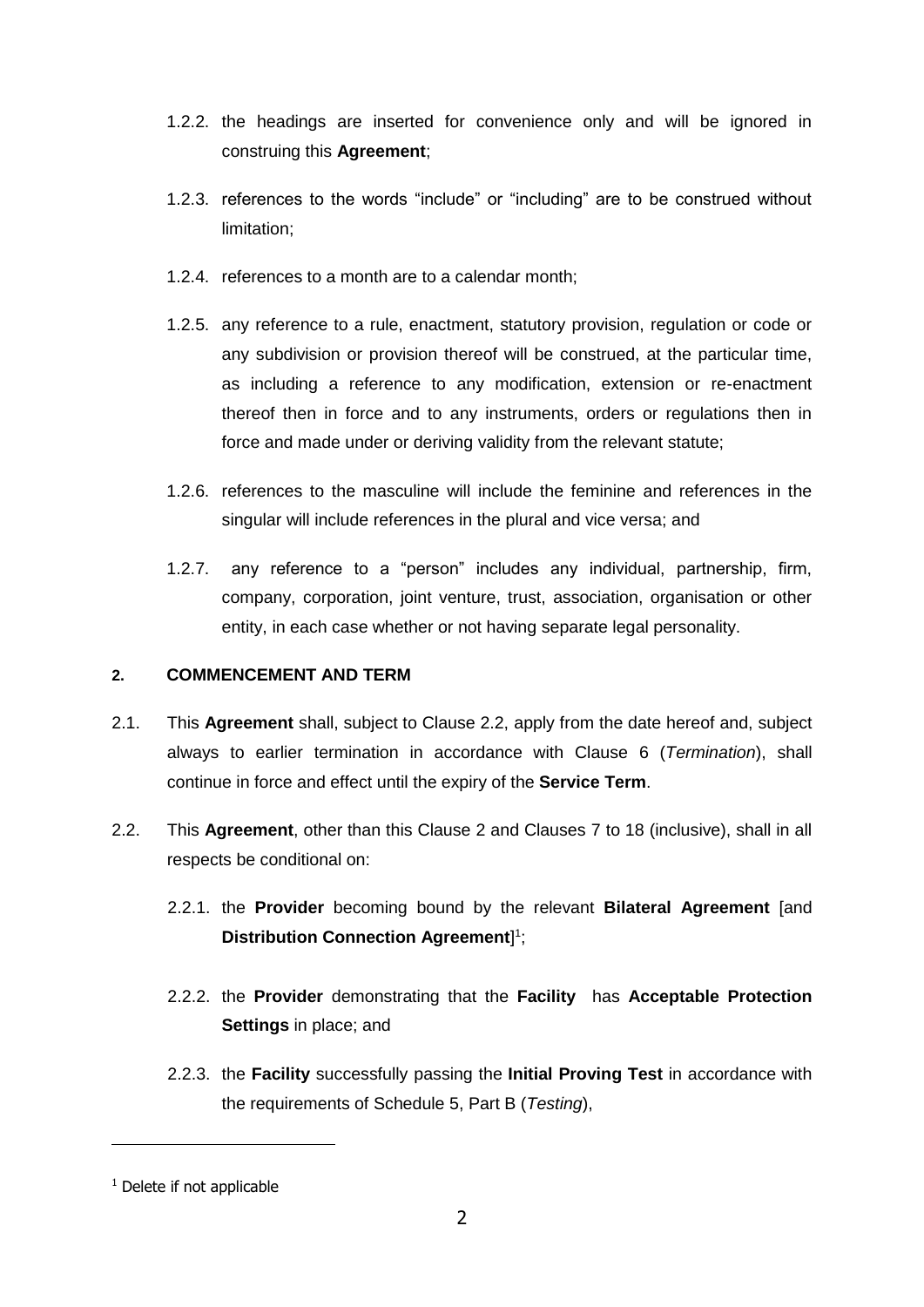1.2.2. the headings are inserted for convenience only and will be ignored in construing this **Agreement**;

1.2.3. references to the words "include" or "including" are to be construed without limitation;

1.2.4. references to a month are to a calendar month;

1.2.5. any reference to a rule, enactment, statutory provision, regulation or code or any subdivision or provision thereof will be construed, at the particular time, as including a reference to any modification, extension or re-enactment thereof then in force and to any instruments, orders or regulations then in force and made under or deriving validity from the relevant statute;

1.2.6. references to the masculine will include the feminine and references in the singular will include references in the plural and vice versa; and

1.2.7. any reference to a "person" includes any individual, partnership, firm, company, corporation, joint venture, trust, association, organisation or other entity, in each case whether or not having separate legal personality.

## 2. COMMENCEMENT AND TERM

2.1. This **Agreement** shall, subject to Clause 2.2, apply from the date hereof and, subject always to earlier termination in accordance with Clause 6 (*Termination*), shall continue in force and effect until the expiry of the **Service Term**.

2.2. This **Agreement**, other than this Clause 2 and Clauses 7 to 18 (inclusive), shall in all respects be conditional on:

2.2.1. the **Provider** becoming bound by the relevant **Bilateral Agreement** [and **Distribution Connection Agreement**][1];

2.2.2. the **Provider** demonstrating that the **Facility** has **Acceptable Protection Settings** in place; and

2.2.3. the **Facility** successfully passing the **Initial Proving Test** in accordance with the requirements of Schedule 5, Part B (*Testing*),

[1] Delete if not applicable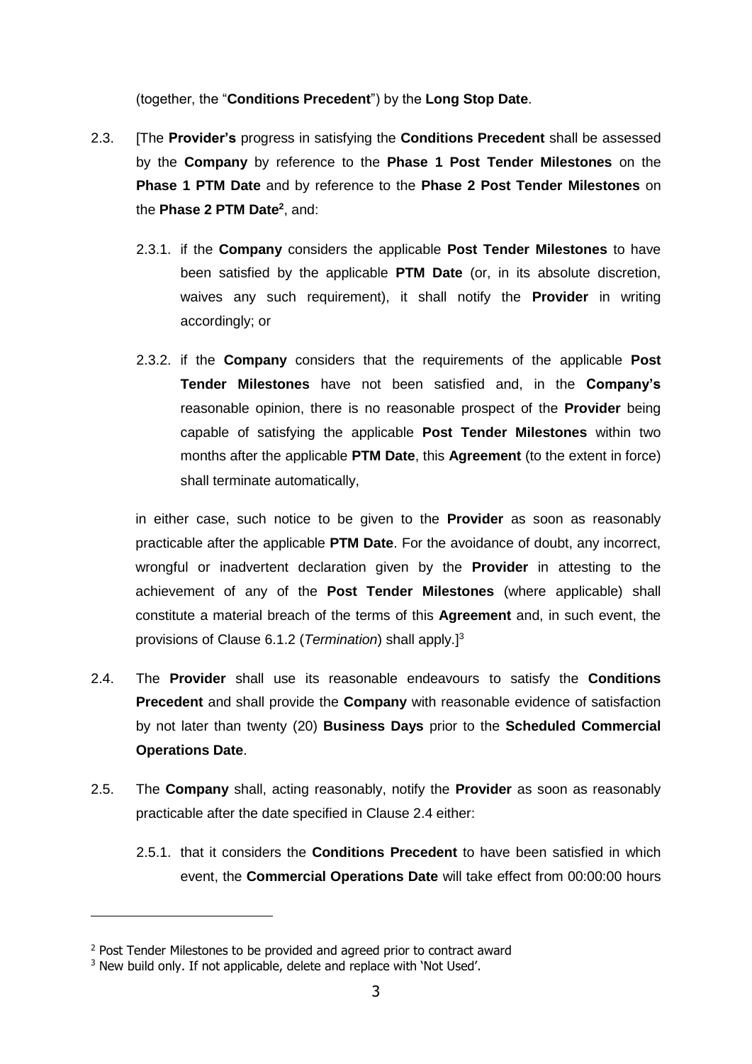(together, the "**Conditions Precedent**") by the **Long Stop Date**.

2.3. [The **Provider's** progress in satisfying the **Conditions Precedent** shall be assessed by the **Company** by reference to the **Phase 1 Post Tender Milestones** on the **Phase 1 PTM Date** and by reference to the **Phase 2 Post Tender Milestones** on the **Phase 2 PTM Date**[2], and:

2.3.1. if the **Company** considers the applicable **Post Tender Milestones** to have been satisfied by the applicable **PTM Date** (or, in its absolute discretion, waives any such requirement), it shall notify the **Provider** in writing accordingly; or

2.3.2. if the **Company** considers that the requirements of the applicable **Post Tender Milestones** have not been satisfied and, in the **Company's** reasonable opinion, there is no reasonable prospect of the **Provider** being capable of satisfying the applicable **Post Tender Milestones** within two months after the applicable **PTM Date**, this **Agreement** (to the extent in force) shall terminate automatically,

in either case, such notice to be given to the **Provider** as soon as reasonably practicable after the applicable **PTM Date**. For the avoidance of doubt, any incorrect, wrongful or inadvertent declaration given by the **Provider** in attesting to the achievement of any of the **Post Tender Milestones** (where applicable) shall constitute a material breach of the terms of this **Agreement** and, in such event, the provisions of Clause 6.1.2 (*Termination*) shall apply.][3]

2.4. The **Provider** shall use its reasonable endeavours to satisfy the **Conditions Precedent** and shall provide the **Company** with reasonable evidence of satisfaction by not later than twenty (20) **Business Days** prior to the **Scheduled Commercial Operations Date**.

2.5. The **Company** shall, acting reasonably, notify the **Provider** as soon as reasonably practicable after the date specified in Clause 2.4 either:

2.5.1. that it considers the **Conditions Precedent** to have been satisfied in which event, the **Commercial Operations Date** will take effect from 00:00:00 hours

---

[2] Post Tender Milestones to be provided and agreed prior to contract award

[3] New build only. If not applicable, delete and replace with 'Not Used'.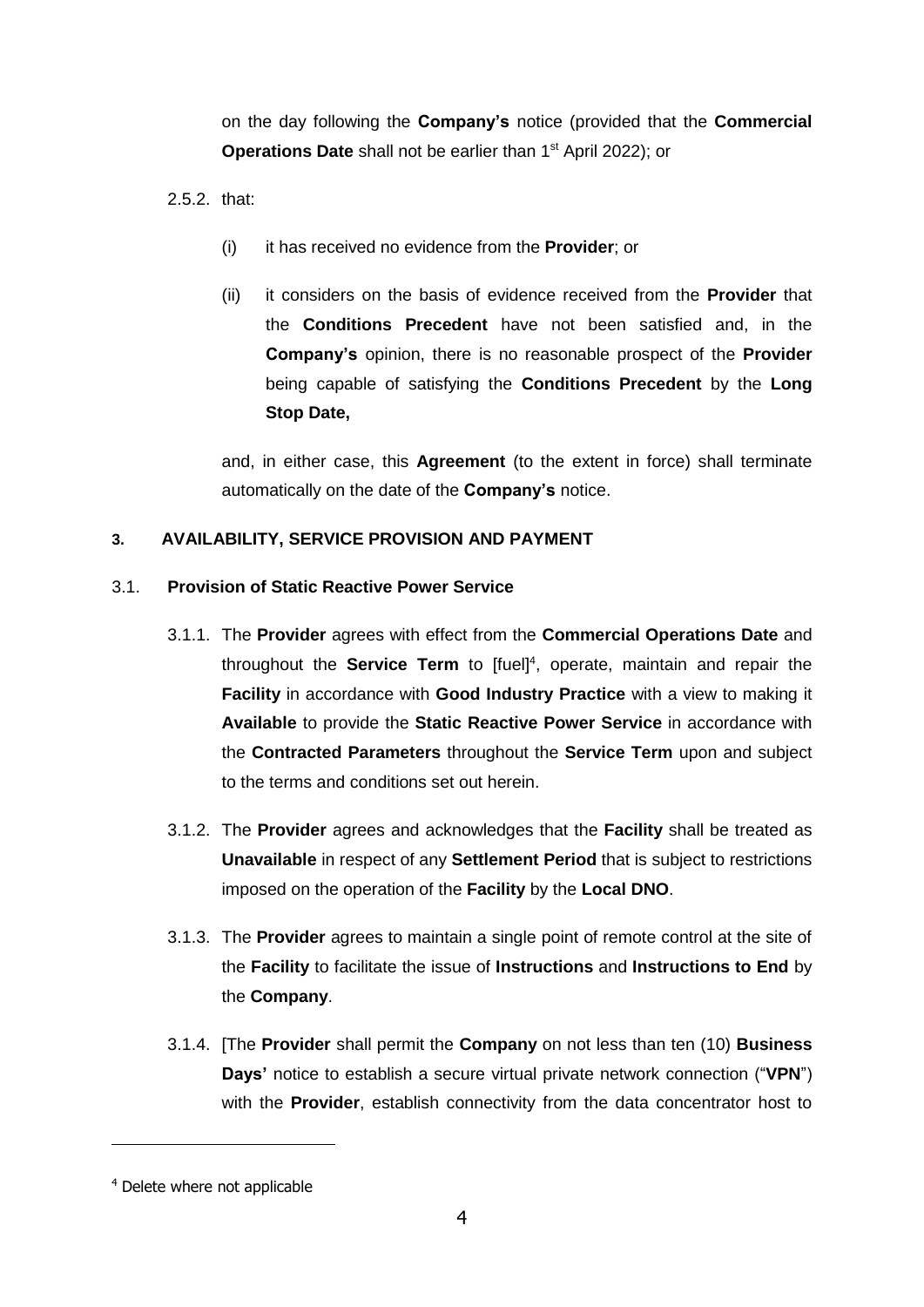on the day following the **Company's** notice (provided that the **Commercial Operations Date** shall not be earlier than 1st April 2022); or

2.5.2. that:

(i) it has received no evidence from the **Provider**; or

(ii) it considers on the basis of evidence received from the **Provider** that the **Conditions Precedent** have not been satisfied and, in the **Company's** opinion, there is no reasonable prospect of the **Provider** being capable of satisfying the **Conditions Precedent** by the **Long Stop Date,**

and, in either case, this **Agreement** (to the extent in force) shall terminate automatically on the date of the **Company's** notice.

## 3. AVAILABILITY, SERVICE PROVISION AND PAYMENT

### 3.1. Provision of Static Reactive Power Service

3.1.1. The **Provider** agrees with effect from the **Commercial Operations Date** and throughout the **Service Term** to [fuel][4], operate, maintain and repair the **Facility** in accordance with **Good Industry Practice** with a view to making it **Available** to provide the **Static Reactive Power Service** in accordance with the **Contracted Parameters** throughout the **Service Term** upon and subject to the terms and conditions set out herein.

3.1.2. The **Provider** agrees and acknowledges that the **Facility** shall be treated as **Unavailable** in respect of any **Settlement Period** that is subject to restrictions imposed on the operation of the **Facility** by the **Local DNO**.

3.1.3. The **Provider** agrees to maintain a single point of remote control at the site of the **Facility** to facilitate the issue of **Instructions** and **Instructions to End** by the **Company**.

3.1.4. [The **Provider** shall permit the **Company** on not less than ten (10) **Business Days'** notice to establish a secure virtual private network connection ("**VPN**") with the **Provider**, establish connectivity from the data concentrator host to

---

[4] Delete where not applicable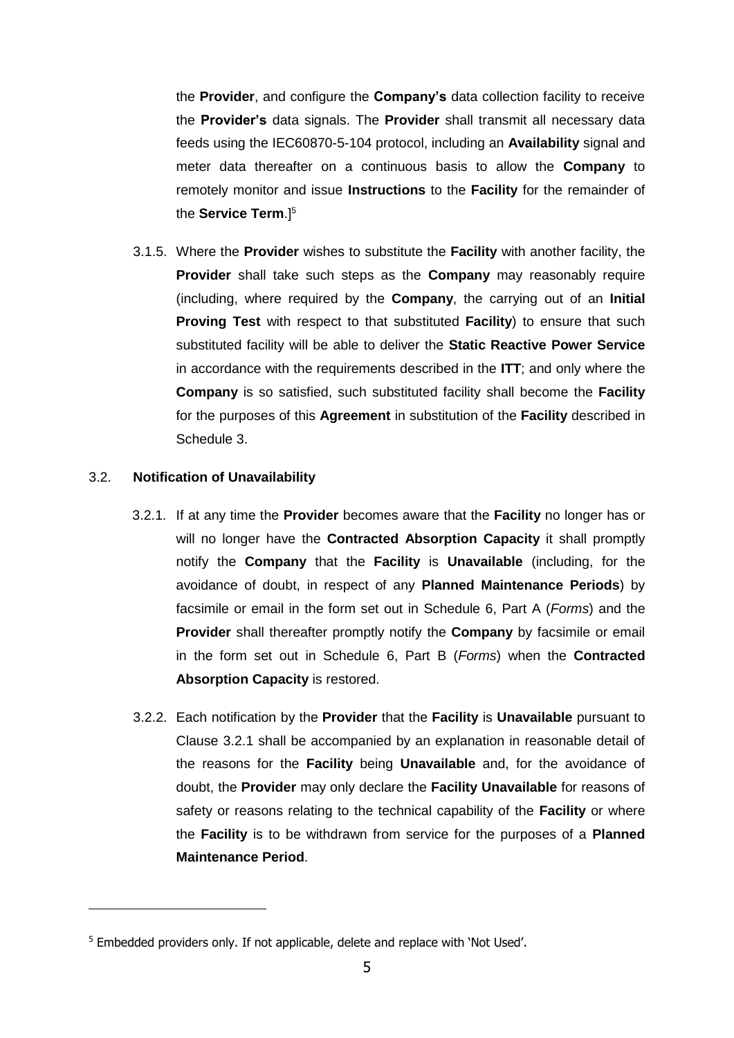the **Provider**, and configure the **Company's** data collection facility to receive the **Provider's** data signals. The **Provider** shall transmit all necessary data feeds using the IEC60870-5-104 protocol, including an **Availability** signal and meter data thereafter on a continuous basis to allow the **Company** to remotely monitor and issue **Instructions** to the **Facility** for the remainder of the **Service Term**.][5]

3.1.5. Where the **Provider** wishes to substitute the **Facility** with another facility, the **Provider** shall take such steps as the **Company** may reasonably require (including, where required by the **Company**, the carrying out of an **Initial Proving Test** with respect to that substituted **Facility**) to ensure that such substituted facility will be able to deliver the **Static Reactive Power Service** in accordance with the requirements described in the **ITT**; and only where the **Company** is so satisfied, such substituted facility shall become the **Facility** for the purposes of this **Agreement** in substitution of the **Facility** described in Schedule 3.

3.2. **Notification of Unavailability**

3.2.1. If at any time the **Provider** becomes aware that the **Facility** no longer has or will no longer have the **Contracted Absorption Capacity** it shall promptly notify the **Company** that the **Facility** is **Unavailable** (including, for the avoidance of doubt, in respect of any **Planned Maintenance Periods**) by facsimile or email in the form set out in Schedule 6, Part A (*Forms*) and the **Provider** shall thereafter promptly notify the **Company** by facsimile or email in the form set out in Schedule 6, Part B (*Forms*) when the **Contracted Absorption Capacity** is restored.

3.2.2. Each notification by the **Provider** that the **Facility** is **Unavailable** pursuant to Clause 3.2.1 shall be accompanied by an explanation in reasonable detail of the reasons for the **Facility** being **Unavailable** and, for the avoidance of doubt, the **Provider** may only declare the **Facility Unavailable** for reasons of safety or reasons relating to the technical capability of the **Facility** or where the **Facility** is to be withdrawn from service for the purposes of a **Planned Maintenance Period**.

---

[5] Embedded providers only. If not applicable, delete and replace with 'Not Used'.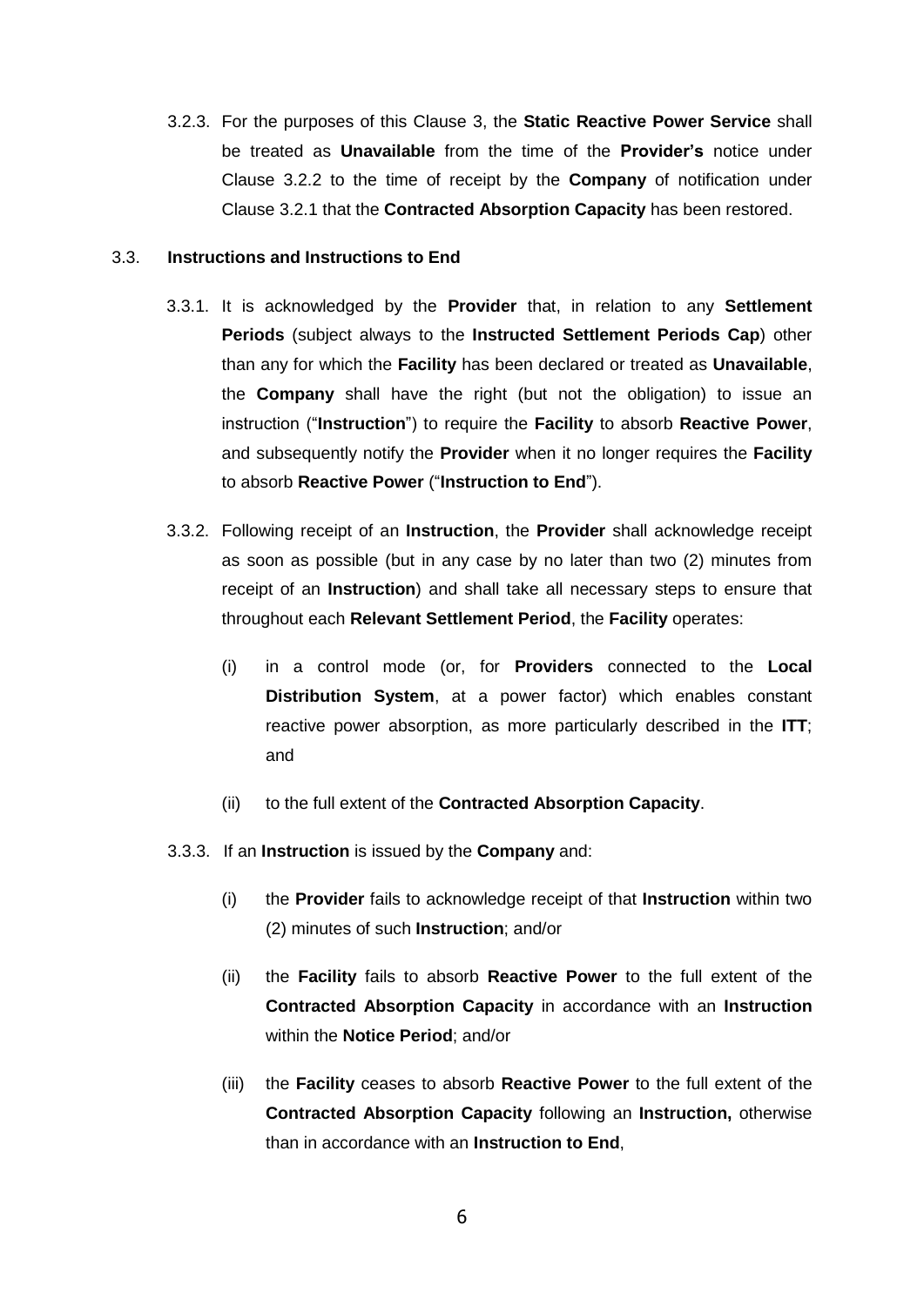3.2.3. For the purposes of this Clause 3, the **Static Reactive Power Service** shall be treated as **Unavailable** from the time of the **Provider's** notice under Clause 3.2.2 to the time of receipt by the **Company** of notification under Clause 3.2.1 that the **Contracted Absorption Capacity** has been restored.

3.3. **Instructions and Instructions to End**

3.3.1. It is acknowledged by the **Provider** that, in relation to any **Settlement Periods** (subject always to the **Instructed Settlement Periods Cap**) other than any for which the **Facility** has been declared or treated as **Unavailable**, the **Company** shall have the right (but not the obligation) to issue an instruction ("**Instruction**") to require the **Facility** to absorb **Reactive Power**, and subsequently notify the **Provider** when it no longer requires the **Facility** to absorb **Reactive Power** ("**Instruction to End**").

3.3.2. Following receipt of an **Instruction**, the **Provider** shall acknowledge receipt as soon as possible (but in any case by no later than two (2) minutes from receipt of an **Instruction**) and shall take all necessary steps to ensure that throughout each **Relevant Settlement Period**, the **Facility** operates:

(i) in a control mode (or, for **Providers** connected to the **Local Distribution System**, at a power factor) which enables constant reactive power absorption, as more particularly described in the **ITT**; and

(ii) to the full extent of the **Contracted Absorption Capacity**.

3.3.3. If an **Instruction** is issued by the **Company** and:

(i) the **Provider** fails to acknowledge receipt of that **Instruction** within two (2) minutes of such **Instruction**; and/or

(ii) the **Facility** fails to absorb **Reactive Power** to the full extent of the **Contracted Absorption Capacity** in accordance with an **Instruction** within the **Notice Period**; and/or

(iii) the **Facility** ceases to absorb **Reactive Power** to the full extent of the **Contracted Absorption Capacity** following an **Instruction,** otherwise than in accordance with an **Instruction to End**,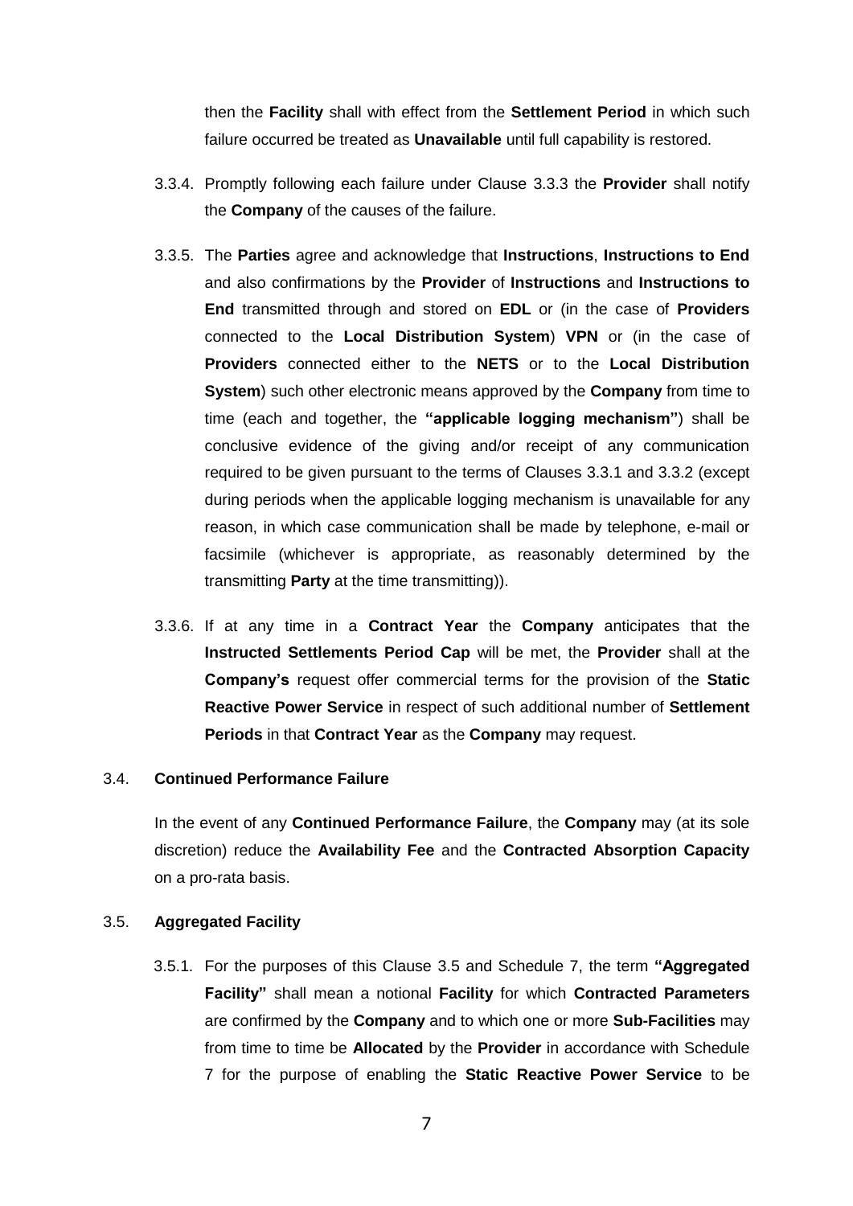then the **Facility** shall with effect from the **Settlement Period** in which such failure occurred be treated as **Unavailable** until full capability is restored.

3.3.4. Promptly following each failure under Clause 3.3.3 the **Provider** shall notify the **Company** of the causes of the failure.

3.3.5. The **Parties** agree and acknowledge that **Instructions**, **Instructions to End** and also confirmations by the **Provider** of **Instructions** and **Instructions to End** transmitted through and stored on **EDL** or (in the case of **Providers** connected to the **Local Distribution System**) **VPN** or (in the case of **Providers** connected either to the **NETS** or to the **Local Distribution System**) such other electronic means approved by the **Company** from time to time (each and together, the **"applicable logging mechanism"**) shall be conclusive evidence of the giving and/or receipt of any communication required to be given pursuant to the terms of Clauses 3.3.1 and 3.3.2 (except during periods when the applicable logging mechanism is unavailable for any reason, in which case communication shall be made by telephone, e-mail or facsimile (whichever is appropriate, as reasonably determined by the transmitting **Party** at the time transmitting)).

3.3.6. If at any time in a **Contract Year** the **Company** anticipates that the **Instructed Settlements Period Cap** will be met, the **Provider** shall at the **Company's** request offer commercial terms for the provision of the **Static Reactive Power Service** in respect of such additional number of **Settlement Periods** in that **Contract Year** as the **Company** may request.

3.4. **Continued Performance Failure**

In the event of any **Continued Performance Failure**, the **Company** may (at its sole discretion) reduce the **Availability Fee** and the **Contracted Absorption Capacity** on a pro-rata basis.

3.5. **Aggregated Facility**

3.5.1. For the purposes of this Clause 3.5 and Schedule 7, the term **"Aggregated Facility"** shall mean a notional **Facility** for which **Contracted Parameters** are confirmed by the **Company** and to which one or more **Sub-Facilities** may from time to time be **Allocated** by the **Provider** in accordance with Schedule 7 for the purpose of enabling the **Static Reactive Power Service** to be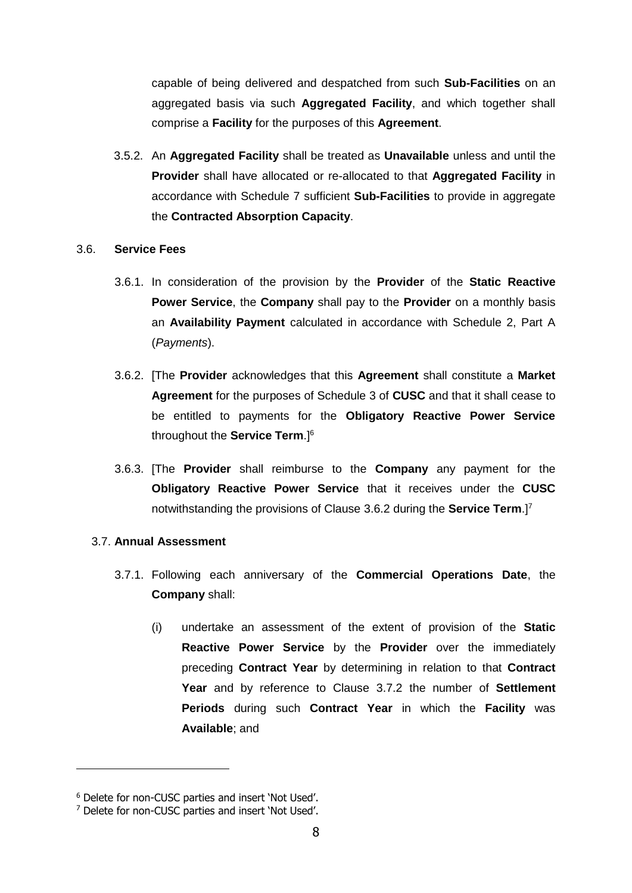capable of being delivered and despatched from such **Sub-Facilities** on an aggregated basis via such **Aggregated Facility**, and which together shall comprise a **Facility** for the purposes of this **Agreement**.

3.5.2. An **Aggregated Facility** shall be treated as **Unavailable** unless and until the **Provider** shall have allocated or re-allocated to that **Aggregated Facility** in accordance with Schedule 7 sufficient **Sub-Facilities** to provide in aggregate the **Contracted Absorption Capacity**.

3.6. **Service Fees**

3.6.1. In consideration of the provision by the **Provider** of the **Static Reactive Power Service**, the **Company** shall pay to the **Provider** on a monthly basis an **Availability Payment** calculated in accordance with Schedule 2, Part A (*Payments*).

3.6.2. [The **Provider** acknowledges that this **Agreement** shall constitute a **Market Agreement** for the purposes of Schedule 3 of **CUSC** and that it shall cease to be entitled to payments for the **Obligatory Reactive Power Service** throughout the **Service Term**.][6]

3.6.3. [The **Provider** shall reimburse to the **Company** any payment for the **Obligatory Reactive Power Service** that it receives under the **CUSC** notwithstanding the provisions of Clause 3.6.2 during the **Service Term**.][7]

3.7. **Annual Assessment**

3.7.1. Following each anniversary of the **Commercial Operations Date**, the **Company** shall:

(i) undertake an assessment of the extent of provision of the **Static Reactive Power Service** by the **Provider** over the immediately preceding **Contract Year** by determining in relation to that **Contract Year** and by reference to Clause 3.7.2 the number of **Settlement Periods** during such **Contract Year** in which the **Facility** was **Available**; and

---

[6] Delete for non-CUSC parties and insert 'Not Used'.

[7] Delete for non-CUSC parties and insert 'Not Used'.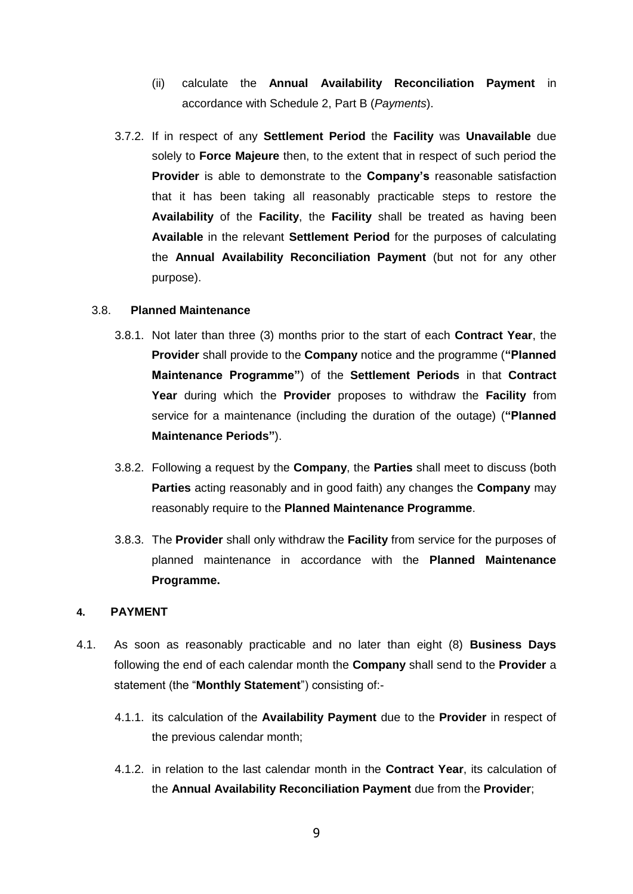(ii) calculate the **Annual Availability Reconciliation Payment** in accordance with Schedule 2, Part B (*Payments*).

3.7.2. If in respect of any **Settlement Period** the **Facility** was **Unavailable** due solely to **Force Majeure** then, to the extent that in respect of such period the **Provider** is able to demonstrate to the **Company's** reasonable satisfaction that it has been taking all reasonably practicable steps to restore the **Availability** of the **Facility**, the **Facility** shall be treated as having been **Available** in the relevant **Settlement Period** for the purposes of calculating the **Annual Availability Reconciliation Payment** (but not for any other purpose).

3.8. **Planned Maintenance**

3.8.1. Not later than three (3) months prior to the start of each **Contract Year**, the **Provider** shall provide to the **Company** notice and the programme (**"Planned Maintenance Programme"**) of the **Settlement Periods** in that **Contract Year** during which the **Provider** proposes to withdraw the **Facility** from service for a maintenance (including the duration of the outage) (**"Planned Maintenance Periods"**).

3.8.2. Following a request by the **Company**, the **Parties** shall meet to discuss (both **Parties** acting reasonably and in good faith) any changes the **Company** may reasonably require to the **Planned Maintenance Programme**.

3.8.3. The **Provider** shall only withdraw the **Facility** from service for the purposes of planned maintenance in accordance with the **Planned Maintenance Programme.**

**4. PAYMENT**

4.1. As soon as reasonably practicable and no later than eight (8) **Business Days** following the end of each calendar month the **Company** shall send to the **Provider** a statement (the "**Monthly Statement**") consisting of:-

4.1.1. its calculation of the **Availability Payment** due to the **Provider** in respect of the previous calendar month;

4.1.2. in relation to the last calendar month in the **Contract Year**, its calculation of the **Annual Availability Reconciliation Payment** due from the **Provider**;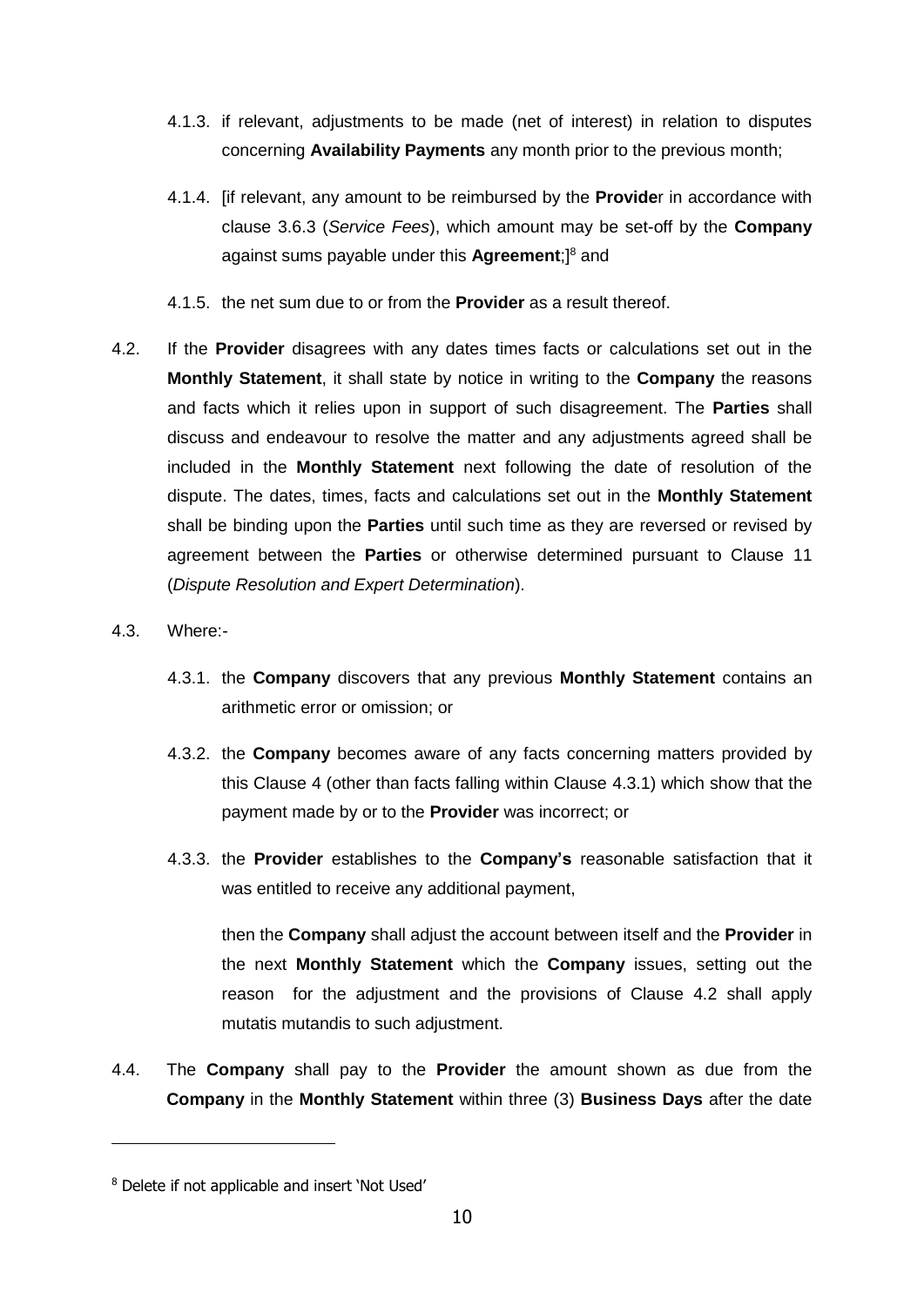4.1.3. if relevant, adjustments to be made (net of interest) in relation to disputes concerning **Availability Payments** any month prior to the previous month;

4.1.4. [if relevant, any amount to be reimbursed by the **Provide**r in accordance with clause 3.6.3 (*Service Fees*), which amount may be set-off by the **Company** against sums payable under this **Agreement**;][8] and

4.1.5. the net sum due to or from the **Provider** as a result thereof.

4.2. If the **Provider** disagrees with any dates times facts or calculations set out in the **Monthly Statement**, it shall state by notice in writing to the **Company** the reasons and facts which it relies upon in support of such disagreement. The **Parties** shall discuss and endeavour to resolve the matter and any adjustments agreed shall be included in the **Monthly Statement** next following the date of resolution of the dispute. The dates, times, facts and calculations set out in the **Monthly Statement** shall be binding upon the **Parties** until such time as they are reversed or revised by agreement between the **Parties** or otherwise determined pursuant to Clause 11 (*Dispute Resolution and Expert Determination*).

4.3. Where:-

4.3.1. the **Company** discovers that any previous **Monthly Statement** contains an arithmetic error or omission; or

4.3.2. the **Company** becomes aware of any facts concerning matters provided by this Clause 4 (other than facts falling within Clause 4.3.1) which show that the payment made by or to the **Provider** was incorrect; or

4.3.3. the **Provider** establishes to the **Company's** reasonable satisfaction that it was entitled to receive any additional payment,

then the **Company** shall adjust the account between itself and the **Provider** in the next **Monthly Statement** which the **Company** issues, setting out the reason for the adjustment and the provisions of Clause 4.2 shall apply mutatis mutandis to such adjustment.

4.4. The **Company** shall pay to the **Provider** the amount shown as due from the **Company** in the **Monthly Statement** within three (3) **Business Days** after the date

[8] Delete if not applicable and insert 'Not Used'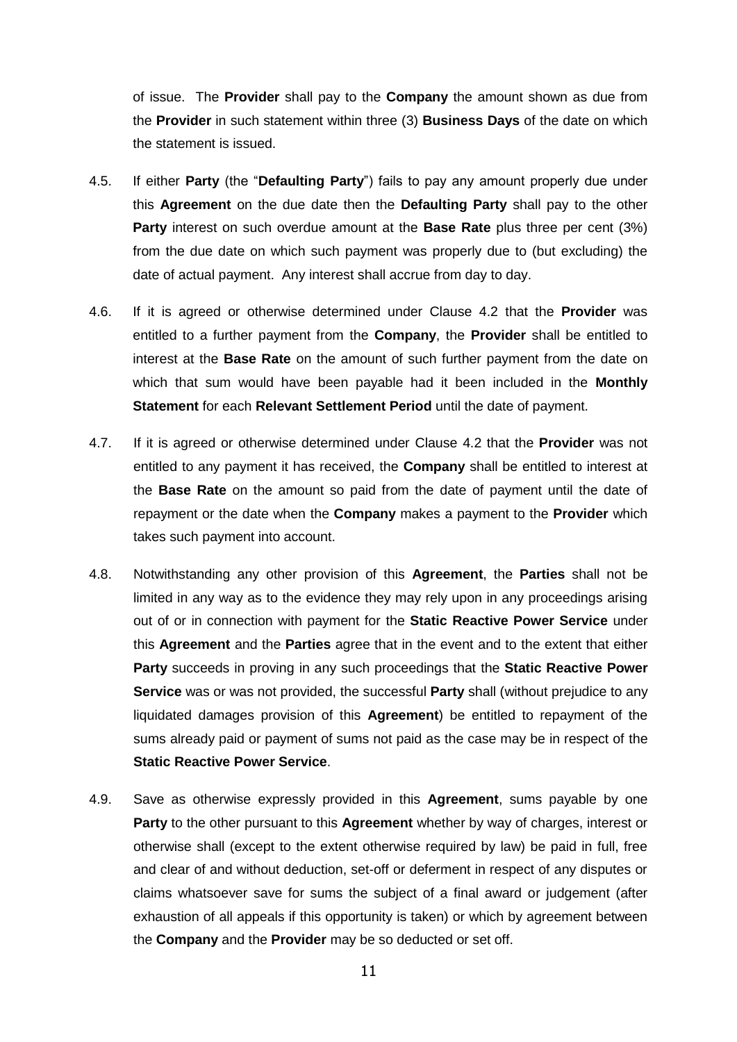of issue. The **Provider** shall pay to the **Company** the amount shown as due from the **Provider** in such statement within three (3) **Business Days** of the date on which the statement is issued.

4.5. If either **Party** (the "**Defaulting Party**") fails to pay any amount properly due under this **Agreement** on the due date then the **Defaulting Party** shall pay to the other **Party** interest on such overdue amount at the **Base Rate** plus three per cent (3%) from the due date on which such payment was properly due to (but excluding) the date of actual payment. Any interest shall accrue from day to day.

4.6. If it is agreed or otherwise determined under Clause 4.2 that the **Provider** was entitled to a further payment from the **Company**, the **Provider** shall be entitled to interest at the **Base Rate** on the amount of such further payment from the date on which that sum would have been payable had it been included in the **Monthly Statement** for each **Relevant Settlement Period** until the date of payment.

4.7. If it is agreed or otherwise determined under Clause 4.2 that the **Provider** was not entitled to any payment it has received, the **Company** shall be entitled to interest at the **Base Rate** on the amount so paid from the date of payment until the date of repayment or the date when the **Company** makes a payment to the **Provider** which takes such payment into account.

4.8. Notwithstanding any other provision of this **Agreement**, the **Parties** shall not be limited in any way as to the evidence they may rely upon in any proceedings arising out of or in connection with payment for the **Static Reactive Power Service** under this **Agreement** and the **Parties** agree that in the event and to the extent that either **Party** succeeds in proving in any such proceedings that the **Static Reactive Power Service** was or was not provided, the successful **Party** shall (without prejudice to any liquidated damages provision of this **Agreement**) be entitled to repayment of the sums already paid or payment of sums not paid as the case may be in respect of the **Static Reactive Power Service**.

4.9. Save as otherwise expressly provided in this **Agreement**, sums payable by one **Party** to the other pursuant to this **Agreement** whether by way of charges, interest or otherwise shall (except to the extent otherwise required by law) be paid in full, free and clear of and without deduction, set-off or deferment in respect of any disputes or claims whatsoever save for sums the subject of a final award or judgement (after exhaustion of all appeals if this opportunity is taken) or which by agreement between the **Company** and the **Provider** may be so deducted or set off.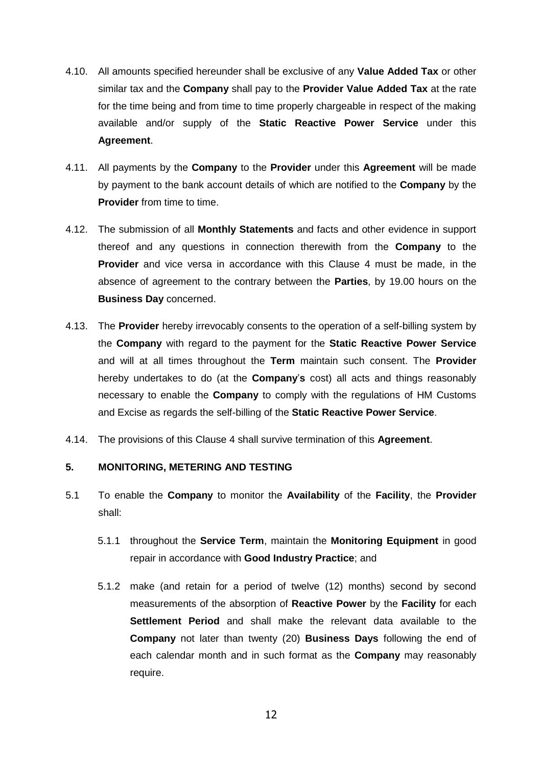4.10. All amounts specified hereunder shall be exclusive of any **Value Added Tax** or other similar tax and the **Company** shall pay to the **Provider Value Added Tax** at the rate for the time being and from time to time properly chargeable in respect of the making available and/or supply of the **Static Reactive Power Service** under this **Agreement**.

4.11. All payments by the **Company** to the **Provider** under this **Agreement** will be made by payment to the bank account details of which are notified to the **Company** by the **Provider** from time to time.

4.12. The submission of all **Monthly Statements** and facts and other evidence in support thereof and any questions in connection therewith from the **Company** to the **Provider** and vice versa in accordance with this Clause 4 must be made, in the absence of agreement to the contrary between the **Parties**, by 19.00 hours on the **Business Day** concerned.

4.13. The **Provider** hereby irrevocably consents to the operation of a self-billing system by the **Company** with regard to the payment for the **Static Reactive Power Service** and will at all times throughout the **Term** maintain such consent. The **Provider** hereby undertakes to do (at the **Company's** cost) all acts and things reasonably necessary to enable the **Company** to comply with the regulations of HM Customs and Excise as regards the self-billing of the **Static Reactive Power Service**.

4.14. The provisions of this Clause 4 shall survive termination of this **Agreement**.

## 5. MONITORING, METERING AND TESTING

5.1 To enable the **Company** to monitor the **Availability** of the **Facility**, the **Provider** shall:

5.1.1 throughout the **Service Term**, maintain the **Monitoring Equipment** in good repair in accordance with **Good Industry Practice**; and

5.1.2 make (and retain for a period of twelve (12) months) second by second measurements of the absorption of **Reactive Power** by the **Facility** for each **Settlement Period** and shall make the relevant data available to the **Company** not later than twenty (20) **Business Days** following the end of each calendar month and in such format as the **Company** may reasonably require.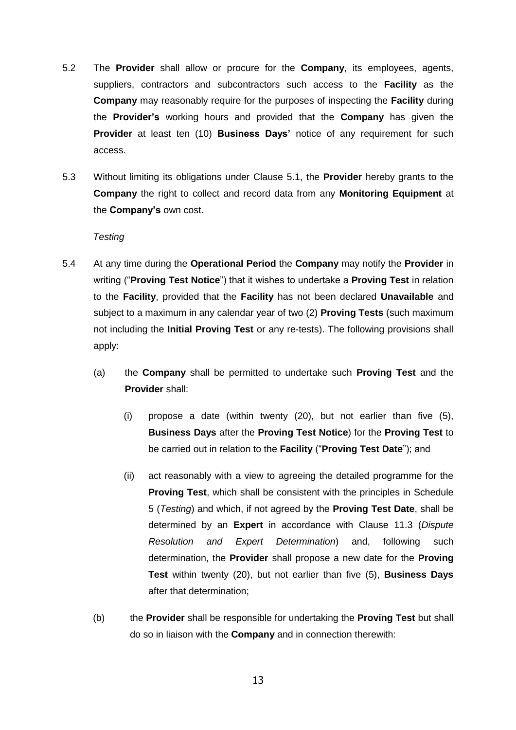5.2 The **Provider** shall allow or procure for the **Company**, its employees, agents, suppliers, contractors and subcontractors such access to the **Facility** as the **Company** may reasonably require for the purposes of inspecting the **Facility** during the **Provider's** working hours and provided that the **Company** has given the **Provider** at least ten (10) **Business Days'** notice of any requirement for such access.

5.3 Without limiting its obligations under Clause 5.1, the **Provider** hereby grants to the **Company** the right to collect and record data from any **Monitoring Equipment** at the **Company's** own cost.

*Testing*

5.4 At any time during the **Operational Period** the **Company** may notify the **Provider** in writing ("**Proving Test Notice**") that it wishes to undertake a **Proving Test** in relation to the **Facility**, provided that the **Facility** has not been declared **Unavailable** and subject to a maximum in any calendar year of two (2) **Proving Tests** (such maximum not including the **Initial Proving Test** or any re-tests). The following provisions shall apply:

(a) the **Company** shall be permitted to undertake such **Proving Test** and the **Provider** shall:

(i) propose a date (within twenty (20), but not earlier than five (5), **Business Days** after the **Proving Test Notice**) for the **Proving Test** to be carried out in relation to the **Facility** ("**Proving Test Date**"); and

(ii) act reasonably with a view to agreeing the detailed programme for the **Proving Test**, which shall be consistent with the principles in Schedule 5 (*Testing*) and which, if not agreed by the **Proving Test Date**, shall be determined by an **Expert** in accordance with Clause 11.3 (*Dispute Resolution and Expert Determination*) and, following such determination, the **Provider** shall propose a new date for the **Proving Test** within twenty (20), but not earlier than five (5), **Business Days** after that determination;

(b) the **Provider** shall be responsible for undertaking the **Proving Test** but shall do so in liaison with the **Company** and in connection therewith: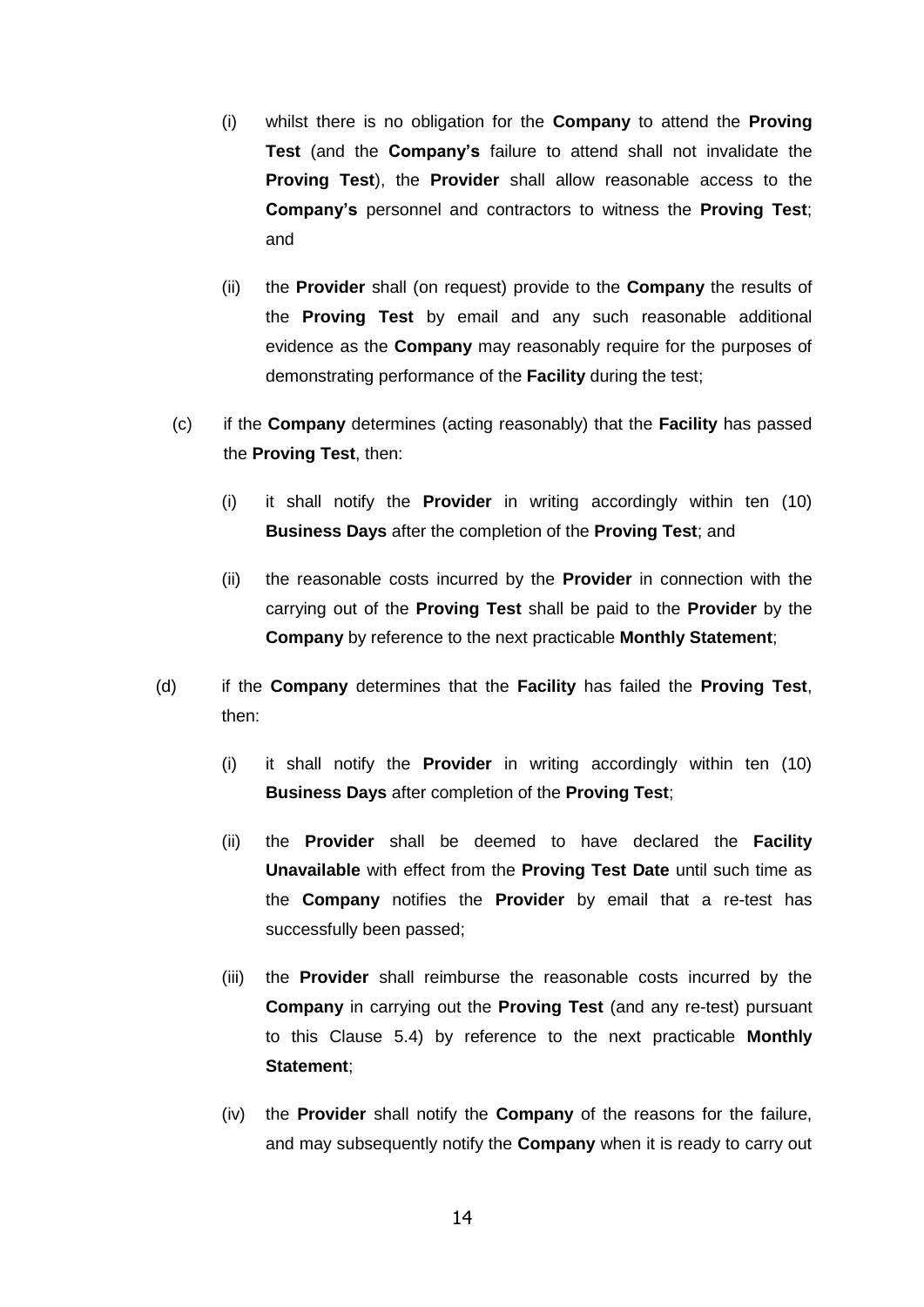(i) whilst there is no obligation for the **Company** to attend the **Proving Test** (and the **Company's** failure to attend shall not invalidate the **Proving Test**), the **Provider** shall allow reasonable access to the **Company's** personnel and contractors to witness the **Proving Test**; and

(ii) the **Provider** shall (on request) provide to the **Company** the results of the **Proving Test** by email and any such reasonable additional evidence as the **Company** may reasonably require for the purposes of demonstrating performance of the **Facility** during the test;

(c) if the **Company** determines (acting reasonably) that the **Facility** has passed the **Proving Test**, then:

(i) it shall notify the **Provider** in writing accordingly within ten (10) **Business Days** after the completion of the **Proving Test**; and

(ii) the reasonable costs incurred by the **Provider** in connection with the carrying out of the **Proving Test** shall be paid to the **Provider** by the **Company** by reference to the next practicable **Monthly Statement**;

(d) if the **Company** determines that the **Facility** has failed the **Proving Test**, then:

(i) it shall notify the **Provider** in writing accordingly within ten (10) **Business Days** after completion of the **Proving Test**;

(ii) the **Provider** shall be deemed to have declared the **Facility Unavailable** with effect from the **Proving Test Date** until such time as the **Company** notifies the **Provider** by email that a re-test has successfully been passed;

(iii) the **Provider** shall reimburse the reasonable costs incurred by the **Company** in carrying out the **Proving Test** (and any re-test) pursuant to this Clause 5.4) by reference to the next practicable **Monthly Statement**;

(iv) the **Provider** shall notify the **Company** of the reasons for the failure, and may subsequently notify the **Company** when it is ready to carry out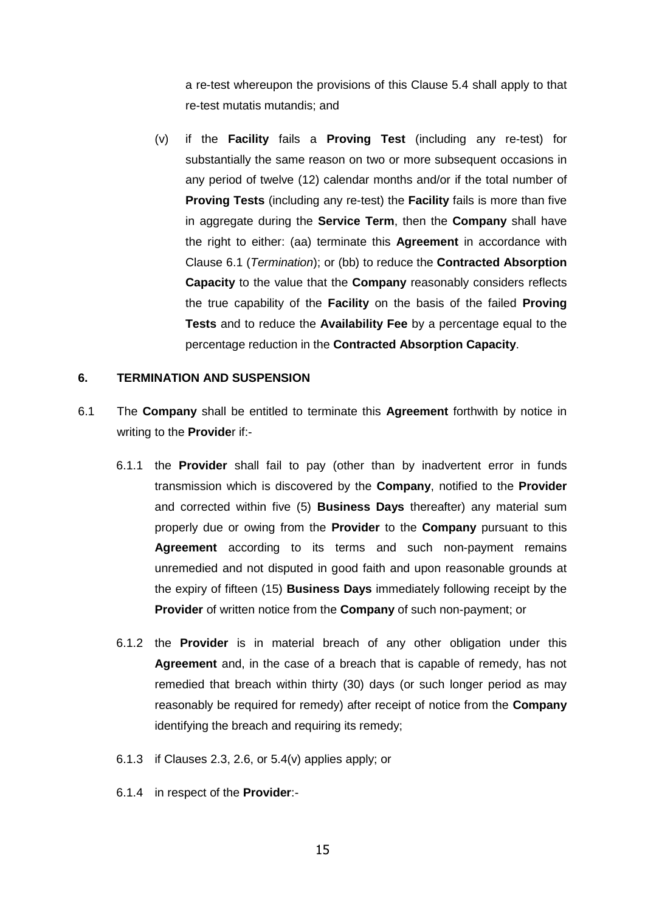a re-test whereupon the provisions of this Clause 5.4 shall apply to that re-test mutatis mutandis; and

(v) if the **Facility** fails a **Proving Test** (including any re-test) for substantially the same reason on two or more subsequent occasions in any period of twelve (12) calendar months and/or if the total number of **Proving Tests** (including any re-test) the **Facility** fails is more than five in aggregate during the **Service Term**, then the **Company** shall have the right to either: (aa) terminate this **Agreement** in accordance with Clause 6.1 (*Termination*); or (bb) to reduce the **Contracted Absorption Capacity** to the value that the **Company** reasonably considers reflects the true capability of the **Facility** on the basis of the failed **Proving Tests** and to reduce the **Availability Fee** by a percentage equal to the percentage reduction in the **Contracted Absorption Capacity**.

## 6. TERMINATION AND SUSPENSION

6.1 The **Company** shall be entitled to terminate this **Agreement** forthwith by notice in writing to the **Provide**r if:-

6.1.1 the **Provider** shall fail to pay (other than by inadvertent error in funds transmission which is discovered by the **Company**, notified to the **Provider** and corrected within five (5) **Business Days** thereafter) any material sum properly due or owing from the **Provider** to the **Company** pursuant to this **Agreement** according to its terms and such non-payment remains unremedied and not disputed in good faith and upon reasonable grounds at the expiry of fifteen (15) **Business Days** immediately following receipt by the **Provider** of written notice from the **Company** of such non-payment; or

6.1.2 the **Provider** is in material breach of any other obligation under this **Agreement** and, in the case of a breach that is capable of remedy, has not remedied that breach within thirty (30) days (or such longer period as may reasonably be required for remedy) after receipt of notice from the **Company** identifying the breach and requiring its remedy;

6.1.3 if Clauses 2.3, 2.6, or 5.4(v) applies apply; or

6.1.4 in respect of the **Provider**:-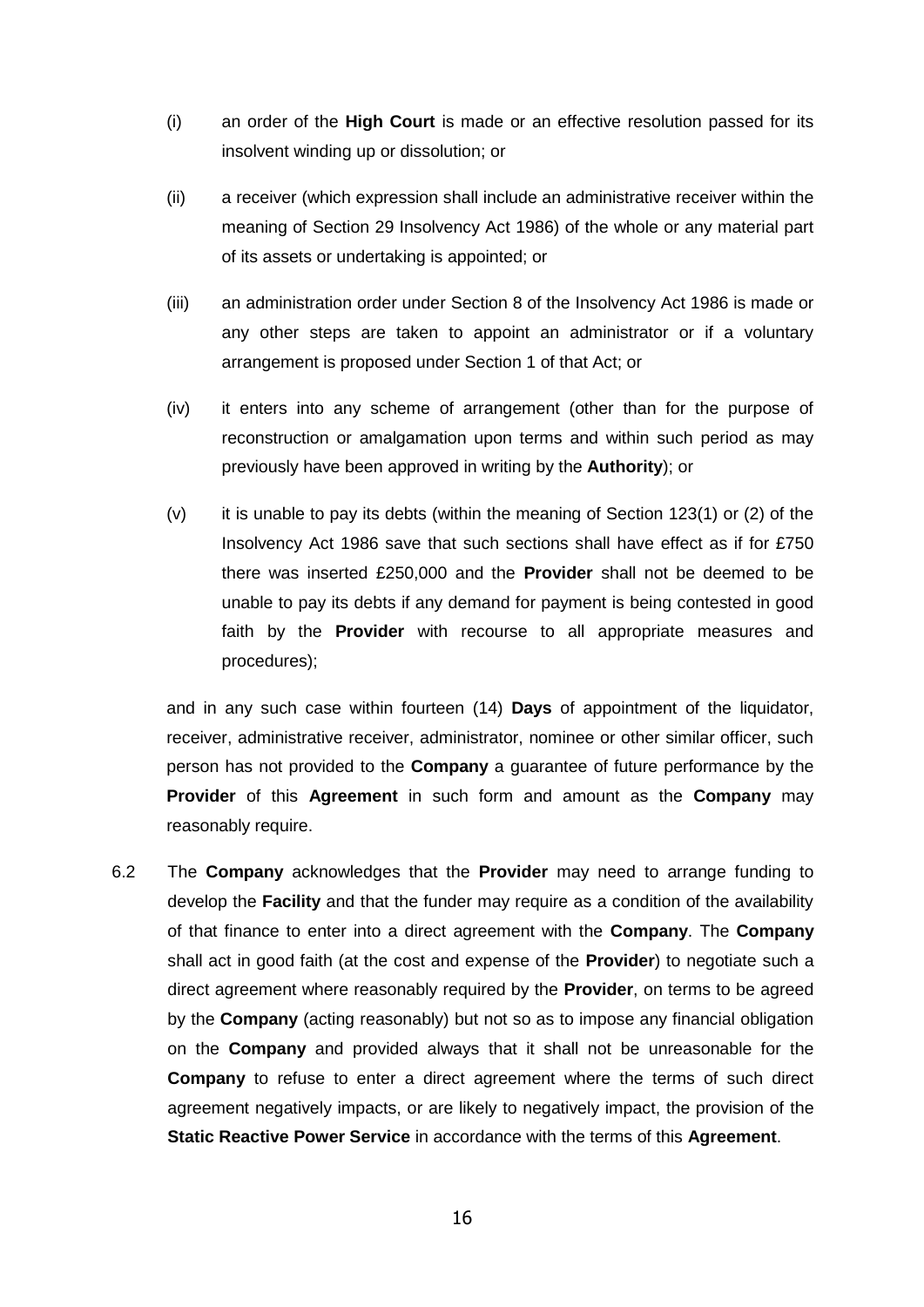(i) an order of the **High Court** is made or an effective resolution passed for its insolvent winding up or dissolution; or

(ii) a receiver (which expression shall include an administrative receiver within the meaning of Section 29 Insolvency Act 1986) of the whole or any material part of its assets or undertaking is appointed; or

(iii) an administration order under Section 8 of the Insolvency Act 1986 is made or any other steps are taken to appoint an administrator or if a voluntary arrangement is proposed under Section 1 of that Act; or

(iv) it enters into any scheme of arrangement (other than for the purpose of reconstruction or amalgamation upon terms and within such period as may previously have been approved in writing by the **Authority**); or

(v) it is unable to pay its debts (within the meaning of Section 123(1) or (2) of the Insolvency Act 1986 save that such sections shall have effect as if for £750 there was inserted £250,000 and the **Provider** shall not be deemed to be unable to pay its debts if any demand for payment is being contested in good faith by the **Provider** with recourse to all appropriate measures and procedures);

and in any such case within fourteen (14) **Days** of appointment of the liquidator, receiver, administrative receiver, administrator, nominee or other similar officer, such person has not provided to the **Company** a guarantee of future performance by the **Provider** of this **Agreement** in such form and amount as the **Company** may reasonably require.

6.2 The **Company** acknowledges that the **Provider** may need to arrange funding to develop the **Facility** and that the funder may require as a condition of the availability of that finance to enter into a direct agreement with the **Company**. The **Company** shall act in good faith (at the cost and expense of the **Provider**) to negotiate such a direct agreement where reasonably required by the **Provider**, on terms to be agreed by the **Company** (acting reasonably) but not so as to impose any financial obligation on the **Company** and provided always that it shall not be unreasonable for the **Company** to refuse to enter a direct agreement where the terms of such direct agreement negatively impacts, or are likely to negatively impact, the provision of the **Static Reactive Power Service** in accordance with the terms of this **Agreement**.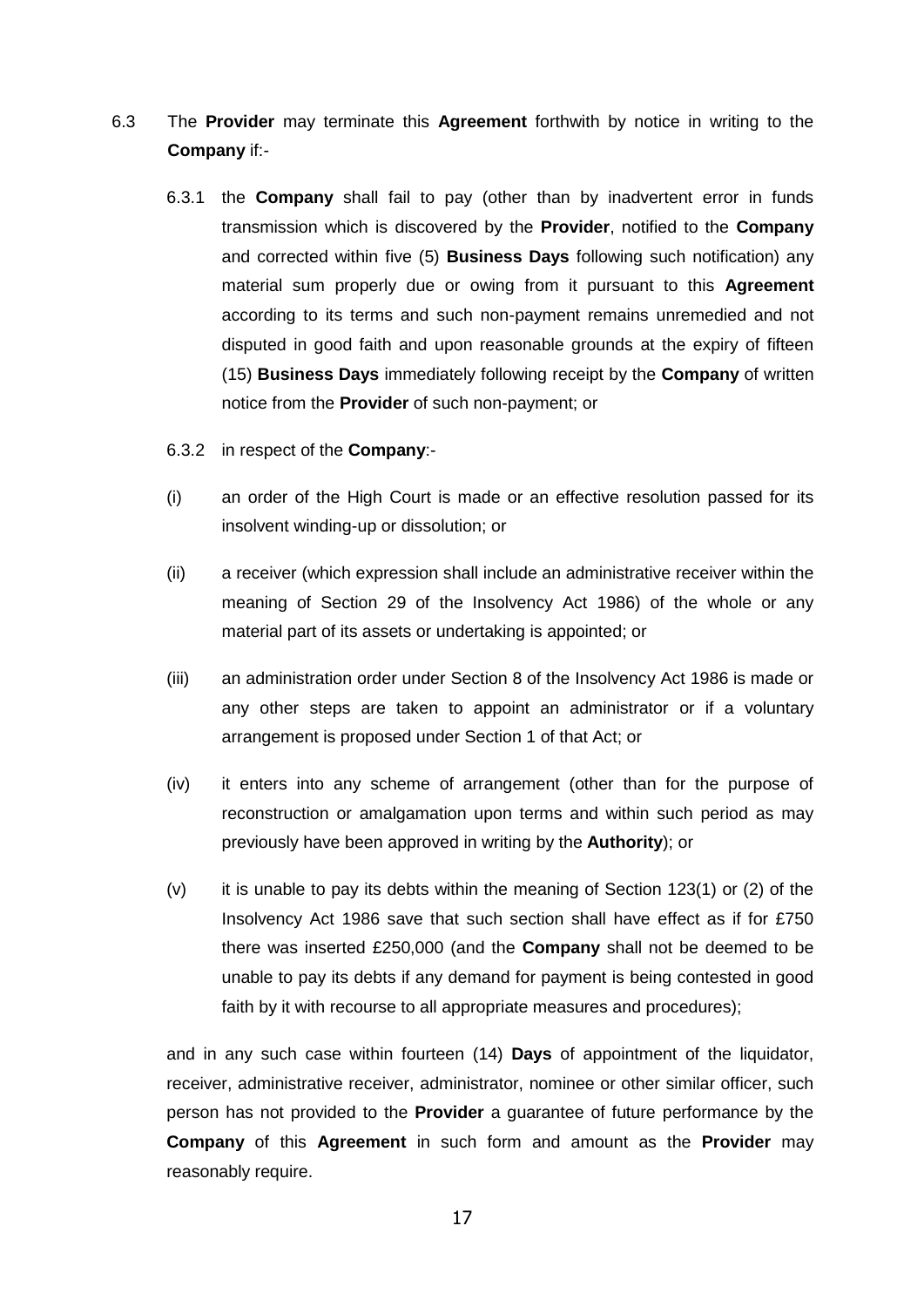6.3 The **Provider** may terminate this **Agreement** forthwith by notice in writing to the **Company** if:-

6.3.1 the **Company** shall fail to pay (other than by inadvertent error in funds transmission which is discovered by the **Provider**, notified to the **Company** and corrected within five (5) **Business Days** following such notification) any material sum properly due or owing from it pursuant to this **Agreement** according to its terms and such non-payment remains unremedied and not disputed in good faith and upon reasonable grounds at the expiry of fifteen (15) **Business Days** immediately following receipt by the **Company** of written notice from the **Provider** of such non-payment; or

6.3.2 in respect of the **Company**:-

(i) an order of the High Court is made or an effective resolution passed for its insolvent winding-up or dissolution; or

(ii) a receiver (which expression shall include an administrative receiver within the meaning of Section 29 of the Insolvency Act 1986) of the whole or any material part of its assets or undertaking is appointed; or

(iii) an administration order under Section 8 of the Insolvency Act 1986 is made or any other steps are taken to appoint an administrator or if a voluntary arrangement is proposed under Section 1 of that Act; or

(iv) it enters into any scheme of arrangement (other than for the purpose of reconstruction or amalgamation upon terms and within such period as may previously have been approved in writing by the **Authority**); or

(v) it is unable to pay its debts within the meaning of Section 123(1) or (2) of the Insolvency Act 1986 save that such section shall have effect as if for £750 there was inserted £250,000 (and the **Company** shall not be deemed to be unable to pay its debts if any demand for payment is being contested in good faith by it with recourse to all appropriate measures and procedures);

and in any such case within fourteen (14) **Days** of appointment of the liquidator, receiver, administrative receiver, administrator, nominee or other similar officer, such person has not provided to the **Provider** a guarantee of future performance by the **Company** of this **Agreement** in such form and amount as the **Provider** may reasonably require.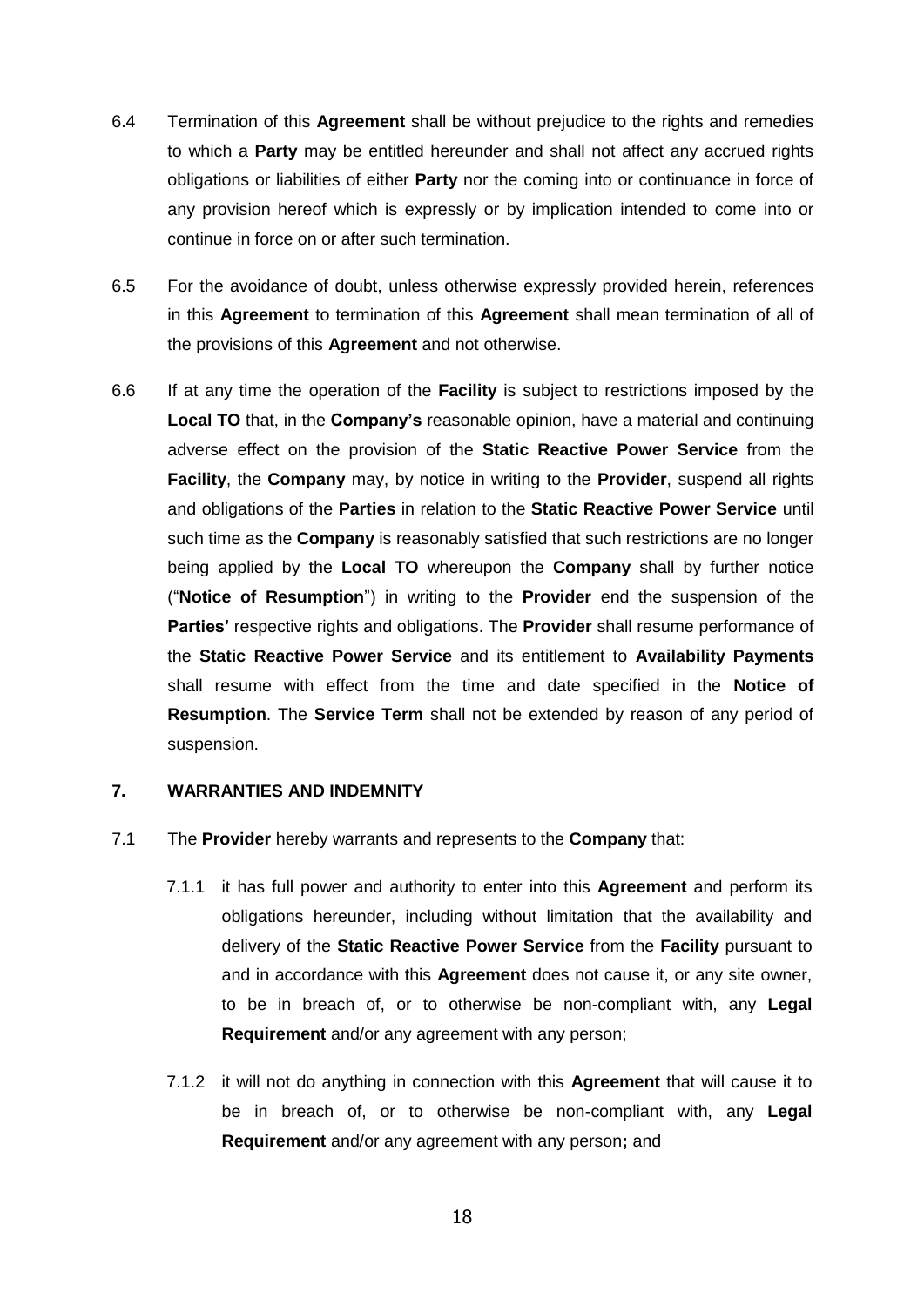6.4 Termination of this **Agreement** shall be without prejudice to the rights and remedies to which a **Party** may be entitled hereunder and shall not affect any accrued rights obligations or liabilities of either **Party** nor the coming into or continuance in force of any provision hereof which is expressly or by implication intended to come into or continue in force on or after such termination.

6.5 For the avoidance of doubt, unless otherwise expressly provided herein, references in this **Agreement** to termination of this **Agreement** shall mean termination of all of the provisions of this **Agreement** and not otherwise.

6.6 If at any time the operation of the **Facility** is subject to restrictions imposed by the **Local TO** that, in the **Company's** reasonable opinion, have a material and continuing adverse effect on the provision of the **Static Reactive Power Service** from the **Facility**, the **Company** may, by notice in writing to the **Provider**, suspend all rights and obligations of the **Parties** in relation to the **Static Reactive Power Service** until such time as the **Company** is reasonably satisfied that such restrictions are no longer being applied by the **Local TO** whereupon the **Company** shall by further notice ("**Notice of Resumption**") in writing to the **Provider** end the suspension of the **Parties'** respective rights and obligations. The **Provider** shall resume performance of the **Static Reactive Power Service** and its entitlement to **Availability Payments** shall resume with effect from the time and date specified in the **Notice of Resumption**. The **Service Term** shall not be extended by reason of any period of suspension.

## 7. WARRANTIES AND INDEMNITY

7.1 The **Provider** hereby warrants and represents to the **Company** that:

7.1.1 it has full power and authority to enter into this **Agreement** and perform its obligations hereunder, including without limitation that the availability and delivery of the **Static Reactive Power Service** from the **Facility** pursuant to and in accordance with this **Agreement** does not cause it, or any site owner, to be in breach of, or to otherwise be non-compliant with, any **Legal Requirement** and/or any agreement with any person;

7.1.2 it will not do anything in connection with this **Agreement** that will cause it to be in breach of, or to otherwise be non-compliant with, any **Legal Requirement** and/or any agreement with any person**;** and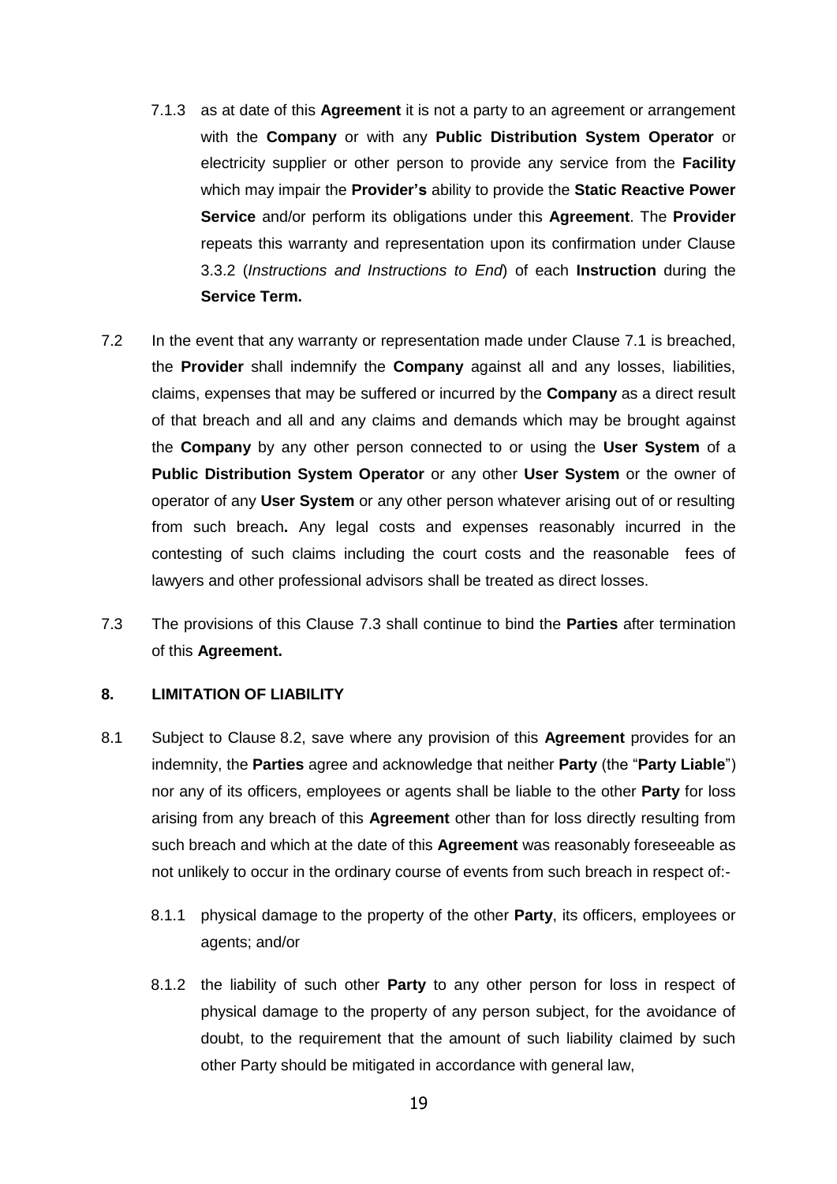7.1.3 as at date of this **Agreement** it is not a party to an agreement or arrangement with the **Company** or with any **Public Distribution System Operator** or electricity supplier or other person to provide any service from the **Facility** which may impair the **Provider's** ability to provide the **Static Reactive Power Service** and/or perform its obligations under this **Agreement**. The **Provider** repeats this warranty and representation upon its confirmation under Clause 3.3.2 (*Instructions and Instructions to End*) of each **Instruction** during the **Service Term.**

7.2 In the event that any warranty or representation made under Clause 7.1 is breached, the **Provider** shall indemnify the **Company** against all and any losses, liabilities, claims, expenses that may be suffered or incurred by the **Company** as a direct result of that breach and all and any claims and demands which may be brought against the **Company** by any other person connected to or using the **User System** of a **Public Distribution System Operator** or any other **User System** or the owner of operator of any **User System** or any other person whatever arising out of or resulting from such breach**.** Any legal costs and expenses reasonably incurred in the contesting of such claims including the court costs and the reasonable fees of lawyers and other professional advisors shall be treated as direct losses.

7.3 The provisions of this Clause 7.3 shall continue to bind the **Parties** after termination of this **Agreement.**

## 8. LIMITATION OF LIABILITY

8.1 Subject to Clause 8.2, save where any provision of this **Agreement** provides for an indemnity, the **Parties** agree and acknowledge that neither **Party** (the "**Party Liable**") nor any of its officers, employees or agents shall be liable to the other **Party** for loss arising from any breach of this **Agreement** other than for loss directly resulting from such breach and which at the date of this **Agreement** was reasonably foreseeable as not unlikely to occur in the ordinary course of events from such breach in respect of:-

8.1.1 physical damage to the property of the other **Party**, its officers, employees or agents; and/or

8.1.2 the liability of such other **Party** to any other person for loss in respect of physical damage to the property of any person subject, for the avoidance of doubt, to the requirement that the amount of such liability claimed by such other Party should be mitigated in accordance with general law,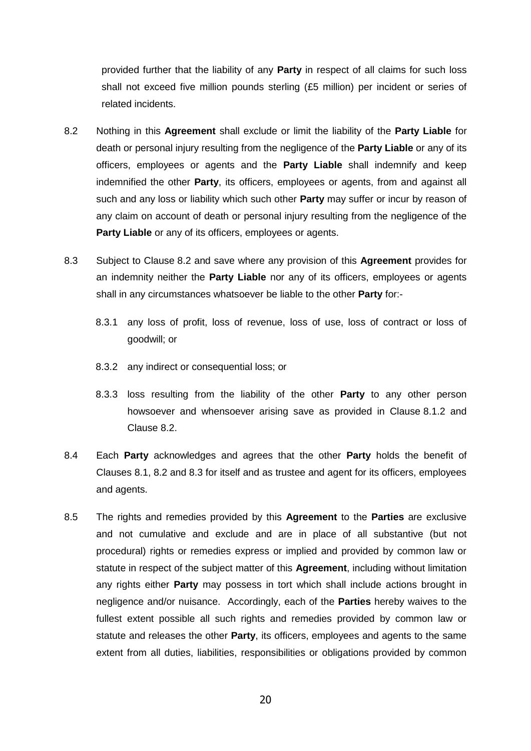provided further that the liability of any **Party** in respect of all claims for such loss shall not exceed five million pounds sterling (£5 million) per incident or series of related incidents.

8.2 Nothing in this **Agreement** shall exclude or limit the liability of the **Party Liable** for death or personal injury resulting from the negligence of the **Party Liable** or any of its officers, employees or agents and the **Party Liable** shall indemnify and keep indemnified the other **Party**, its officers, employees or agents, from and against all such and any loss or liability which such other **Party** may suffer or incur by reason of any claim on account of death or personal injury resulting from the negligence of the **Party Liable** or any of its officers, employees or agents.

8.3 Subject to Clause 8.2 and save where any provision of this **Agreement** provides for an indemnity neither the **Party Liable** nor any of its officers, employees or agents shall in any circumstances whatsoever be liable to the other **Party** for:-

8.3.1 any loss of profit, loss of revenue, loss of use, loss of contract or loss of goodwill; or

8.3.2 any indirect or consequential loss; or

8.3.3 loss resulting from the liability of the other **Party** to any other person howsoever and whensoever arising save as provided in Clause 8.1.2 and Clause 8.2.

8.4 Each **Party** acknowledges and agrees that the other **Party** holds the benefit of Clauses 8.1, 8.2 and 8.3 for itself and as trustee and agent for its officers, employees and agents.

8.5 The rights and remedies provided by this **Agreement** to the **Parties** are exclusive and not cumulative and exclude and are in place of all substantive (but not procedural) rights or remedies express or implied and provided by common law or statute in respect of the subject matter of this **Agreement**, including without limitation any rights either **Party** may possess in tort which shall include actions brought in negligence and/or nuisance. Accordingly, each of the **Parties** hereby waives to the fullest extent possible all such rights and remedies provided by common law or statute and releases the other **Party**, its officers, employees and agents to the same extent from all duties, liabilities, responsibilities or obligations provided by common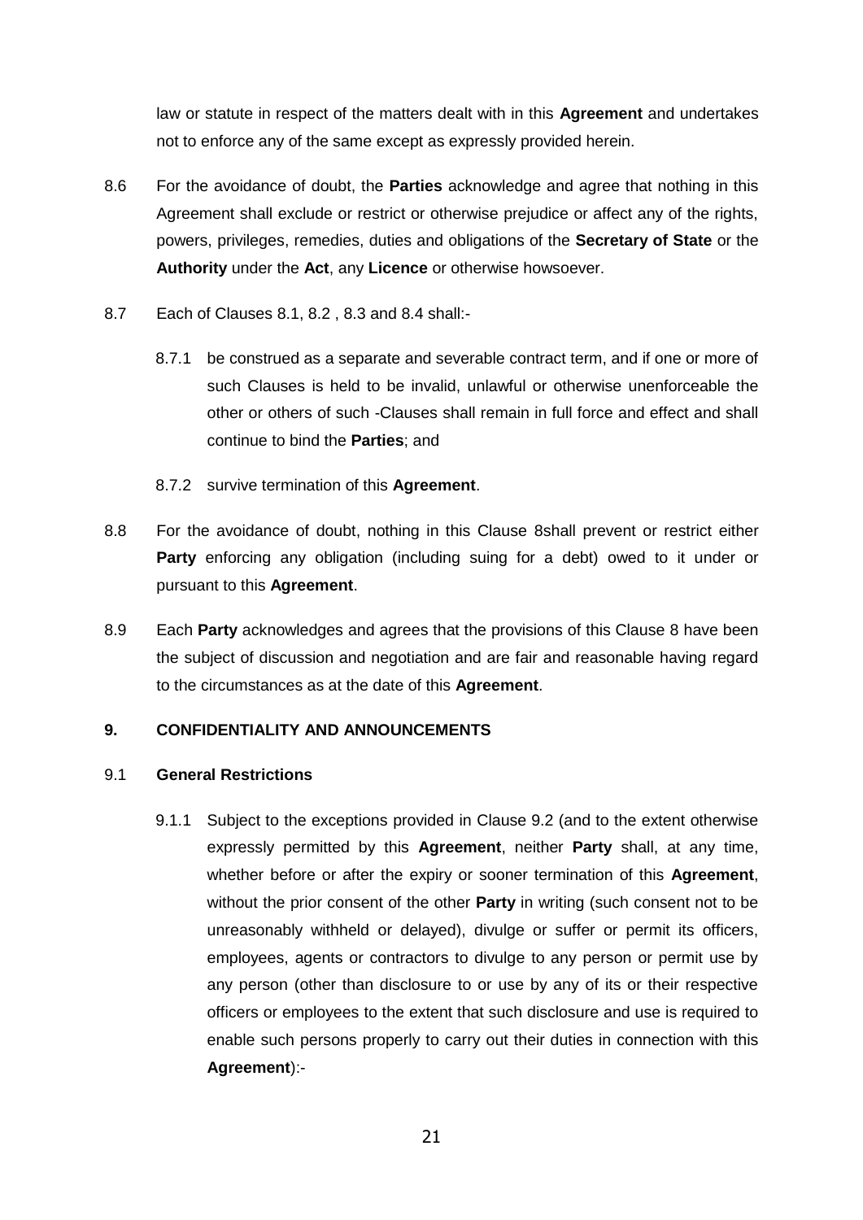law or statute in respect of the matters dealt with in this **Agreement** and undertakes not to enforce any of the same except as expressly provided herein.

8.6 For the avoidance of doubt, the **Parties** acknowledge and agree that nothing in this Agreement shall exclude or restrict or otherwise prejudice or affect any of the rights, powers, privileges, remedies, duties and obligations of the **Secretary of State** or the **Authority** under the **Act**, any **Licence** or otherwise howsoever.

8.7 Each of Clauses 8.1, 8.2 , 8.3 and 8.4 shall:-

8.7.1 be construed as a separate and severable contract term, and if one or more of such Clauses is held to be invalid, unlawful or otherwise unenforceable the other or others of such -Clauses shall remain in full force and effect and shall continue to bind the **Parties**; and

8.7.2 survive termination of this **Agreement**.

8.8 For the avoidance of doubt, nothing in this Clause 8shall prevent or restrict either **Party** enforcing any obligation (including suing for a debt) owed to it under or pursuant to this **Agreement**.

8.9 Each **Party** acknowledges and agrees that the provisions of this Clause 8 have been the subject of discussion and negotiation and are fair and reasonable having regard to the circumstances as at the date of this **Agreement**.

## 9. CONFIDENTIALITY AND ANNOUNCEMENTS

### 9.1 General Restrictions

9.1.1 Subject to the exceptions provided in Clause 9.2 (and to the extent otherwise expressly permitted by this **Agreement**, neither **Party** shall, at any time, whether before or after the expiry or sooner termination of this **Agreement**, without the prior consent of the other **Party** in writing (such consent not to be unreasonably withheld or delayed), divulge or suffer or permit its officers, employees, agents or contractors to divulge to any person or permit use by any person (other than disclosure to or use by any of its or their respective officers or employees to the extent that such disclosure and use is required to enable such persons properly to carry out their duties in connection with this **Agreement**):-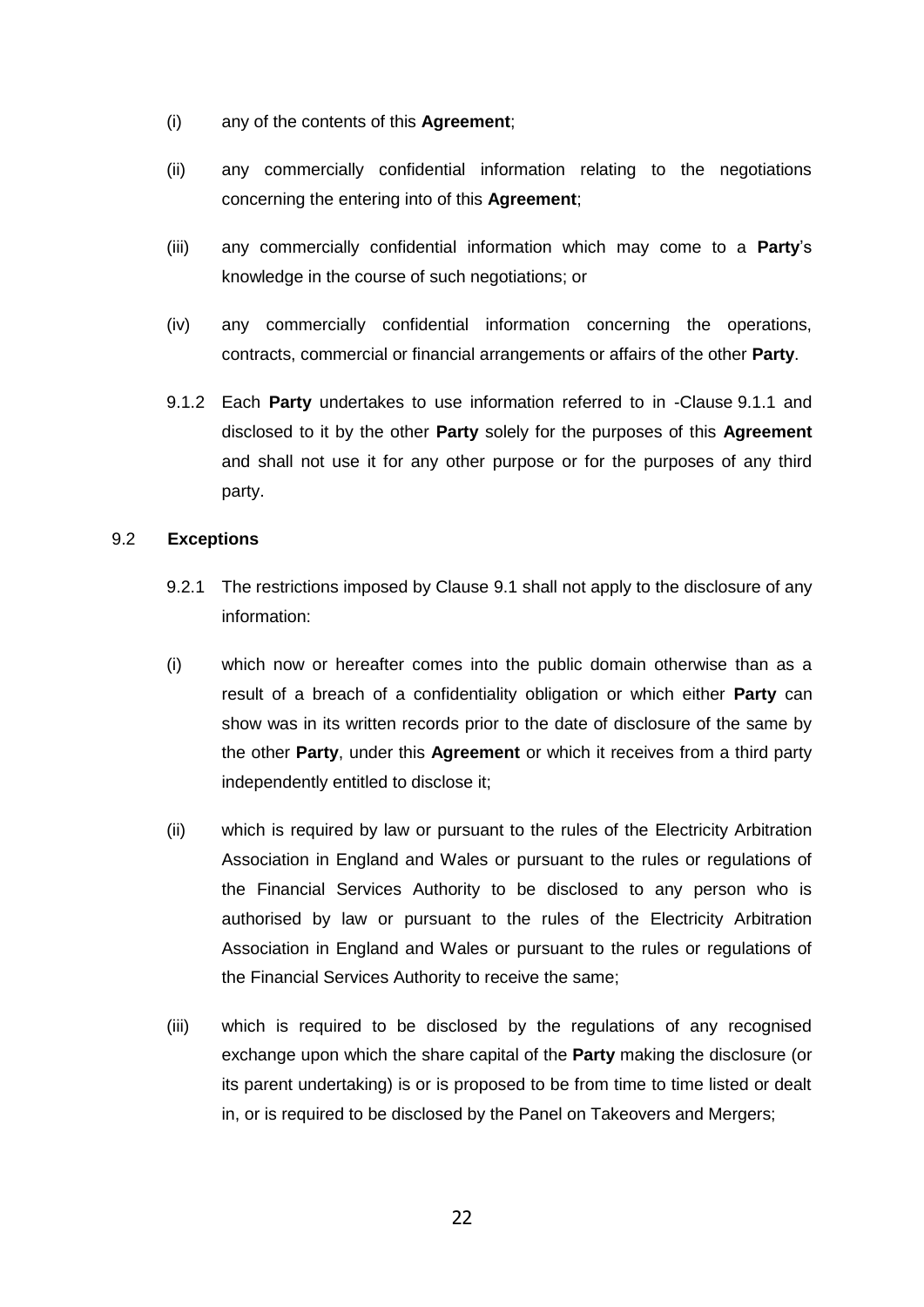(i) any of the contents of this **Agreement**;

(ii) any commercially confidential information relating to the negotiations concerning the entering into of this **Agreement**;

(iii) any commercially confidential information which may come to a **Party**'s knowledge in the course of such negotiations; or

(iv) any commercially confidential information concerning the operations, contracts, commercial or financial arrangements or affairs of the other **Party**.

9.1.2 Each **Party** undertakes to use information referred to in -Clause 9.1.1 and disclosed to it by the other **Party** solely for the purposes of this **Agreement** and shall not use it for any other purpose or for the purposes of any third party.

### 9.2 Exceptions

9.2.1 The restrictions imposed by Clause 9.1 shall not apply to the disclosure of any information:

(i) which now or hereafter comes into the public domain otherwise than as a result of a breach of a confidentiality obligation or which either **Party** can show was in its written records prior to the date of disclosure of the same by the other **Party**, under this **Agreement** or which it receives from a third party independently entitled to disclose it;

(ii) which is required by law or pursuant to the rules of the Electricity Arbitration Association in England and Wales or pursuant to the rules or regulations of the Financial Services Authority to be disclosed to any person who is authorised by law or pursuant to the rules of the Electricity Arbitration Association in England and Wales or pursuant to the rules or regulations of the Financial Services Authority to receive the same;

(iii) which is required to be disclosed by the regulations of any recognised exchange upon which the share capital of the **Party** making the disclosure (or its parent undertaking) is or is proposed to be from time to time listed or dealt in, or is required to be disclosed by the Panel on Takeovers and Mergers;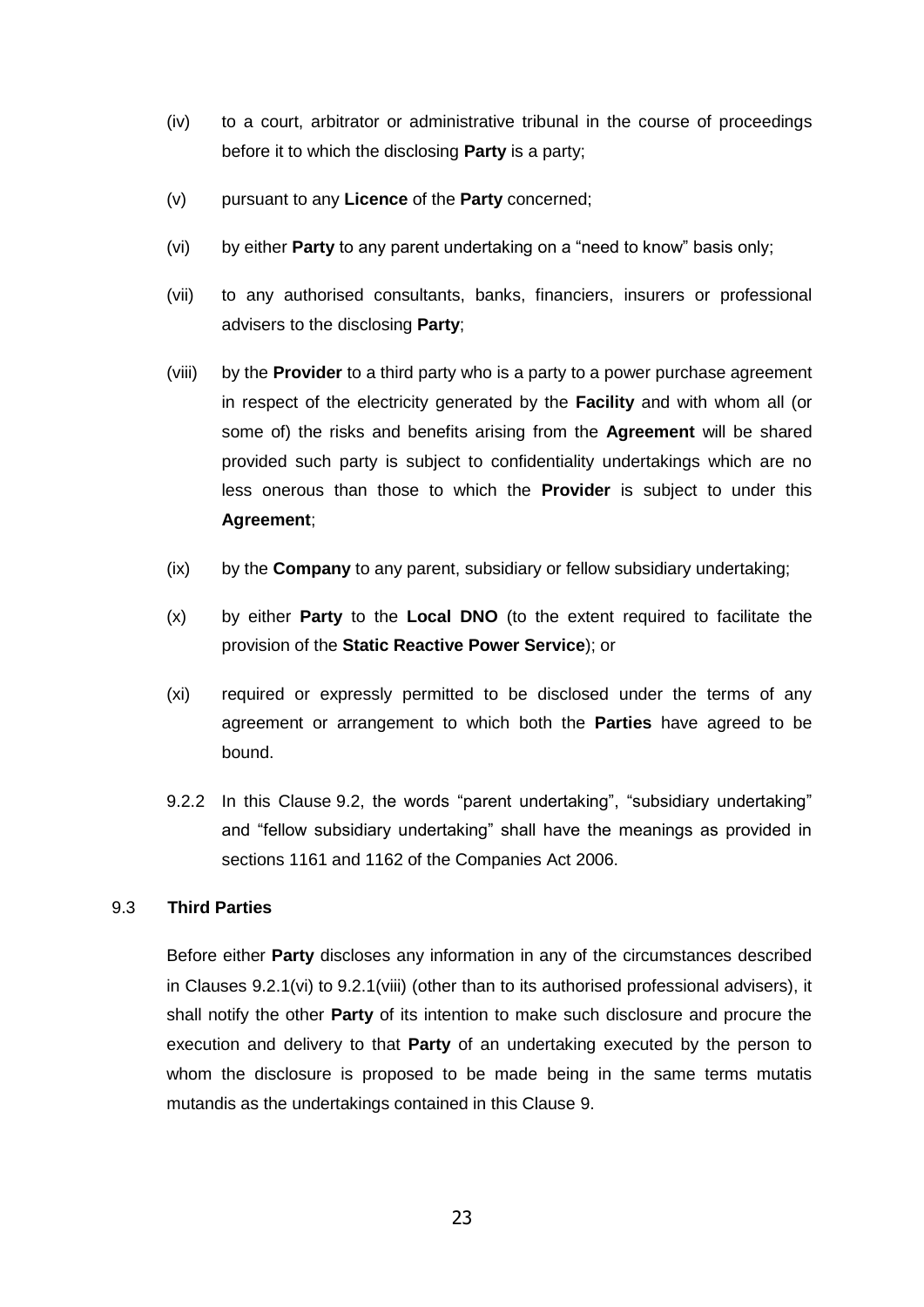(iv) to a court, arbitrator or administrative tribunal in the course of proceedings before it to which the disclosing **Party** is a party;

(v) pursuant to any **Licence** of the **Party** concerned;

(vi) by either **Party** to any parent undertaking on a "need to know" basis only;

(vii) to any authorised consultants, banks, financiers, insurers or professional advisers to the disclosing **Party**;

(viii) by the **Provider** to a third party who is a party to a power purchase agreement in respect of the electricity generated by the **Facility** and with whom all (or some of) the risks and benefits arising from the **Agreement** will be shared provided such party is subject to confidentiality undertakings which are no less onerous than those to which the **Provider** is subject to under this **Agreement**;

(ix) by the **Company** to any parent, subsidiary or fellow subsidiary undertaking;

(x) by either **Party** to the **Local DNO** (to the extent required to facilitate the provision of the **Static Reactive Power Service**); or

(xi) required or expressly permitted to be disclosed under the terms of any agreement or arrangement to which both the **Parties** have agreed to be bound.

9.2.2 In this Clause 9.2, the words "parent undertaking", "subsidiary undertaking" and "fellow subsidiary undertaking" shall have the meanings as provided in sections 1161 and 1162 of the Companies Act 2006.

9.3 **Third Parties**

Before either **Party** discloses any information in any of the circumstances described in Clauses 9.2.1(vi) to 9.2.1(viii) (other than to its authorised professional advisers), it shall notify the other **Party** of its intention to make such disclosure and procure the execution and delivery to that **Party** of an undertaking executed by the person to whom the disclosure is proposed to be made being in the same terms mutatis mutandis as the undertakings contained in this Clause 9.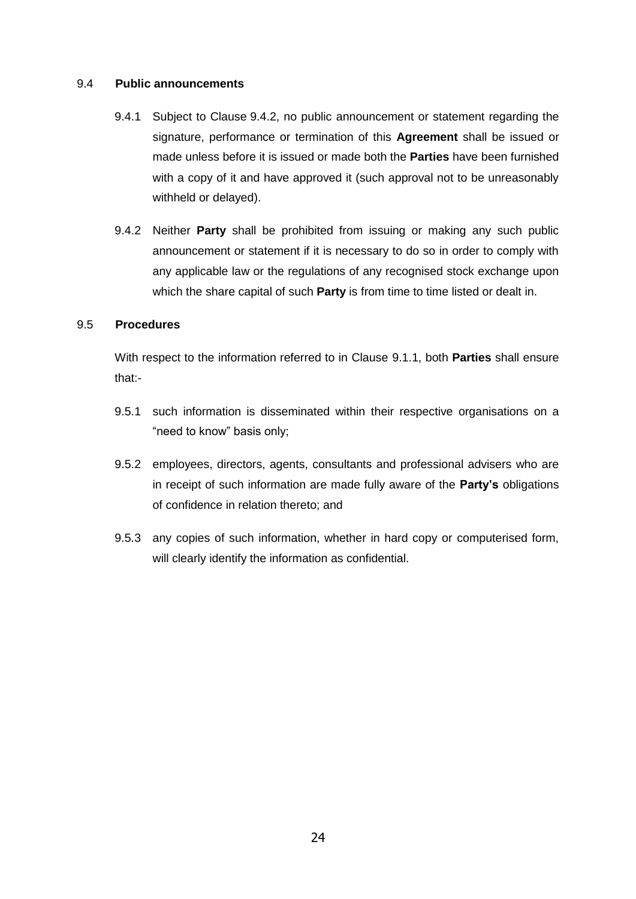### 9.4 **Public announcements**

9.4.1 Subject to Clause 9.4.2, no public announcement or statement regarding the signature, performance or termination of this **Agreement** shall be issued or made unless before it is issued or made both the **Parties** have been furnished with a copy of it and have approved it (such approval not to be unreasonably withheld or delayed).

9.4.2 Neither **Party** shall be prohibited from issuing or making any such public announcement or statement if it is necessary to do so in order to comply with any applicable law or the regulations of any recognised stock exchange upon which the share capital of such **Party** is from time to time listed or dealt in.

### 9.5 **Procedures**

With respect to the information referred to in Clause 9.1.1, both **Parties** shall ensure that:-

9.5.1 such information is disseminated within their respective organisations on a "need to know" basis only;

9.5.2 employees, directors, agents, consultants and professional advisers who are in receipt of such information are made fully aware of the **Party's** obligations of confidence in relation thereto; and

9.5.3 any copies of such information, whether in hard copy or computerised form, will clearly identify the information as confidential.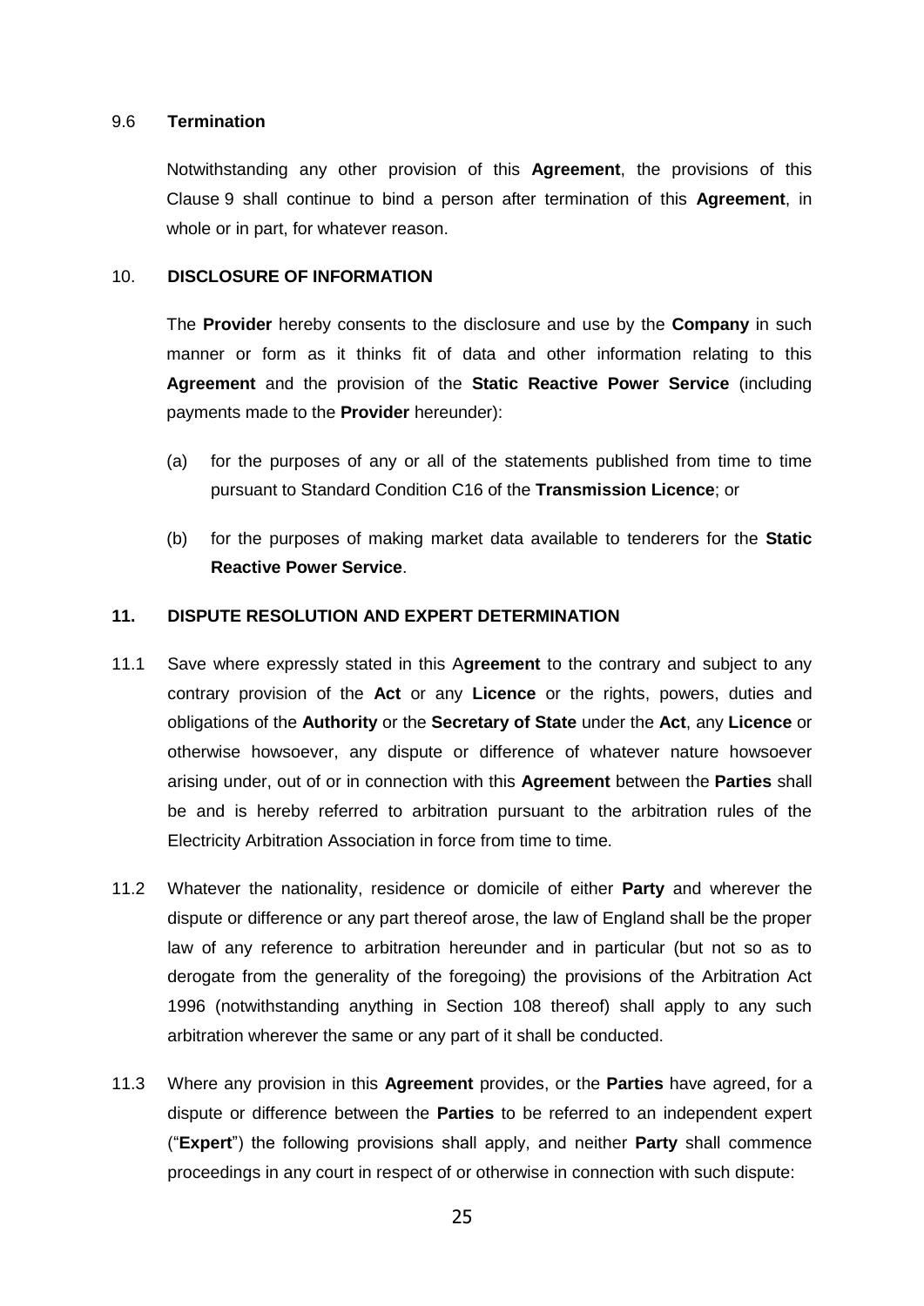9.6 **Termination**

Notwithstanding any other provision of this **Agreement**, the provisions of this Clause 9 shall continue to bind a person after termination of this **Agreement**, in whole or in part, for whatever reason.

10. **DISCLOSURE OF INFORMATION**

The **Provider** hereby consents to the disclosure and use by the **Company** in such manner or form as it thinks fit of data and other information relating to this **Agreement** and the provision of the **Static Reactive Power Service** (including payments made to the **Provider** hereunder):

(a) for the purposes of any or all of the statements published from time to time pursuant to Standard Condition C16 of the **Transmission Licence**; or

(b) for the purposes of making market data available to tenderers for the **Static Reactive Power Service**.

**11. DISPUTE RESOLUTION AND EXPERT DETERMINATION**

11.1 Save where expressly stated in this A**greement** to the contrary and subject to any contrary provision of the **Act** or any **Licence** or the rights, powers, duties and obligations of the **Authority** or the **Secretary of State** under the **Act**, any **Licence** or otherwise howsoever, any dispute or difference of whatever nature howsoever arising under, out of or in connection with this **Agreement** between the **Parties** shall be and is hereby referred to arbitration pursuant to the arbitration rules of the Electricity Arbitration Association in force from time to time.

11.2 Whatever the nationality, residence or domicile of either **Party** and wherever the dispute or difference or any part thereof arose, the law of England shall be the proper law of any reference to arbitration hereunder and in particular (but not so as to derogate from the generality of the foregoing) the provisions of the Arbitration Act 1996 (notwithstanding anything in Section 108 thereof) shall apply to any such arbitration wherever the same or any part of it shall be conducted.

11.3 Where any provision in this **Agreement** provides, or the **Parties** have agreed, for a dispute or difference between the **Parties** to be referred to an independent expert ("**Expert**") the following provisions shall apply, and neither **Party** shall commence proceedings in any court in respect of or otherwise in connection with such dispute: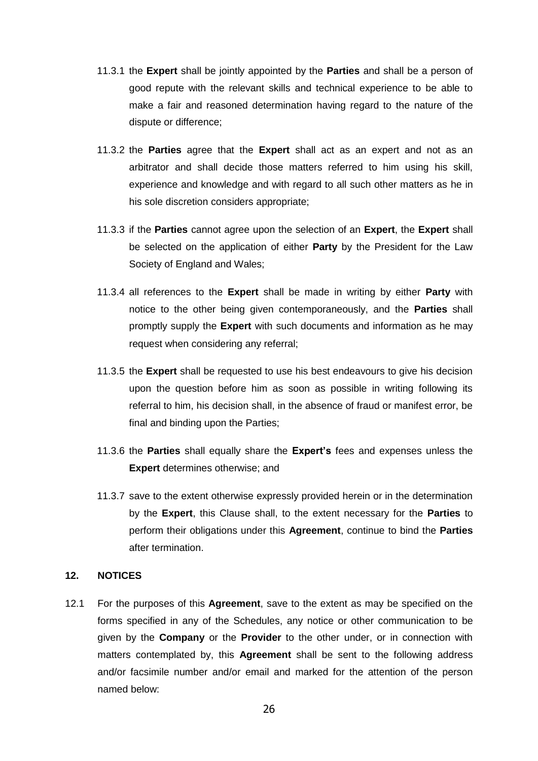11.3.1 the **Expert** shall be jointly appointed by the **Parties** and shall be a person of good repute with the relevant skills and technical experience to be able to make a fair and reasoned determination having regard to the nature of the dispute or difference;

11.3.2 the **Parties** agree that the **Expert** shall act as an expert and not as an arbitrator and shall decide those matters referred to him using his skill, experience and knowledge and with regard to all such other matters as he in his sole discretion considers appropriate;

11.3.3 if the **Parties** cannot agree upon the selection of an **Expert**, the **Expert** shall be selected on the application of either **Party** by the President for the Law Society of England and Wales;

11.3.4 all references to the **Expert** shall be made in writing by either **Party** with notice to the other being given contemporaneously, and the **Parties** shall promptly supply the **Expert** with such documents and information as he may request when considering any referral;

11.3.5 the **Expert** shall be requested to use his best endeavours to give his decision upon the question before him as soon as possible in writing following its referral to him, his decision shall, in the absence of fraud or manifest error, be final and binding upon the Parties;

11.3.6 the **Parties** shall equally share the **Expert's** fees and expenses unless the **Expert** determines otherwise; and

11.3.7 save to the extent otherwise expressly provided herein or in the determination by the **Expert**, this Clause shall, to the extent necessary for the **Parties** to perform their obligations under this **Agreement**, continue to bind the **Parties** after termination.

## 12. NOTICES

12.1 For the purposes of this **Agreement**, save to the extent as may be specified on the forms specified in any of the Schedules, any notice or other communication to be given by the **Company** or the **Provider** to the other under, or in connection with matters contemplated by, this **Agreement** shall be sent to the following address and/or facsimile number and/or email and marked for the attention of the person named below: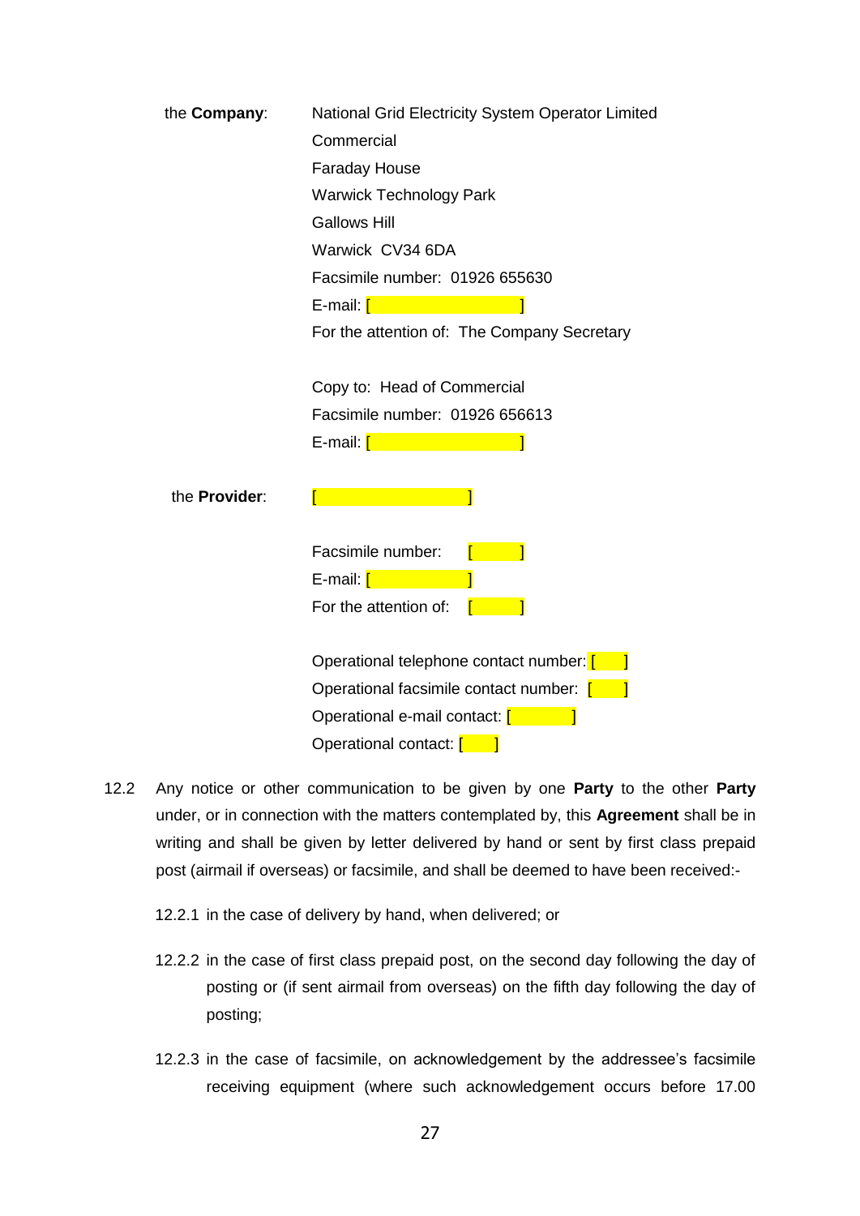the **Company**: National Grid Electricity System Operator Limited
Commercial
Faraday House
Warwick Technology Park
Gallows Hill
Warwick CV34 6DA
Facsimile number: 01926 655630
E-mail: [ ]
For the attention of: The Company Secretary

Copy to: Head of Commercial
Facsimile number: 01926 656613
E-mail: [ ]

the **Provider**: [ ]

Facsimile number: [ ]
E-mail: [ ]
For the attention of: [ ]

Operational telephone contact number: [ ]
Operational facsimile contact number: [ ]
Operational e-mail contact: [ ]
Operational contact: [ ]

12.2 Any notice or other communication to be given by one **Party** to the other **Party** under, or in connection with the matters contemplated by, this **Agreement** shall be in writing and shall be given by letter delivered by hand or sent by first class prepaid post (airmail if overseas) or facsimile, and shall be deemed to have been received:-

12.2.1 in the case of delivery by hand, when delivered; or

12.2.2 in the case of first class prepaid post, on the second day following the day of posting or (if sent airmail from overseas) on the fifth day following the day of posting;

12.2.3 in the case of facsimile, on acknowledgement by the addressee's facsimile receiving equipment (where such acknowledgement occurs before 17.00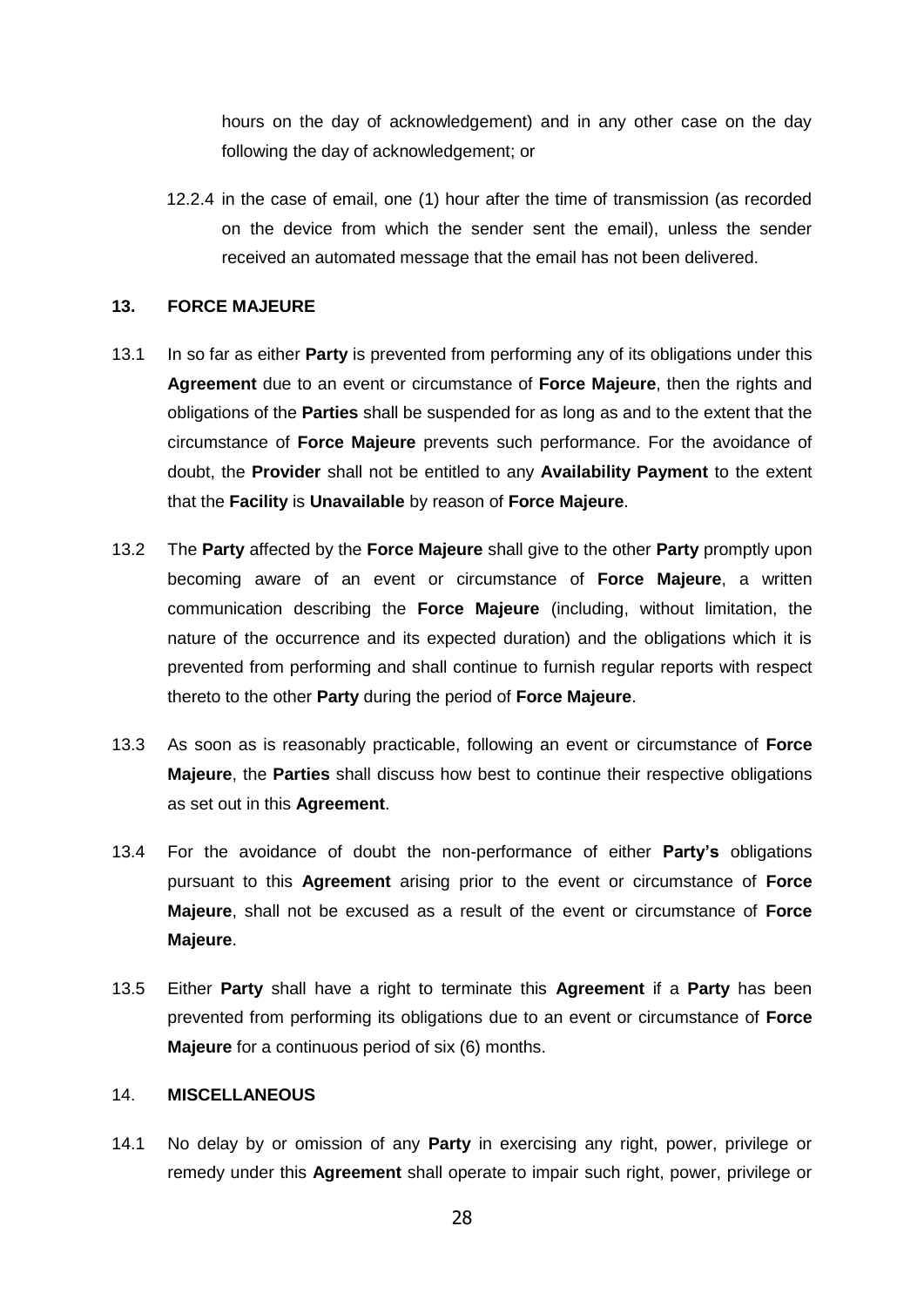hours on the day of acknowledgement) and in any other case on the day following the day of acknowledgement; or

12.2.4 in the case of email, one (1) hour after the time of transmission (as recorded on the device from which the sender sent the email), unless the sender received an automated message that the email has not been delivered.

## 13. FORCE MAJEURE

13.1 In so far as either **Party** is prevented from performing any of its obligations under this **Agreement** due to an event or circumstance of **Force Majeure**, then the rights and obligations of the **Parties** shall be suspended for as long as and to the extent that the circumstance of **Force Majeure** prevents such performance. For the avoidance of doubt, the **Provider** shall not be entitled to any **Availability Payment** to the extent that the **Facility** is **Unavailable** by reason of **Force Majeure**.

13.2 The **Party** affected by the **Force Majeure** shall give to the other **Party** promptly upon becoming aware of an event or circumstance of **Force Majeure**, a written communication describing the **Force Majeure** (including, without limitation, the nature of the occurrence and its expected duration) and the obligations which it is prevented from performing and shall continue to furnish regular reports with respect thereto to the other **Party** during the period of **Force Majeure**.

13.3 As soon as is reasonably practicable, following an event or circumstance of **Force Majeure**, the **Parties** shall discuss how best to continue their respective obligations as set out in this **Agreement**.

13.4 For the avoidance of doubt the non-performance of either **Party's** obligations pursuant to this **Agreement** arising prior to the event or circumstance of **Force Majeure**, shall not be excused as a result of the event or circumstance of **Force Majeure**.

13.5 Either **Party** shall have a right to terminate this **Agreement** if a **Party** has been prevented from performing its obligations due to an event or circumstance of **Force Majeure** for a continuous period of six (6) months.

## 14. MISCELLANEOUS

14.1 No delay by or omission of any **Party** in exercising any right, power, privilege or remedy under this **Agreement** shall operate to impair such right, power, privilege or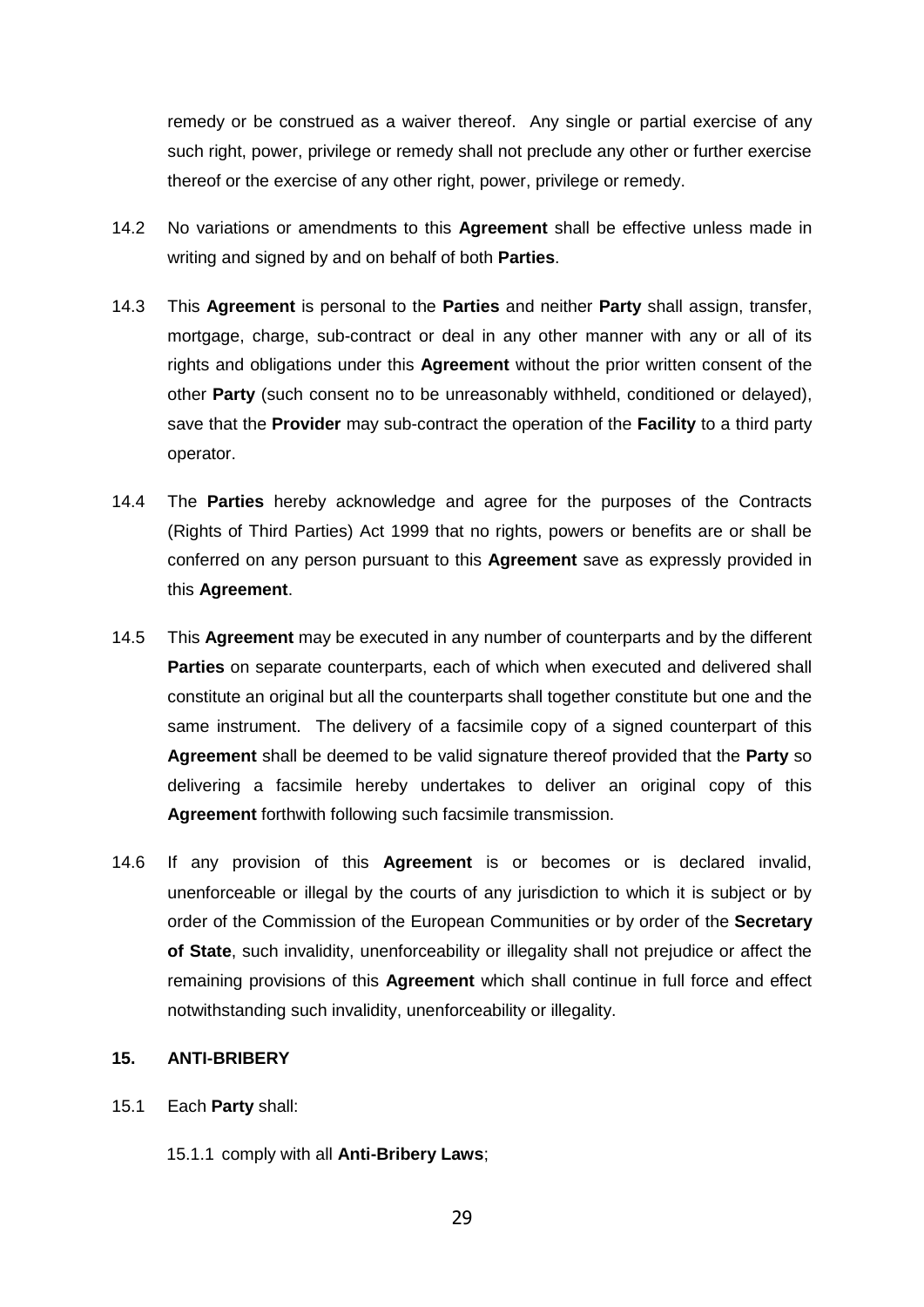remedy or be construed as a waiver thereof. Any single or partial exercise of any such right, power, privilege or remedy shall not preclude any other or further exercise thereof or the exercise of any other right, power, privilege or remedy.

14.2 No variations or amendments to this **Agreement** shall be effective unless made in writing and signed by and on behalf of both **Parties**.

14.3 This **Agreement** is personal to the **Parties** and neither **Party** shall assign, transfer, mortgage, charge, sub-contract or deal in any other manner with any or all of its rights and obligations under this **Agreement** without the prior written consent of the other **Party** (such consent no to be unreasonably withheld, conditioned or delayed), save that the **Provider** may sub-contract the operation of the **Facility** to a third party operator.

14.4 The **Parties** hereby acknowledge and agree for the purposes of the Contracts (Rights of Third Parties) Act 1999 that no rights, powers or benefits are or shall be conferred on any person pursuant to this **Agreement** save as expressly provided in this **Agreement**.

14.5 This **Agreement** may be executed in any number of counterparts and by the different **Parties** on separate counterparts, each of which when executed and delivered shall constitute an original but all the counterparts shall together constitute but one and the same instrument. The delivery of a facsimile copy of a signed counterpart of this **Agreement** shall be deemed to be valid signature thereof provided that the **Party** so delivering a facsimile hereby undertakes to deliver an original copy of this **Agreement** forthwith following such facsimile transmission.

14.6 If any provision of this **Agreement** is or becomes or is declared invalid, unenforceable or illegal by the courts of any jurisdiction to which it is subject or by order of the Commission of the European Communities or by order of the **Secretary of State**, such invalidity, unenforceability or illegality shall not prejudice or affect the remaining provisions of this **Agreement** which shall continue in full force and effect notwithstanding such invalidity, unenforceability or illegality.

## 15. ANTI-BRIBERY

15.1 Each **Party** shall:

15.1.1 comply with all **Anti-Bribery Laws**;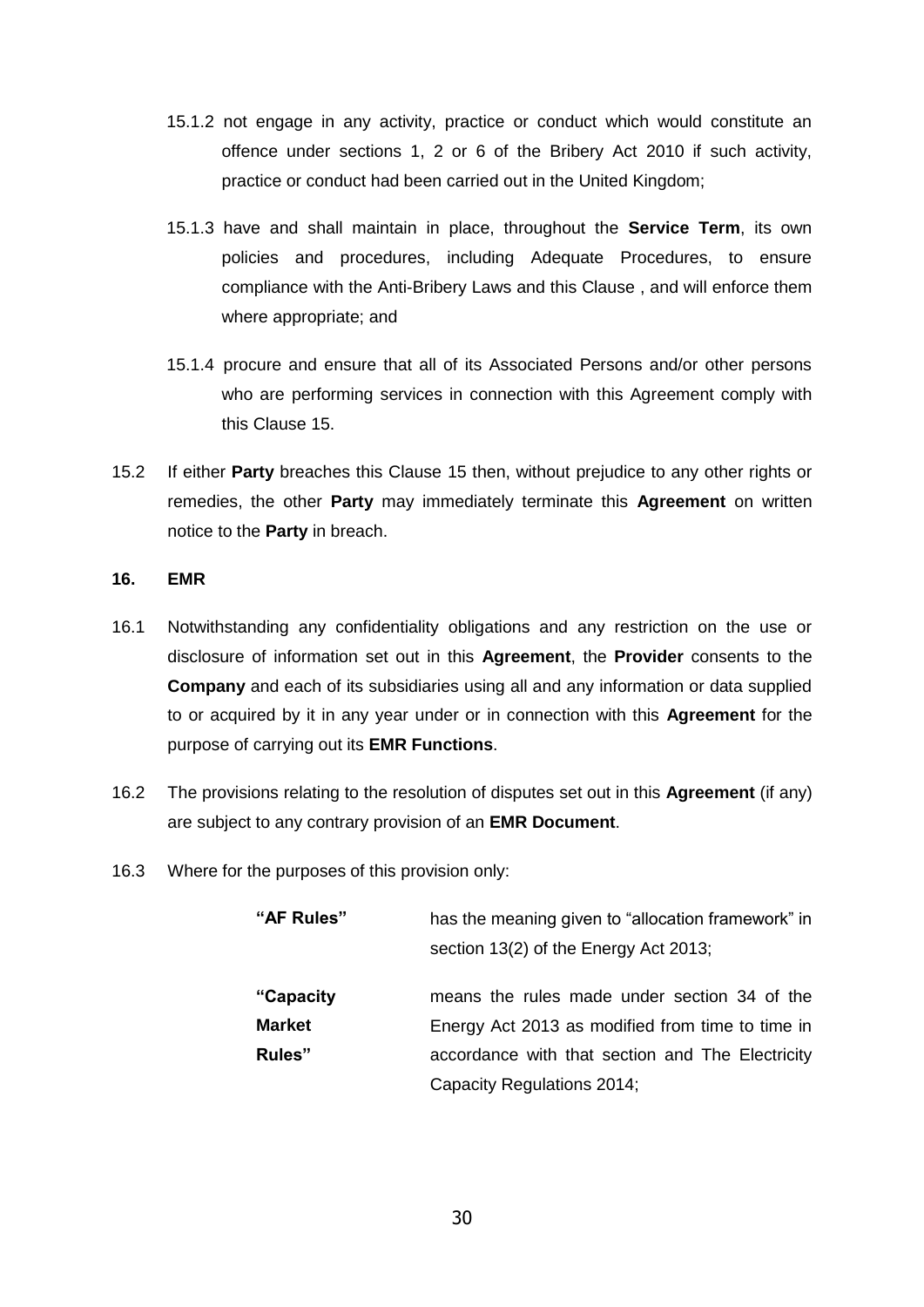15.1.2 not engage in any activity, practice or conduct which would constitute an offence under sections 1, 2 or 6 of the Bribery Act 2010 if such activity, practice or conduct had been carried out in the United Kingdom;

15.1.3 have and shall maintain in place, throughout the **Service Term**, its own policies and procedures, including Adequate Procedures, to ensure compliance with the Anti-Bribery Laws and this Clause , and will enforce them where appropriate; and

15.1.4 procure and ensure that all of its Associated Persons and/or other persons who are performing services in connection with this Agreement comply with this Clause 15.

15.2 If either **Party** breaches this Clause 15 then, without prejudice to any other rights or remedies, the other **Party** may immediately terminate this **Agreement** on written notice to the **Party** in breach.

**16. EMR**

16.1 Notwithstanding any confidentiality obligations and any restriction on the use or disclosure of information set out in this **Agreement**, the **Provider** consents to the **Company** and each of its subsidiaries using all and any information or data supplied to or acquired by it in any year under or in connection with this **Agreement** for the purpose of carrying out its **EMR Functions**.

16.2 The provisions relating to the resolution of disputes set out in this **Agreement** (if any) are subject to any contrary provision of an **EMR Document**.

16.3 Where for the purposes of this provision only:

| | |
|---|---|
| **"AF Rules"** | has the meaning given to "allocation framework" in section 13(2) of the Energy Act 2013; |
| **"Capacity Market Rules"** | means the rules made under section 34 of the Energy Act 2013 as modified from time to time in accordance with that section and The Electricity Capacity Regulations 2014; |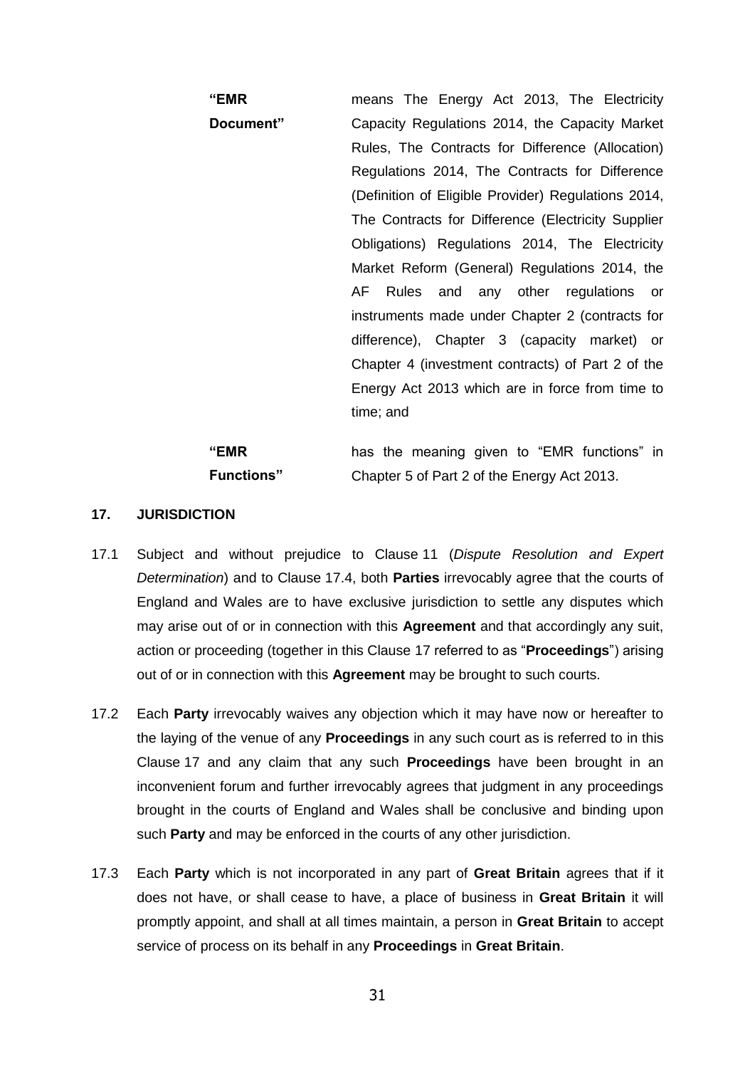**"EMR Document"** means The Energy Act 2013, The Electricity Capacity Regulations 2014, the Capacity Market Rules, The Contracts for Difference (Allocation) Regulations 2014, The Contracts for Difference (Definition of Eligible Provider) Regulations 2014, The Contracts for Difference (Electricity Supplier Obligations) Regulations 2014, The Electricity Market Reform (General) Regulations 2014, the AF Rules and any other regulations or instruments made under Chapter 2 (contracts for difference), Chapter 3 (capacity market) or Chapter 4 (investment contracts) of Part 2 of the Energy Act 2013 which are in force from time to time; and

**"EMR Functions"** has the meaning given to "EMR functions" in Chapter 5 of Part 2 of the Energy Act 2013.

## 17. JURISDICTION

17.1 Subject and without prejudice to Clause 11 (*Dispute Resolution and Expert Determination*) and to Clause 17.4, both **Parties** irrevocably agree that the courts of England and Wales are to have exclusive jurisdiction to settle any disputes which may arise out of or in connection with this **Agreement** and that accordingly any suit, action or proceeding (together in this Clause 17 referred to as "**Proceedings**") arising out of or in connection with this **Agreement** may be brought to such courts.

17.2 Each **Party** irrevocably waives any objection which it may have now or hereafter to the laying of the venue of any **Proceedings** in any such court as is referred to in this Clause 17 and any claim that any such **Proceedings** have been brought in an inconvenient forum and further irrevocably agrees that judgment in any proceedings brought in the courts of England and Wales shall be conclusive and binding upon such **Party** and may be enforced in the courts of any other jurisdiction.

17.3 Each **Party** which is not incorporated in any part of **Great Britain** agrees that if it does not have, or shall cease to have, a place of business in **Great Britain** it will promptly appoint, and shall at all times maintain, a person in **Great Britain** to accept service of process on its behalf in any **Proceedings** in **Great Britain**.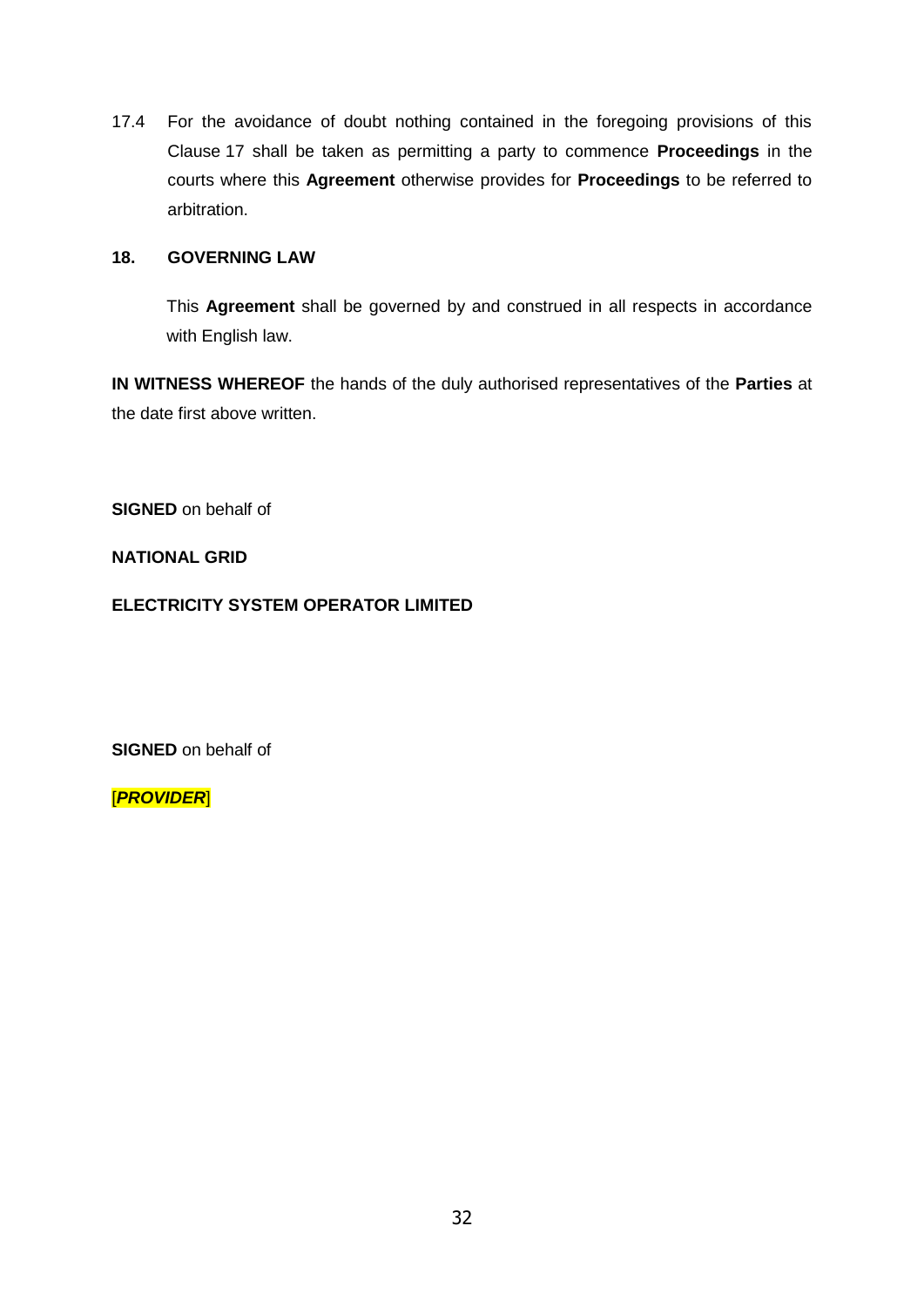17.4 For the avoidance of doubt nothing contained in the foregoing provisions of this Clause 17 shall be taken as permitting a party to commence **Proceedings** in the courts where this **Agreement** otherwise provides for **Proceedings** to be referred to arbitration.

## 18. GOVERNING LAW

This **Agreement** shall be governed by and construed in all respects in accordance with English law.

**IN WITNESS WHEREOF** the hands of the duly authorised representatives of the **Parties** at the date first above written.

**SIGNED** on behalf of

**NATIONAL GRID**

**ELECTRICITY SYSTEM OPERATOR LIMITED**

**SIGNED** on behalf of

[***PROVIDER***]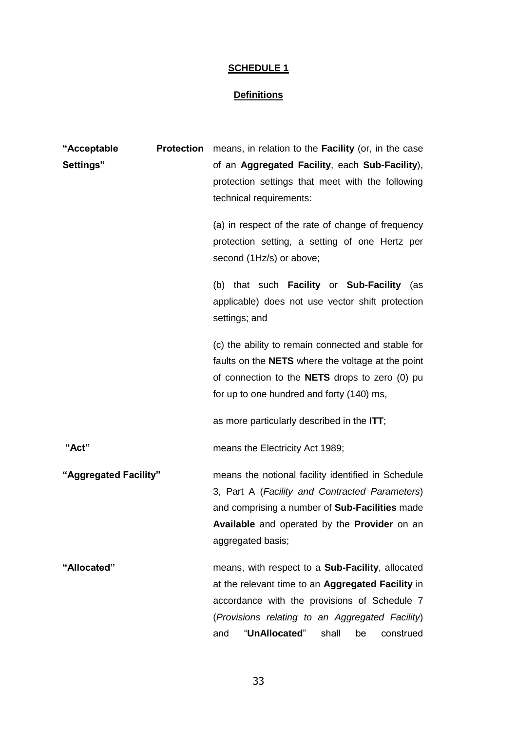## SCHEDULE 1

### Definitions

**"Acceptable Protection Settings"** means, in relation to the **Facility** (or, in the case of an **Aggregated Facility**, each **Sub-Facility**), protection settings that meet with the following technical requirements:

(a) in respect of the rate of change of frequency protection setting, a setting of one Hertz per second (1Hz/s) or above;

(b) that such **Facility** or **Sub-Facility** (as applicable) does not use vector shift protection settings; and

(c) the ability to remain connected and stable for faults on the **NETS** where the voltage at the point of connection to the **NETS** drops to zero (0) pu for up to one hundred and forty (140) ms,

as more particularly described in the **ITT**;

**"Act"** means the Electricity Act 1989;

**"Aggregated Facility"** means the notional facility identified in Schedule 3, Part A (*Facility and Contracted Parameters*) and comprising a number of **Sub-Facilities** made **Available** and operated by the **Provider** on an aggregated basis;

**"Allocated"** means, with respect to a **Sub-Facility**, allocated at the relevant time to an **Aggregated Facility** in accordance with the provisions of Schedule 7 (*Provisions relating to an Aggregated Facility*) and "**UnAllocated**" shall be construed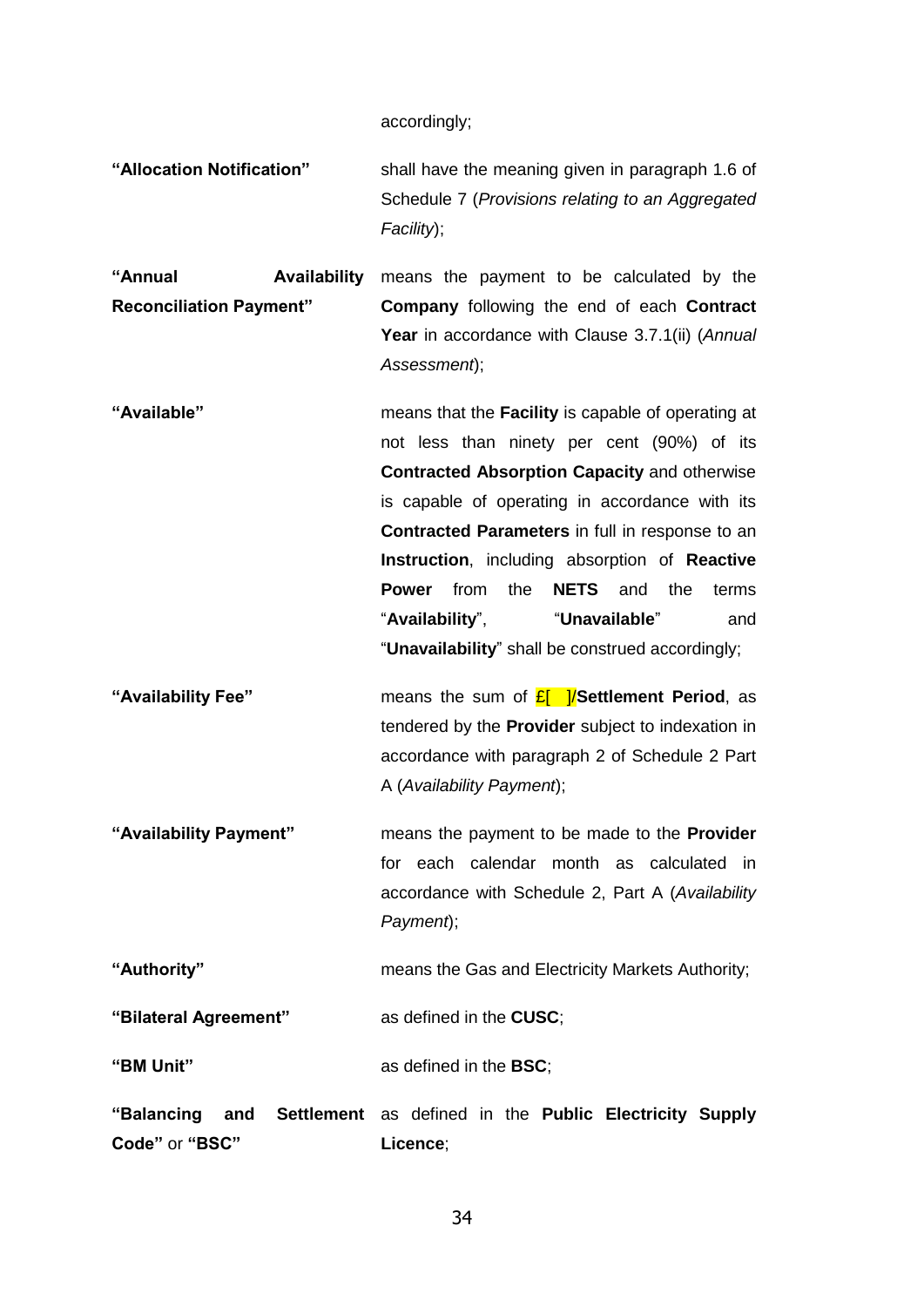accordingly;

**"Allocation Notification"** shall have the meaning given in paragraph 1.6 of Schedule 7 (*Provisions relating to an Aggregated Facility*);

**"Annual Availability Reconciliation Payment"** means the payment to be calculated by the **Company** following the end of each **Contract Year** in accordance with Clause 3.7.1(ii) (*Annual Assessment*);

**"Available"** means that the **Facility** is capable of operating at not less than ninety per cent (90%) of its **Contracted Absorption Capacity** and otherwise is capable of operating in accordance with its **Contracted Parameters** in full in response to an **Instruction**, including absorption of **Reactive Power** from the **NETS** and the terms "**Availability**", "**Unavailable**" and "**Unavailability**" shall be construed accordingly;

**"Availability Fee"** means the sum of £[ ]/**Settlement Period**, as tendered by the **Provider** subject to indexation in accordance with paragraph 2 of Schedule 2 Part A (*Availability Payment*);

**"Availability Payment"** means the payment to be made to the **Provider** for each calendar month as calculated in accordance with Schedule 2, Part A (*Availability Payment*);

**"Authority"** means the Gas and Electricity Markets Authority;

**"Bilateral Agreement"** as defined in the **CUSC**;

**"BM Unit"** as defined in the **BSC**;

**"Balancing and Settlement Code"** or **"BSC"** as defined in the **Public Electricity Supply Licence**;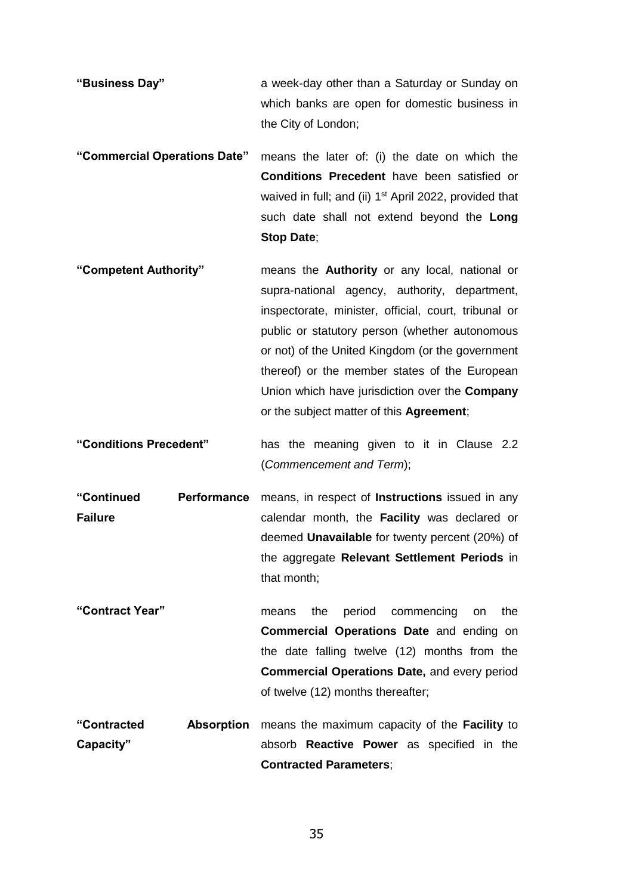**"Business Day"** a week-day other than a Saturday or Sunday on which banks are open for domestic business in the City of London;

**"Commercial Operations Date"** means the later of: (i) the date on which the **Conditions Precedent** have been satisfied or waived in full; and (ii) 1st April 2022, provided that such date shall not extend beyond the **Long Stop Date**;

**"Competent Authority"** means the **Authority** or any local, national or supra-national agency, authority, department, inspectorate, minister, official, court, tribunal or public or statutory person (whether autonomous or not) of the United Kingdom (or the government thereof) or the member states of the European Union which have jurisdiction over the **Company** or the subject matter of this **Agreement**;

**"Conditions Precedent"** has the meaning given to it in Clause 2.2 (*Commencement and Term*);

**"Continued Performance Failure** means, in respect of **Instructions** issued in any calendar month, the **Facility** was declared or deemed **Unavailable** for twenty percent (20%) of the aggregate **Relevant Settlement Periods** in that month;

**"Contract Year"** means the period commencing on the **Commercial Operations Date** and ending on the date falling twelve (12) months from the **Commercial Operations Date,** and every period of twelve (12) months thereafter;

**"Contracted Absorption Capacity"** means the maximum capacity of the **Facility** to absorb **Reactive Power** as specified in the **Contracted Parameters**;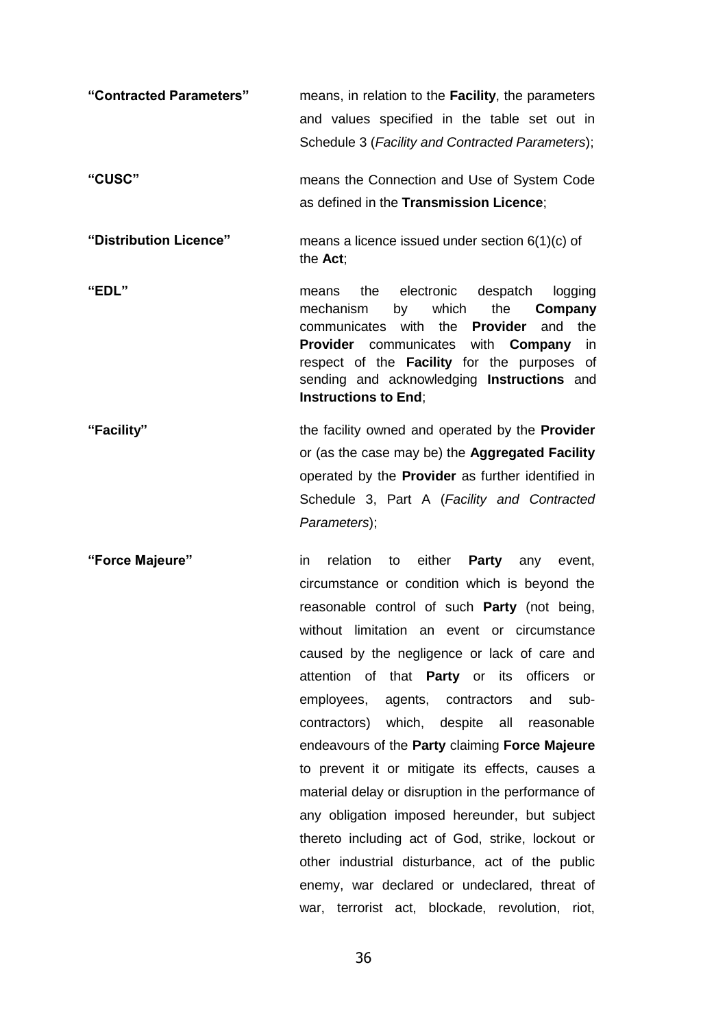**"Contracted Parameters"** means, in relation to the **Facility**, the parameters and values specified in the table set out in Schedule 3 (*Facility and Contracted Parameters*);

**"CUSC"** means the Connection and Use of System Code as defined in the **Transmission Licence**;

**"Distribution Licence"** means a licence issued under section 6(1)(c) of the **Act**;

**"EDL"** means the electronic despatch logging mechanism by which the **Company** communicates with the **Provider** and the **Provider** communicates with **Company** in respect of the **Facility** for the purposes of sending and acknowledging **Instructions** and **Instructions to End**;

**"Facility"** the facility owned and operated by the **Provider** or (as the case may be) the **Aggregated Facility** operated by the **Provider** as further identified in Schedule 3, Part A (*Facility and Contracted Parameters*);

**"Force Majeure"** in relation to either **Party** any event, circumstance or condition which is beyond the reasonable control of such **Party** (not being, without limitation an event or circumstance caused by the negligence or lack of care and attention of that **Party** or its officers or employees, agents, contractors and sub-contractors) which, despite all reasonable endeavours of the **Party** claiming **Force Majeure** to prevent it or mitigate its effects, causes a material delay or disruption in the performance of any obligation imposed hereunder, but subject thereto including act of God, strike, lockout or other industrial disturbance, act of the public enemy, war declared or undeclared, threat of war, terrorist act, blockade, revolution, riot,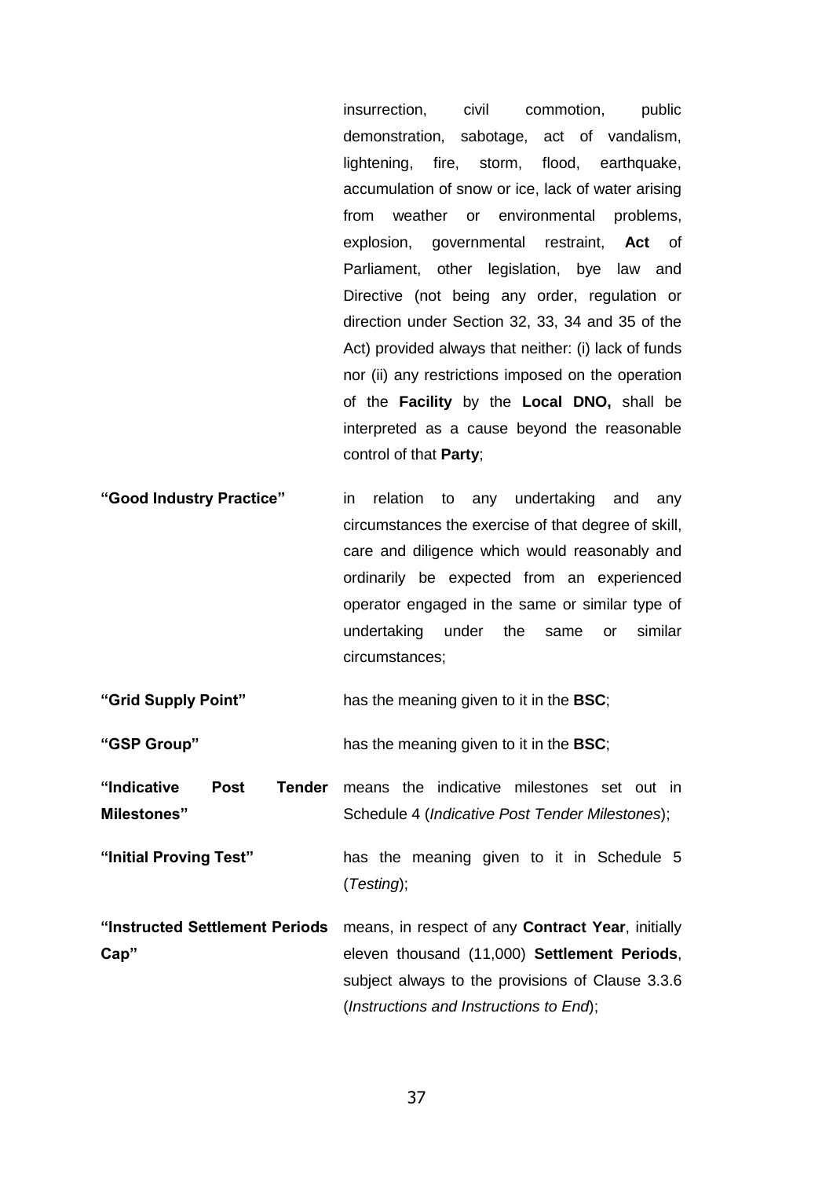insurrection, civil commotion, public demonstration, sabotage, act of vandalism, lightening, fire, storm, flood, earthquake, accumulation of snow or ice, lack of water arising from weather or environmental problems, explosion, governmental restraint, **Act** of Parliament, other legislation, bye law and Directive (not being any order, regulation or direction under Section 32, 33, 34 and 35 of the Act) provided always that neither: (i) lack of funds nor (ii) any restrictions imposed on the operation of the **Facility** by the **Local DNO,** shall be interpreted as a cause beyond the reasonable control of that **Party**;

**"Good Industry Practice"** in relation to any undertaking and any circumstances the exercise of that degree of skill, care and diligence which would reasonably and ordinarily be expected from an experienced operator engaged in the same or similar type of undertaking under the same or similar circumstances;

**"Grid Supply Point"** has the meaning given to it in the **BSC**;

**"GSP Group"** has the meaning given to it in the **BSC**;

**"Indicative Post Tender Milestones"** means the indicative milestones set out in Schedule 4 (*Indicative Post Tender Milestones*);

**"Initial Proving Test"** has the meaning given to it in Schedule 5 (*Testing*);

**"Instructed Settlement Periods Cap"** means, in respect of any **Contract Year**, initially eleven thousand (11,000) **Settlement Periods**, subject always to the provisions of Clause 3.3.6 (*Instructions and Instructions to End*);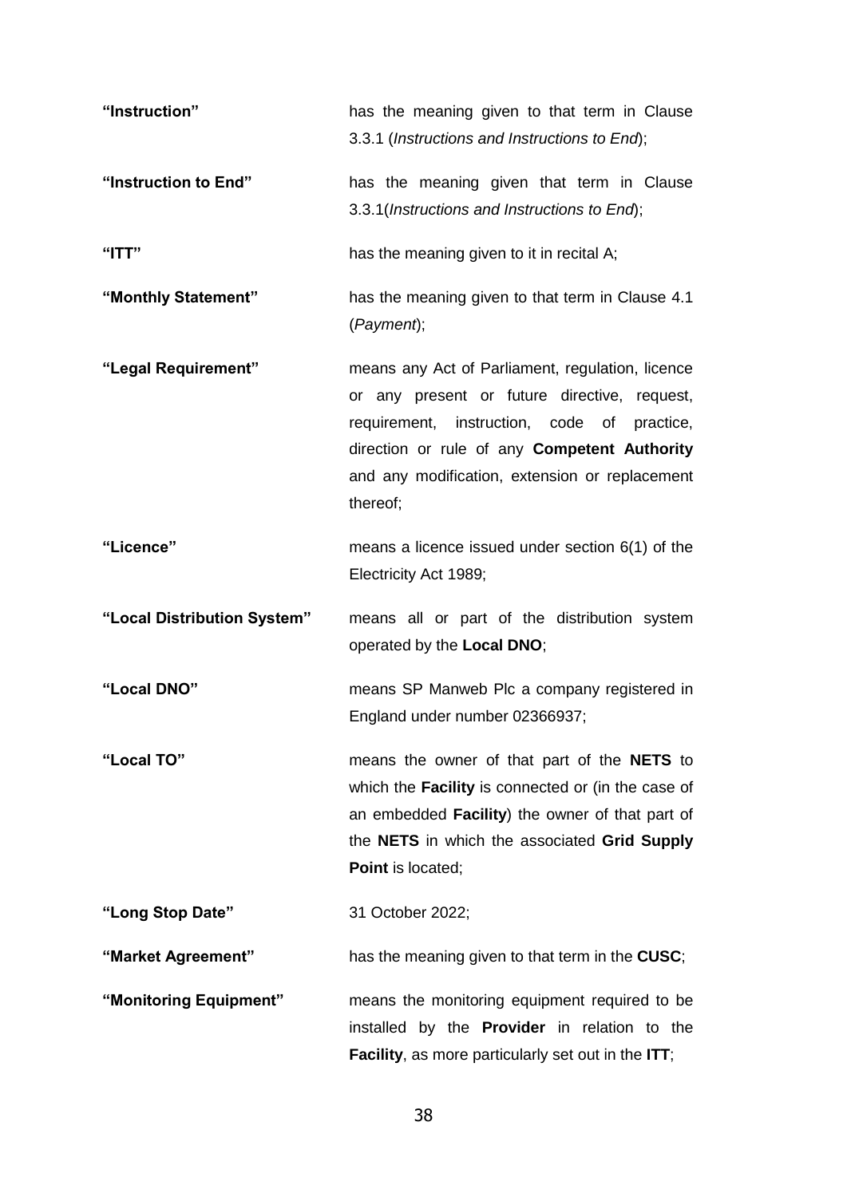**"Instruction"** has the meaning given to that term in Clause 3.3.1 (*Instructions and Instructions to End*);

**"Instruction to End"** has the meaning given that term in Clause 3.3.1(*Instructions and Instructions to End*);

**"ITT"** has the meaning given to it in recital A;

**"Monthly Statement"** has the meaning given to that term in Clause 4.1 (*Payment*);

**"Legal Requirement"** means any Act of Parliament, regulation, licence or any present or future directive, request, requirement, instruction, code of practice, direction or rule of any **Competent Authority** and any modification, extension or replacement thereof;

**"Licence"** means a licence issued under section 6(1) of the Electricity Act 1989;

**"Local Distribution System"** means all or part of the distribution system operated by the **Local DNO**;

**"Local DNO"** means SP Manweb Plc a company registered in England under number 02366937;

**"Local TO"** means the owner of that part of the **NETS** to which the **Facility** is connected or (in the case of an embedded **Facility**) the owner of that part of the **NETS** in which the associated **Grid Supply Point** is located;

**"Long Stop Date"** 31 October 2022;

**"Market Agreement"** has the meaning given to that term in the **CUSC**;

**"Monitoring Equipment"** means the monitoring equipment required to be installed by the **Provider** in relation to the **Facility**, as more particularly set out in the **ITT**;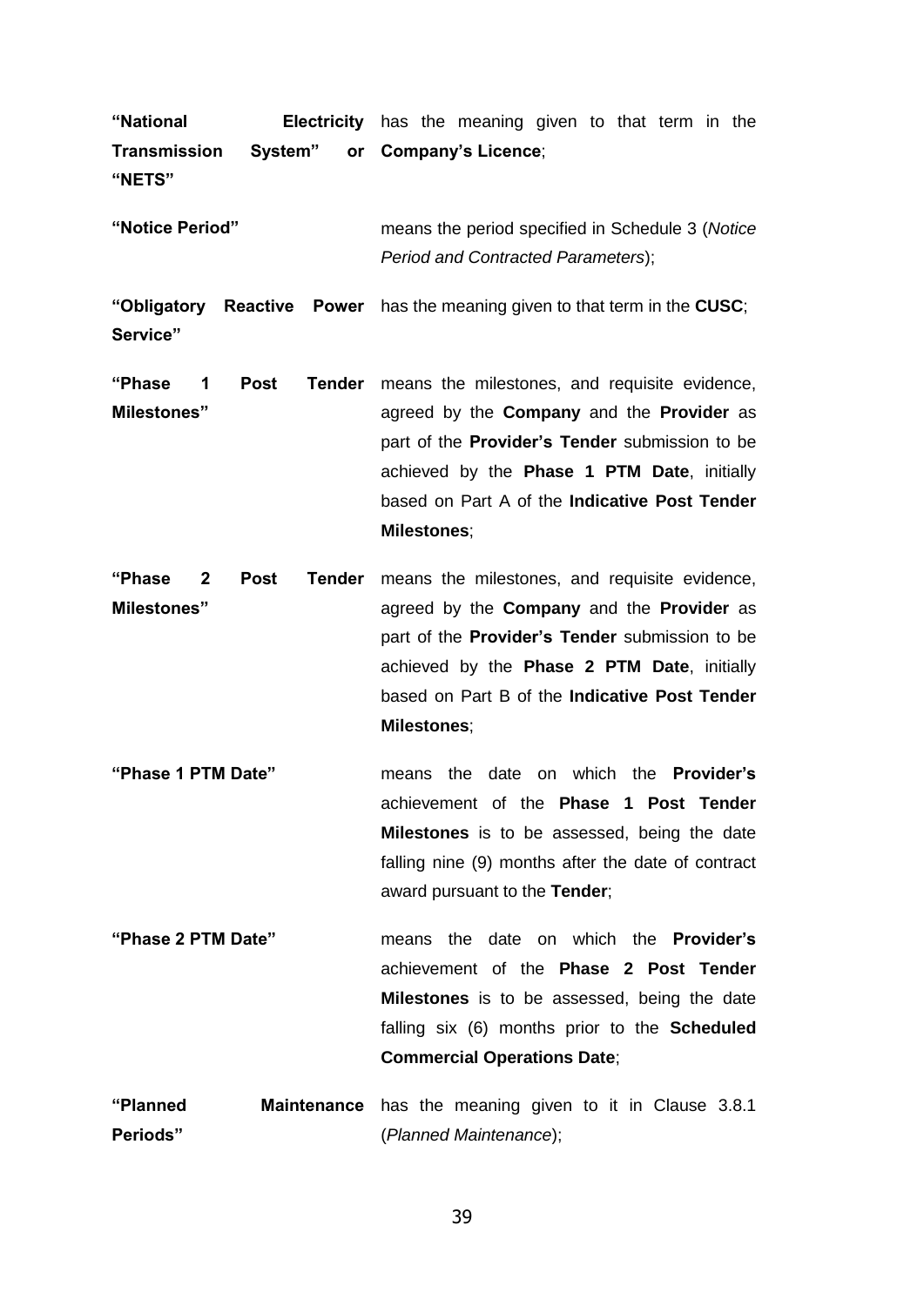| | |
|---|---|
| **"National Electricity Transmission System" or "NETS"** | has the meaning given to that term in the **Company's Licence**; |
| **"Notice Period"** | means the period specified in Schedule 3 (*Notice Period and Contracted Parameters*); |
| **"Obligatory Reactive Power Service"** | has the meaning given to that term in the **CUSC**; |
| **"Phase 1 Post Tender Milestones"** | means the milestones, and requisite evidence, agreed by the **Company** and the **Provider** as part of the **Provider's Tender** submission to be achieved by the **Phase 1 PTM Date**, initially based on Part A of the **Indicative Post Tender Milestones**; |
| **"Phase 2 Post Tender Milestones"** | means the milestones, and requisite evidence, agreed by the **Company** and the **Provider** as part of the **Provider's Tender** submission to be achieved by the **Phase 2 PTM Date**, initially based on Part B of the **Indicative Post Tender Milestones**; |
| **"Phase 1 PTM Date"** | means the date on which the **Provider's** achievement of the **Phase 1 Post Tender Milestones** is to be assessed, being the date falling nine (9) months after the date of contract award pursuant to the **Tender**; |
| **"Phase 2 PTM Date"** | means the date on which the **Provider's** achievement of the **Phase 2 Post Tender Milestones** is to be assessed, being the date falling six (6) months prior to the **Scheduled Commercial Operations Date**; |
| **"Planned Maintenance Periods"** | has the meaning given to it in Clause 3.8.1 (*Planned Maintenance*); |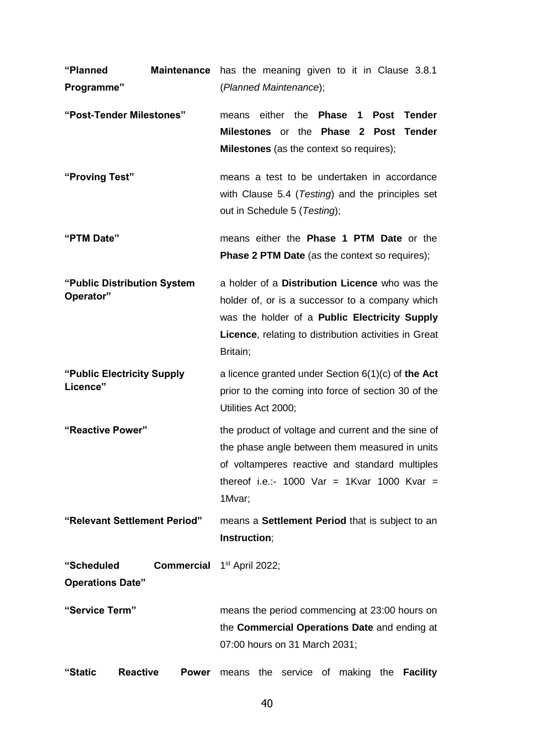| | |
|---|---|
| **“Planned Maintenance Programme”** | has the meaning given to it in Clause 3.8.1 (*Planned Maintenance*); |
| **“Post-Tender Milestones”** | means either the **Phase 1 Post Tender Milestones** or the **Phase 2 Post Tender Milestones** (as the context so requires); |
| **“Proving Test”** | means a test to be undertaken in accordance with Clause 5.4 (*Testing*) and the principles set out in Schedule 5 (*Testing*); |
| **“PTM Date”** | means either the **Phase 1 PTM Date** or the **Phase 2 PTM Date** (as the context so requires); |
| **“Public Distribution System Operator”** | a holder of a **Distribution Licence** who was the holder of, or is a successor to a company which was the holder of a **Public Electricity Supply Licence**, relating to distribution activities in Great Britain; |
| **“Public Electricity Supply Licence”** | a licence granted under Section 6(1)(c) of **the Act** prior to the coming into force of section 30 of the Utilities Act 2000; |
| **“Reactive Power”** | the product of voltage and current and the sine of the phase angle between them measured in units of voltamperes reactive and standard multiples thereof i.e.:- 1000 Var = 1Kvar 1000 Kvar = 1Mvar; |
| **“Relevant Settlement Period”** | means a **Settlement Period** that is subject to an **Instruction**; |
| **“Scheduled Commercial Operations Date”** | 1st April 2022; |
| **“Service Term”** | means the period commencing at 23:00 hours on the **Commercial Operations Date** and ending at 07:00 hours on 31 March 2031; |
| **“Static Reactive Power** | means the service of making the **Facility** |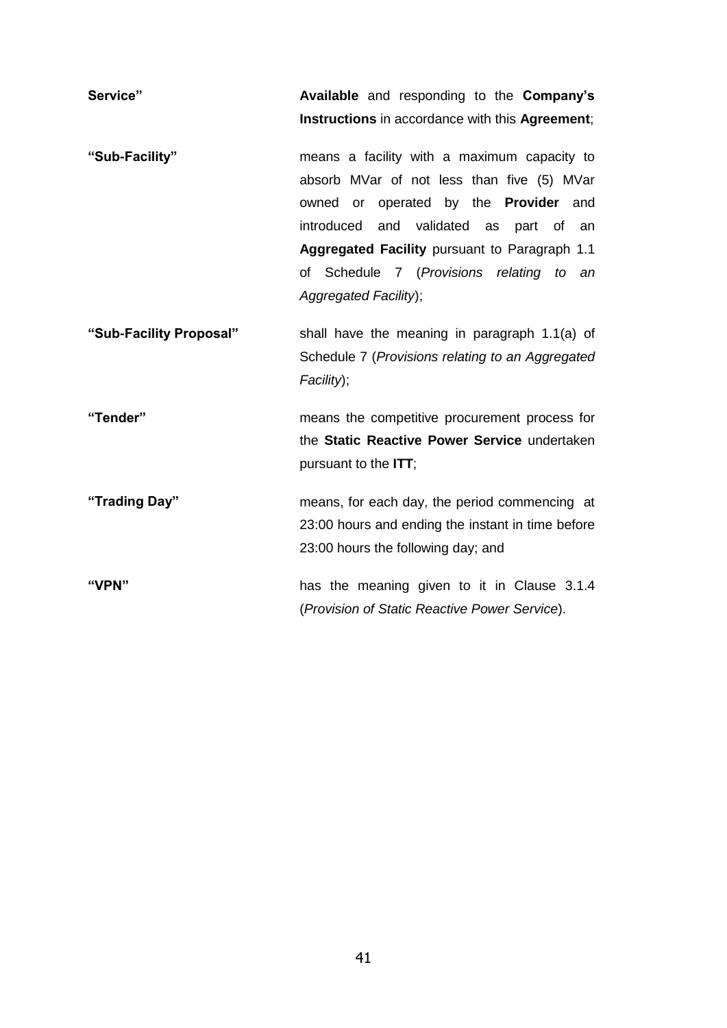| | |
|---|---|
| **Service”** | **Available** and responding to the **Company's Instructions** in accordance with this **Agreement**; |
| **“Sub-Facility”** | means a facility with a maximum capacity to absorb MVar of not less than five (5) MVar owned or operated by the **Provider** and introduced and validated as part of an **Aggregated Facility** pursuant to Paragraph 1.1 of Schedule 7 (*Provisions relating to an Aggregated Facility*); |
| **“Sub-Facility Proposal”** | shall have the meaning in paragraph 1.1(a) of Schedule 7 (*Provisions relating to an Aggregated Facility*); |
| **“Tender”** | means the competitive procurement process for the **Static Reactive Power Service** undertaken pursuant to the **ITT**; |
| **“Trading Day”** | means, for each day, the period commencing at 23:00 hours and ending the instant in time before 23:00 hours the following day; and |
| **“VPN”** | has the meaning given to it in Clause 3.1.4 (*Provision of Static Reactive Power Service*). |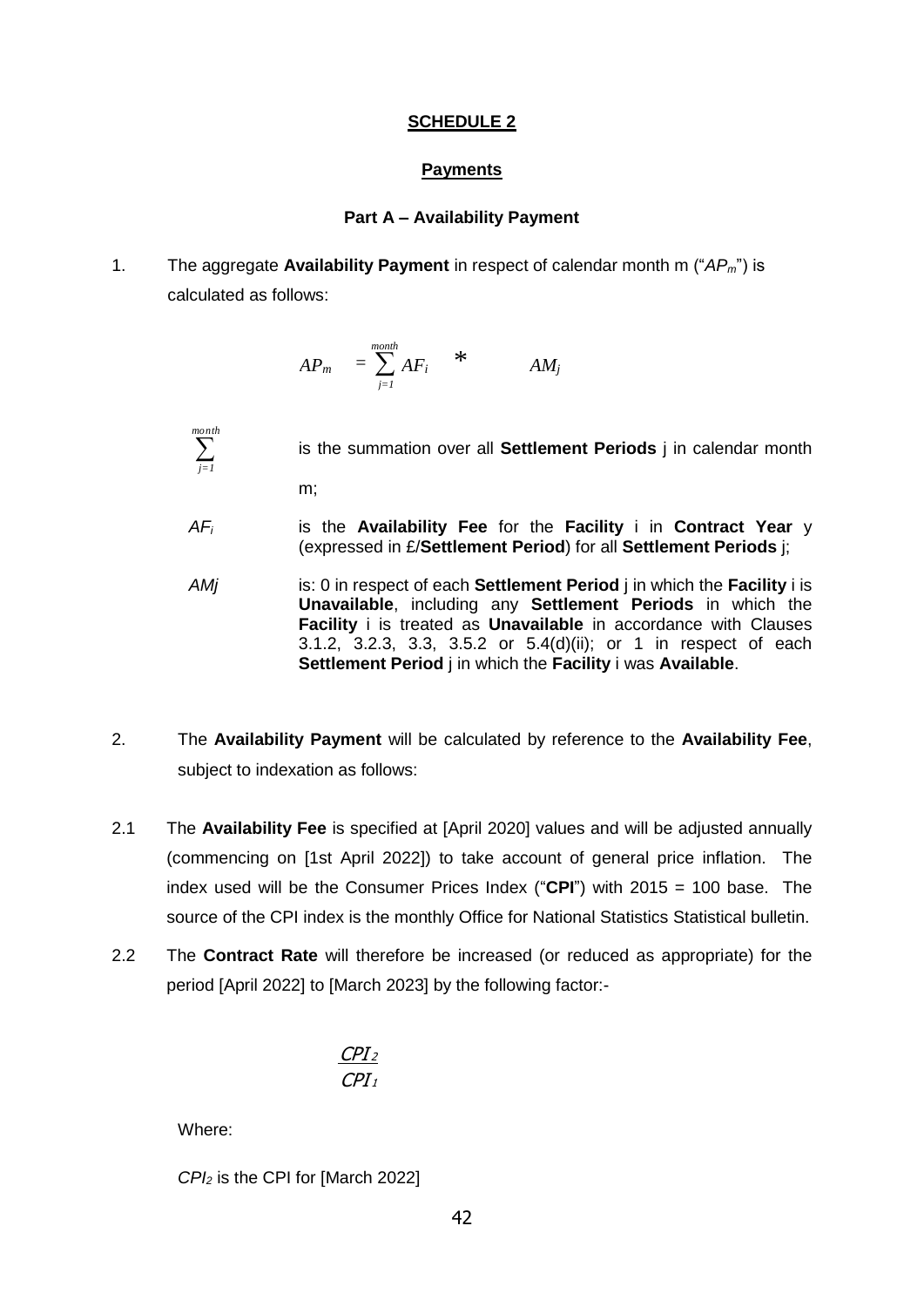## SCHEDULE 2

### Payments

#### Part A – Availability Payment

1. The aggregate **Availability Payment** in respect of calendar month m ("$AP_m$") is calculated as follows:

$$AP_m = \sum_{j=1}^{month} AF_i \quad * \quad AM_j$$

$\sum_{j=1}^{month}$ is the summation over all **Settlement Periods** j in calendar month m;

$AF_i$ is the **Availability Fee** for the **Facility** i in **Contract Year** y (expressed in £/**Settlement Period**) for all **Settlement Periods** j;

$AMj$ is: 0 in respect of each **Settlement Period** j in which the **Facility** i is **Unavailable**, including any **Settlement Periods** in which the **Facility** i is treated as **Unavailable** in accordance with Clauses 3.1.2, 3.2.3, 3.3, 3.5.2 or 5.4(d)(ii); or 1 in respect of each **Settlement Period** j in which the **Facility** i was **Available**.

2. The **Availability Payment** will be calculated by reference to the **Availability Fee**, subject to indexation as follows:

2.1 The **Availability Fee** is specified at [April 2020] values and will be adjusted annually (commencing on [1st April 2022]) to take account of general price inflation. The index used will be the Consumer Prices Index ("**CPI**") with 2015 = 100 base. The source of the CPI index is the monthly Office for National Statistics Statistical bulletin.

2.2 The **Contract Rate** will therefore be increased (or reduced as appropriate) for the period [April 2022] to [March 2023] by the following factor:-

$$\frac{CPI_2}{CPI_1}$$

Where:

$CPI_2$ is the CPI for [March 2022]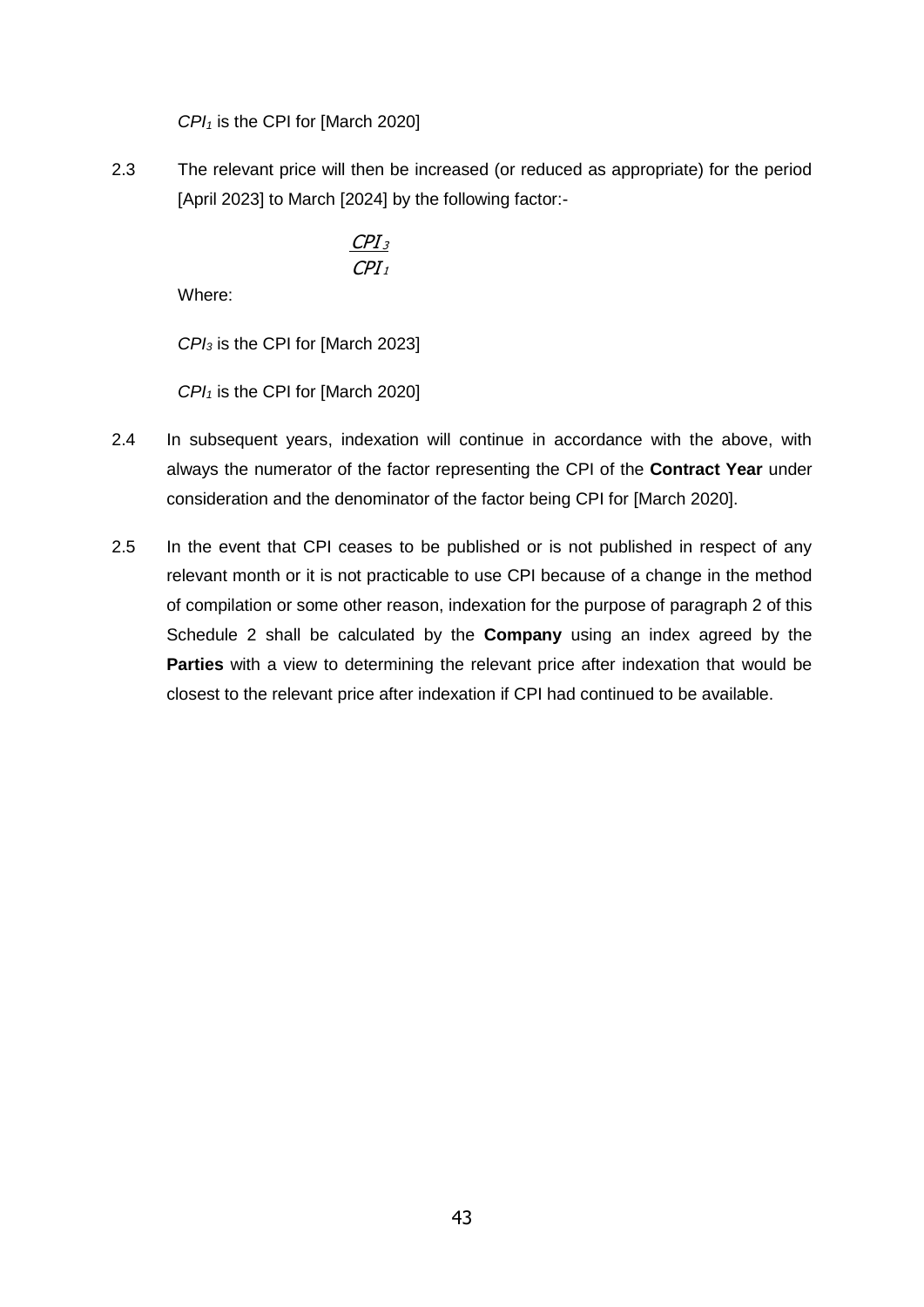$CPI_1$ is the CPI for [March 2020]

2.3 The relevant price will then be increased (or reduced as appropriate) for the period [April 2023] to March [2024] by the following factor:-

$$\frac{CPI_3}{CPI_1}$$

Where:

$CPI_3$ is the CPI for [March 2023]

$CPI_1$ is the CPI for [March 2020]

2.4 In subsequent years, indexation will continue in accordance with the above, with always the numerator of the factor representing the CPI of the **Contract Year** under consideration and the denominator of the factor being CPI for [March 2020].

2.5 In the event that CPI ceases to be published or is not published in respect of any relevant month or it is not practicable to use CPI because of a change in the method of compilation or some other reason, indexation for the purpose of paragraph 2 of this Schedule 2 shall be calculated by the **Company** using an index agreed by the **Parties** with a view to determining the relevant price after indexation that would be closest to the relevant price after indexation if CPI had continued to be available.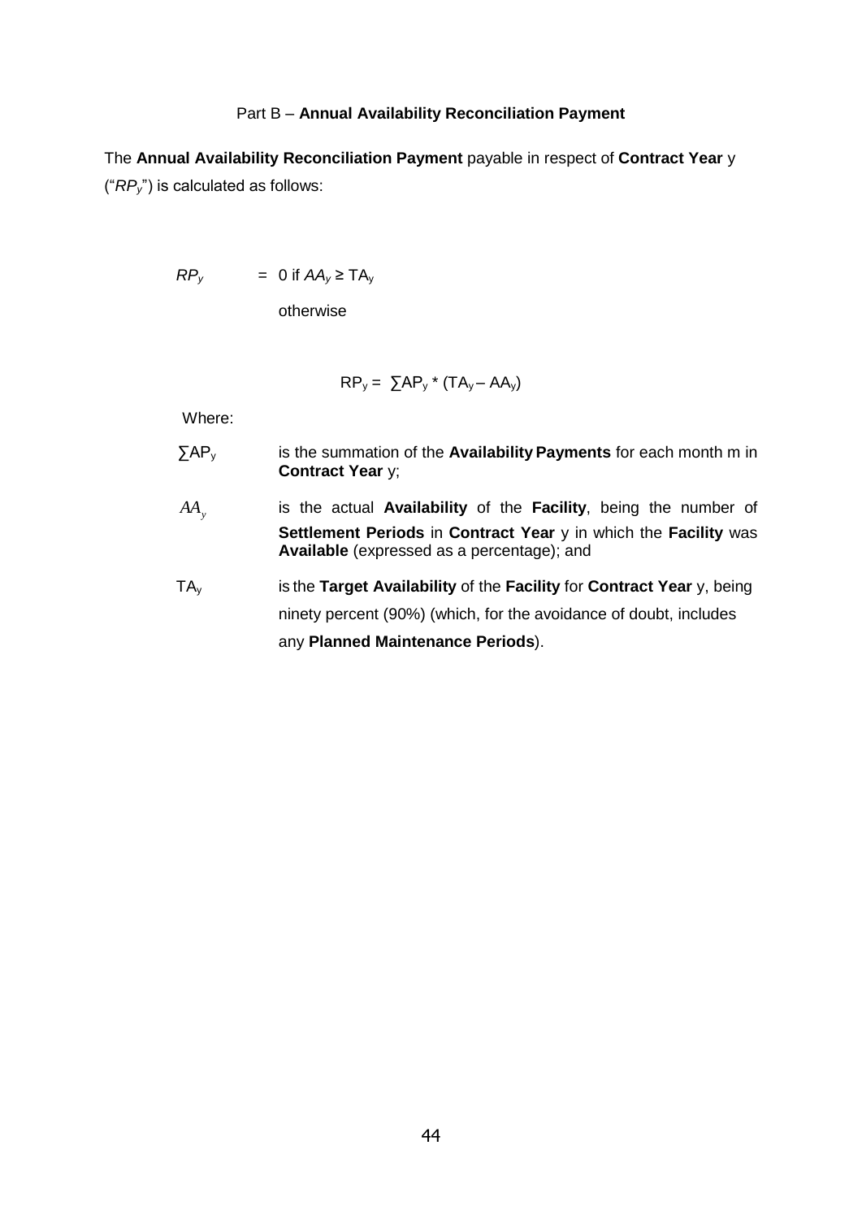## Part B – **Annual Availability Reconciliation Payment**

The **Annual Availability Reconciliation Payment** payable in respect of **Contract Year** y ("$RP_y$") is calculated as follows:

$$RP_y = 0 \text{ if } AA_y \geq TA_y$$

otherwise

$$RP_y = \sum AP_y * (TA_y - AA_y)$$

Where:

| | |
|---|---|
| $\sum AP_y$ | is the summation of the **Availability Payments** for each month m in **Contract Year** y; |
| $AA_y$ | is the actual **Availability** of the **Facility**, being the number of **Settlement Periods** in **Contract Year** y in which the **Facility** was **Available** (expressed as a percentage); and |
| $TA_y$ | is the **Target Availability** of the **Facility** for **Contract Year** y, being ninety percent (90%) (which, for the avoidance of doubt, includes any **Planned Maintenance Periods**). |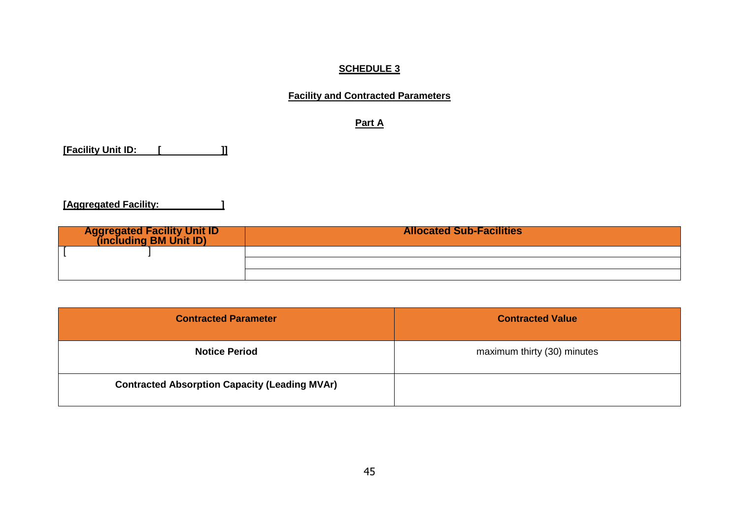**SCHEDULE 3**

**Facility and Contracted Parameters**

**Part A**

**[Facility Unit ID: [ ]]**

**[Aggregated Facility: ]**

| Aggregated Facility Unit ID (including BM Unit ID) | Allocated Sub-Facilities |
|---|---|
| [ ] | |
| | |
| | |

| Contracted Parameter | Contracted Value |
|---|---|
| **Notice Period** | maximum thirty (30) minutes |
| **Contracted Absorption Capacity (Leading MVAr)** | |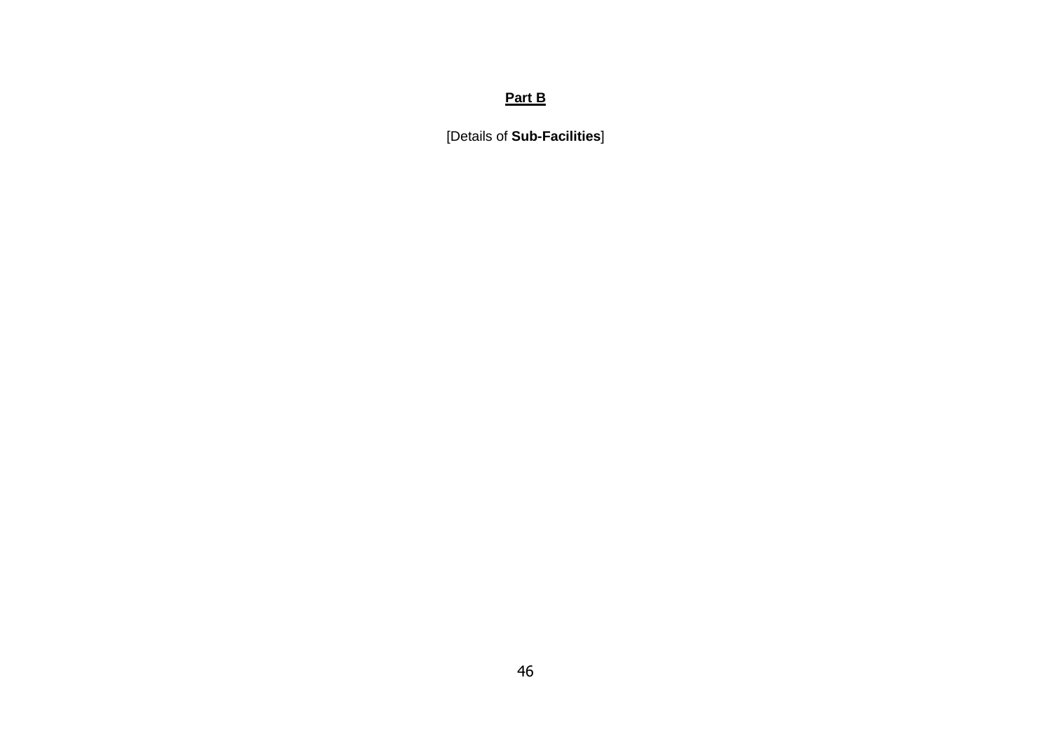## Part B

[Details of **Sub-Facilities**]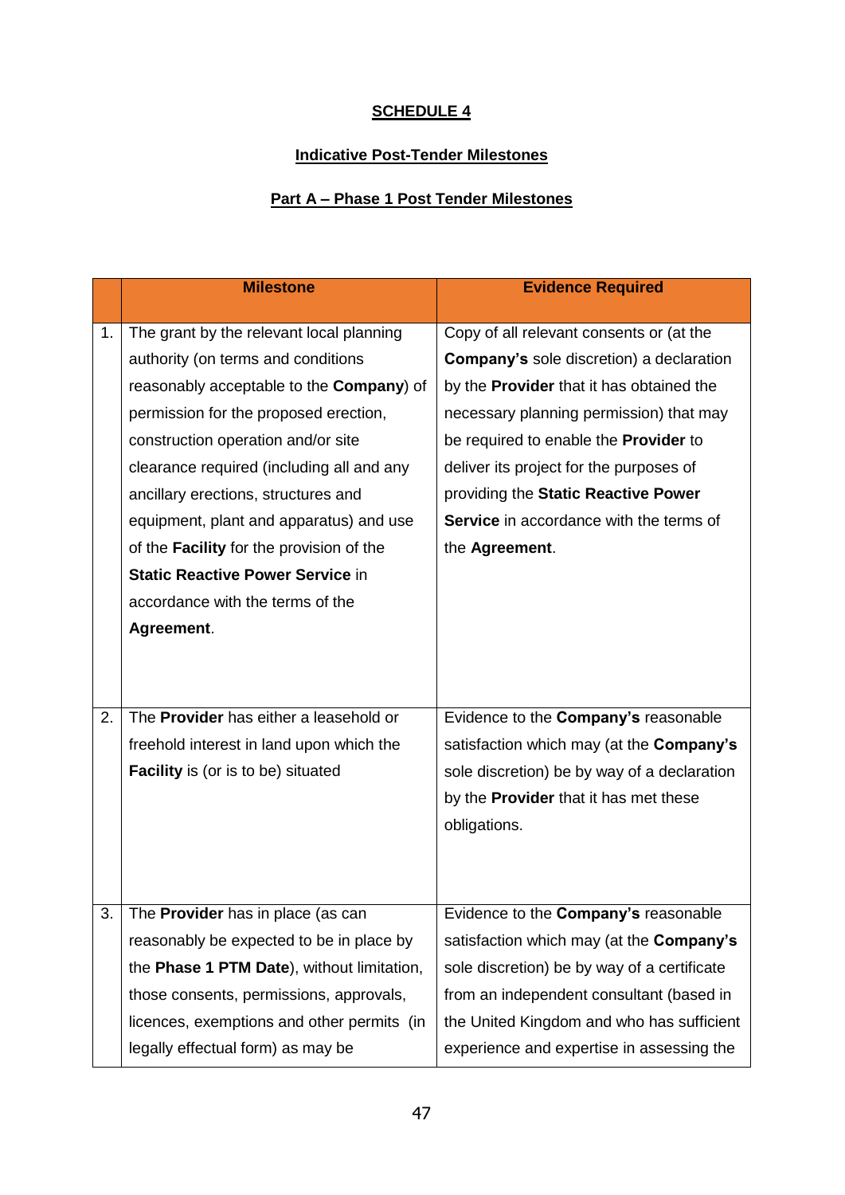**SCHEDULE 4**

**Indicative Post-Tender Milestones**

**Part A – Phase 1 Post Tender Milestones**

| | Milestone | Evidence Required |
|---|---|---|
| 1. | The grant by the relevant local planning authority (on terms and conditions reasonably acceptable to the **Company**) of permission for the proposed erection, construction operation and/or site clearance required (including all and any ancillary erections, structures and equipment, plant and apparatus) and use of the **Facility** for the provision of the **Static Reactive Power Service** in accordance with the terms of the **Agreement**. | Copy of all relevant consents or (at the **Company's** sole discretion) a declaration by the **Provider** that it has obtained the necessary planning permission) that may be required to enable the **Provider** to deliver its project for the purposes of providing the **Static Reactive Power Service** in accordance with the terms of the **Agreement**. |
| 2. | The **Provider** has either a leasehold or freehold interest in land upon which the **Facility** is (or is to be) situated | Evidence to the **Company's** reasonable satisfaction which may (at the **Company's** sole discretion) be by way of a declaration by the **Provider** that it has met these obligations. |
| 3. | The **Provider** has in place (as can reasonably be expected to be in place by the **Phase 1 PTM Date**), without limitation, those consents, permissions, approvals, licences, exemptions and other permits (in legally effectual form) as may be | Evidence to the **Company's** reasonable satisfaction which may (at the **Company's** sole discretion) be by way of a certificate from an independent consultant (based in the United Kingdom and who has sufficient experience and expertise in assessing the |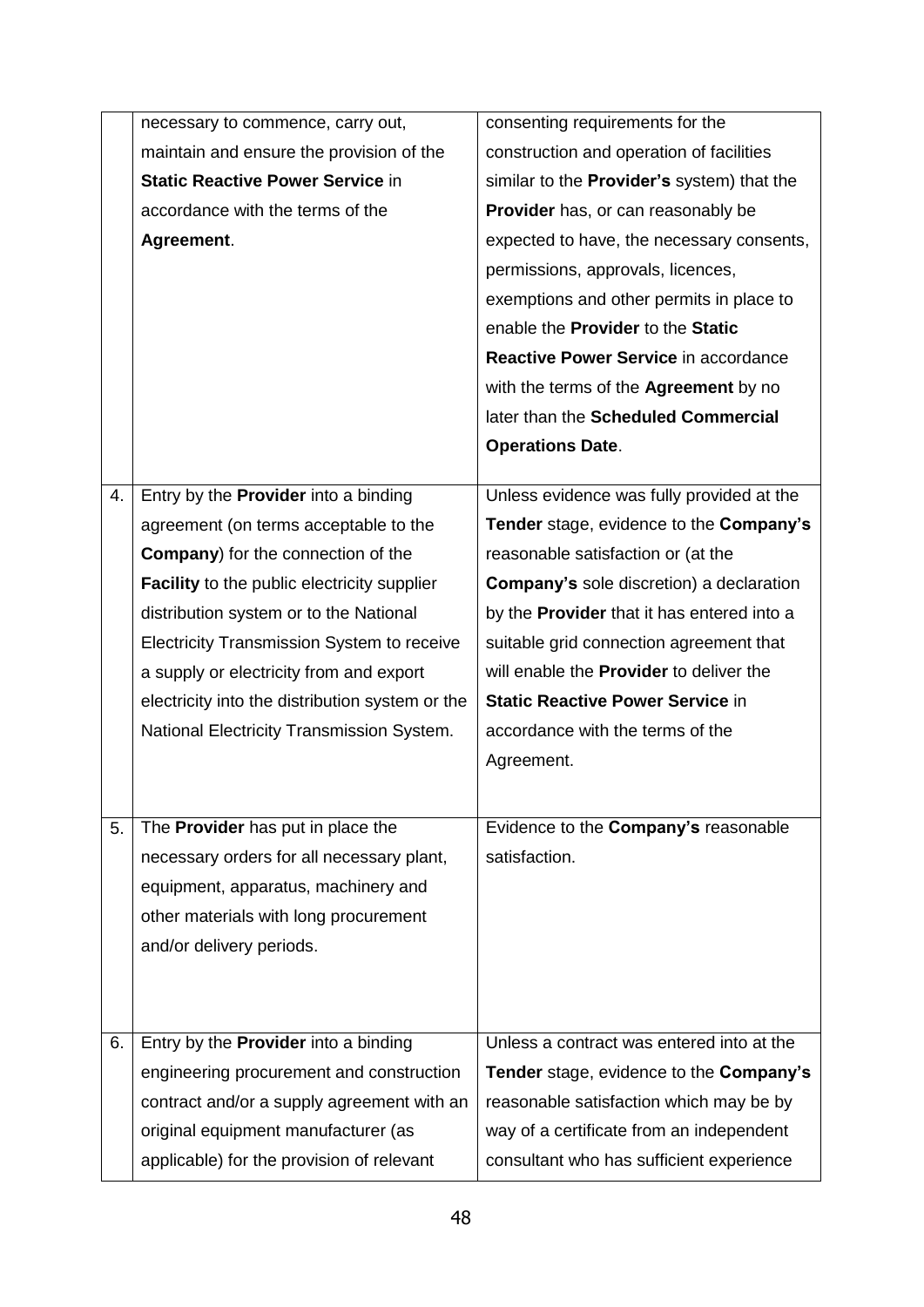| | | |
|---|---|---|
| | necessary to commence, carry out, maintain and ensure the provision of the **Static Reactive Power Service** in accordance with the terms of the **Agreement**. | consenting requirements for the construction and operation of facilities similar to the **Provider's** system) that the **Provider** has, or can reasonably be expected to have, the necessary consents, permissions, approvals, licences, exemptions and other permits in place to enable the **Provider** to the **Static Reactive Power Service** in accordance with the terms of the **Agreement** by no later than the **Scheduled Commercial Operations Date**. |
| 4. | Entry by the **Provider** into a binding agreement (on terms acceptable to the **Company**) for the connection of the **Facility** to the public electricity supplier distribution system or to the National Electricity Transmission System to receive a supply or electricity from and export electricity into the distribution system or the National Electricity Transmission System. | Unless evidence was fully provided at the **Tender** stage, evidence to the **Company's** reasonable satisfaction or (at the **Company's** sole discretion) a declaration by the **Provider** that it has entered into a suitable grid connection agreement that will enable the **Provider** to deliver the **Static Reactive Power Service** in accordance with the terms of the Agreement. |
| 5. | The **Provider** has put in place the necessary orders for all necessary plant, equipment, apparatus, machinery and other materials with long procurement and/or delivery periods. | Evidence to the **Company's** reasonable satisfaction. |
| 6. | Entry by the **Provider** into a binding engineering procurement and construction contract and/or a supply agreement with an original equipment manufacturer (as applicable) for the provision of relevant | Unless a contract was entered into at the **Tender** stage, evidence to the **Company's** reasonable satisfaction which may be by way of a certificate from an independent consultant who has sufficient experience |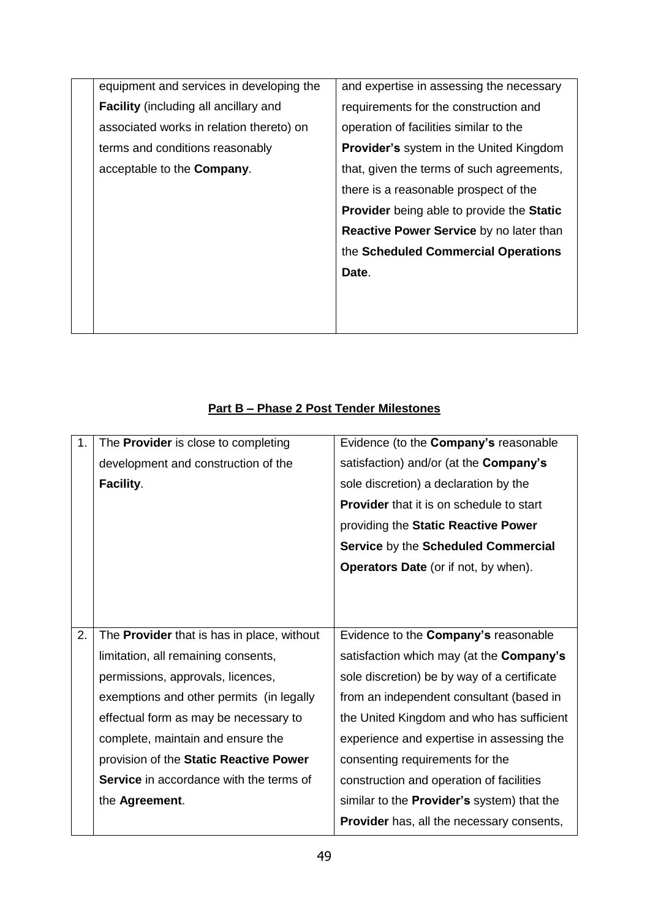| | | |
|---|---|---|
| | equipment and services in developing the **Facility** (including all ancillary and associated works in relation thereto) on terms and conditions reasonably acceptable to the **Company**. | and expertise in assessing the necessary requirements for the construction and operation of facilities similar to the **Provider's** system in the United Kingdom that, given the terms of such agreements, there is a reasonable prospect of the **Provider** being able to provide the **Static Reactive Power Service** by no later than the **Scheduled Commercial Operations Date**. |

**Part B – Phase 2 Post Tender Milestones**

| | | |
|---|---|---|
| 1. | The **Provider** is close to completing development and construction of the **Facility**. | Evidence (to the **Company's** reasonable satisfaction) and/or (at the **Company's** sole discretion) a declaration by the **Provider** that it is on schedule to start providing the **Static Reactive Power Service** by the **Scheduled Commercial Operators Date** (or if not, by when). |
| 2. | The **Provider** that is has in place, without limitation, all remaining consents, permissions, approvals, licences, exemptions and other permits (in legally effectual form as may be necessary to complete, maintain and ensure the provision of the **Static Reactive Power Service** in accordance with the terms of the **Agreement**. | Evidence to the **Company's** reasonable satisfaction which may (at the **Company's** sole discretion) be by way of a certificate from an independent consultant (based in the United Kingdom and who has sufficient experience and expertise in assessing the consenting requirements for the construction and operation of facilities similar to the **Provider's** system) that the **Provider** has, all the necessary consents, |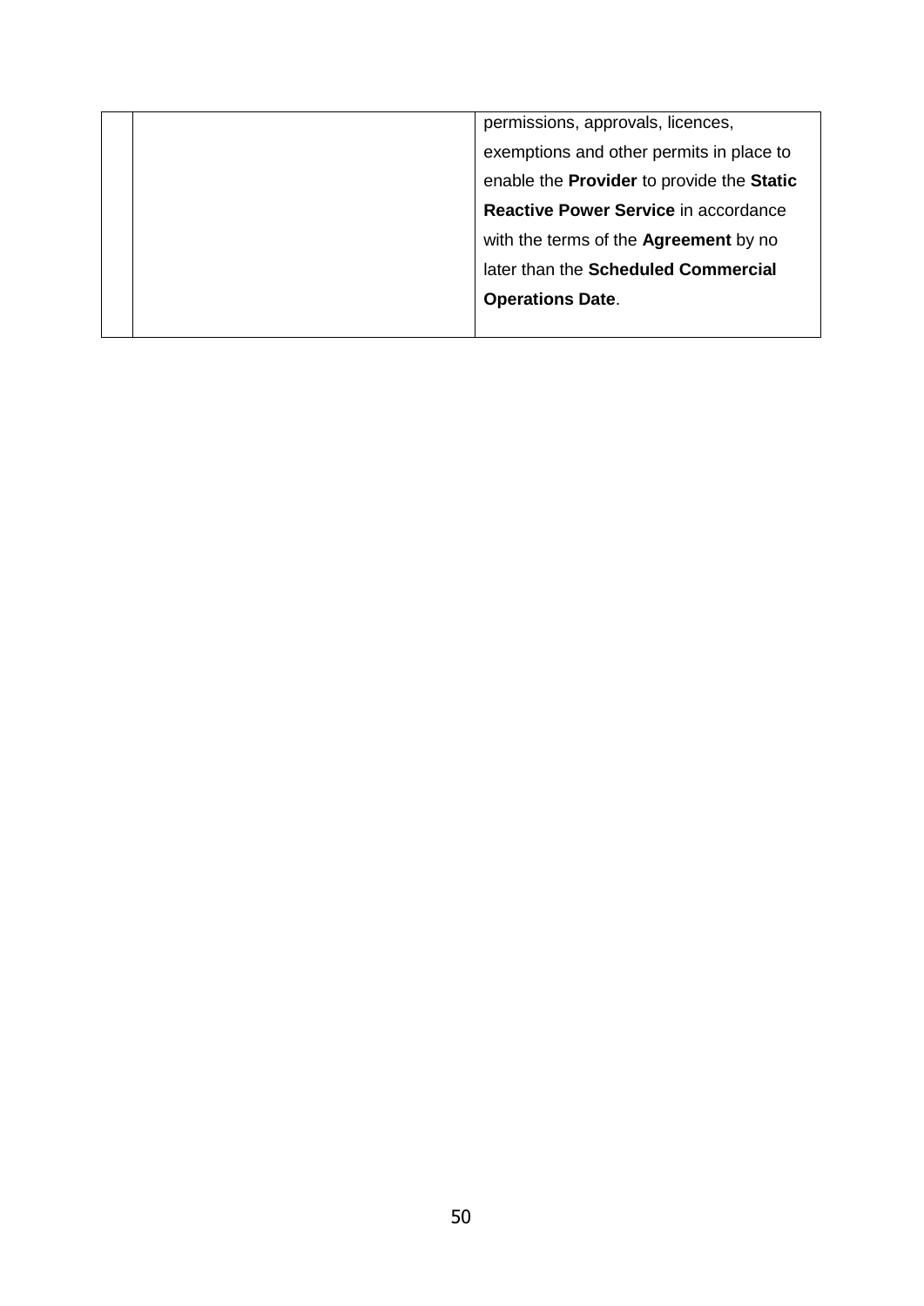| | | permissions, approvals, licences, exemptions and other permits in place to enable the **Provider** to provide the **Static Reactive Power Service** in accordance with the terms of the **Agreement** by no later than the **Scheduled Commercial Operations Date**. |
|---|---|---|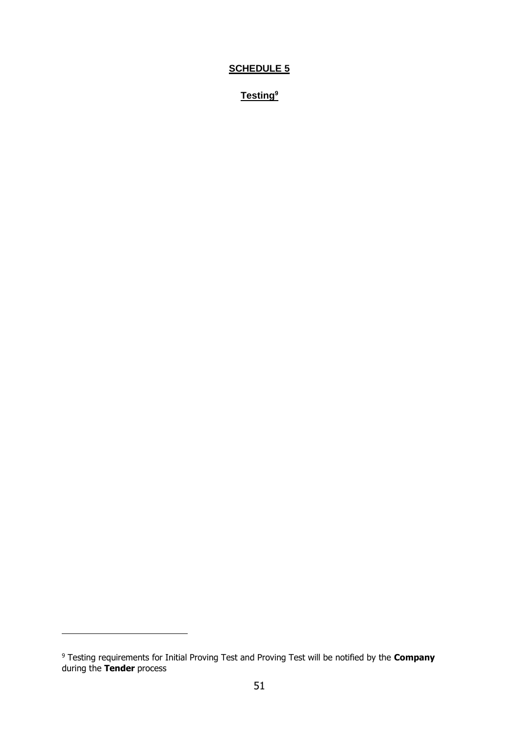# SCHEDULE 5

## Testing[9]

[9] Testing requirements for Initial Proving Test and Proving Test will be notified by the **Company** during the **Tender** process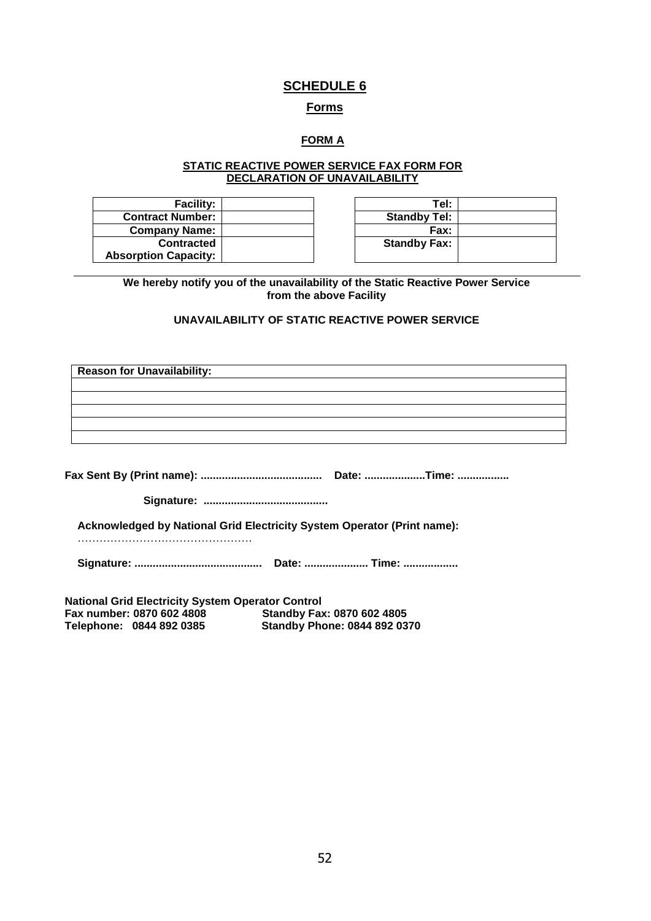# SCHEDULE 6

## Forms

### FORM A

#### STATIC REACTIVE POWER SERVICE FAX FORM FOR DECLARATION OF UNAVAILABILITY

| **Facility:** | |
|---|---|
| **Contract Number:** | |
| **Company Name:** | |
| **Contracted Absorption Capacity:** | |

| **Tel:** | |
|---|---|
| **Standby Tel:** | |
| **Fax:** | |
| **Standby Fax:** | |

**We hereby notify you of the unavailability of the Static Reactive Power Service from the above Facility**

**UNAVAILABILITY OF STATIC REACTIVE POWER SERVICE**

| **Reason for Unavailability:** |
|---|
| |
| |
| |
| |
| |

**Fax Sent By (Print name): ........................................ Date: ....................Time: .................**

**Signature: .........................................**

**Acknowledged by National Grid Electricity System Operator (Print name):**
…………………………………………

**Signature: .......................................... Date: ..................... Time: ..................**

**National Grid Electricity System Operator Control**
**Fax number: 0870 602 4808** **Standby Fax: 0870 602 4805**
**Telephone: 0844 892 0385** **Standby Phone: 0844 892 0370**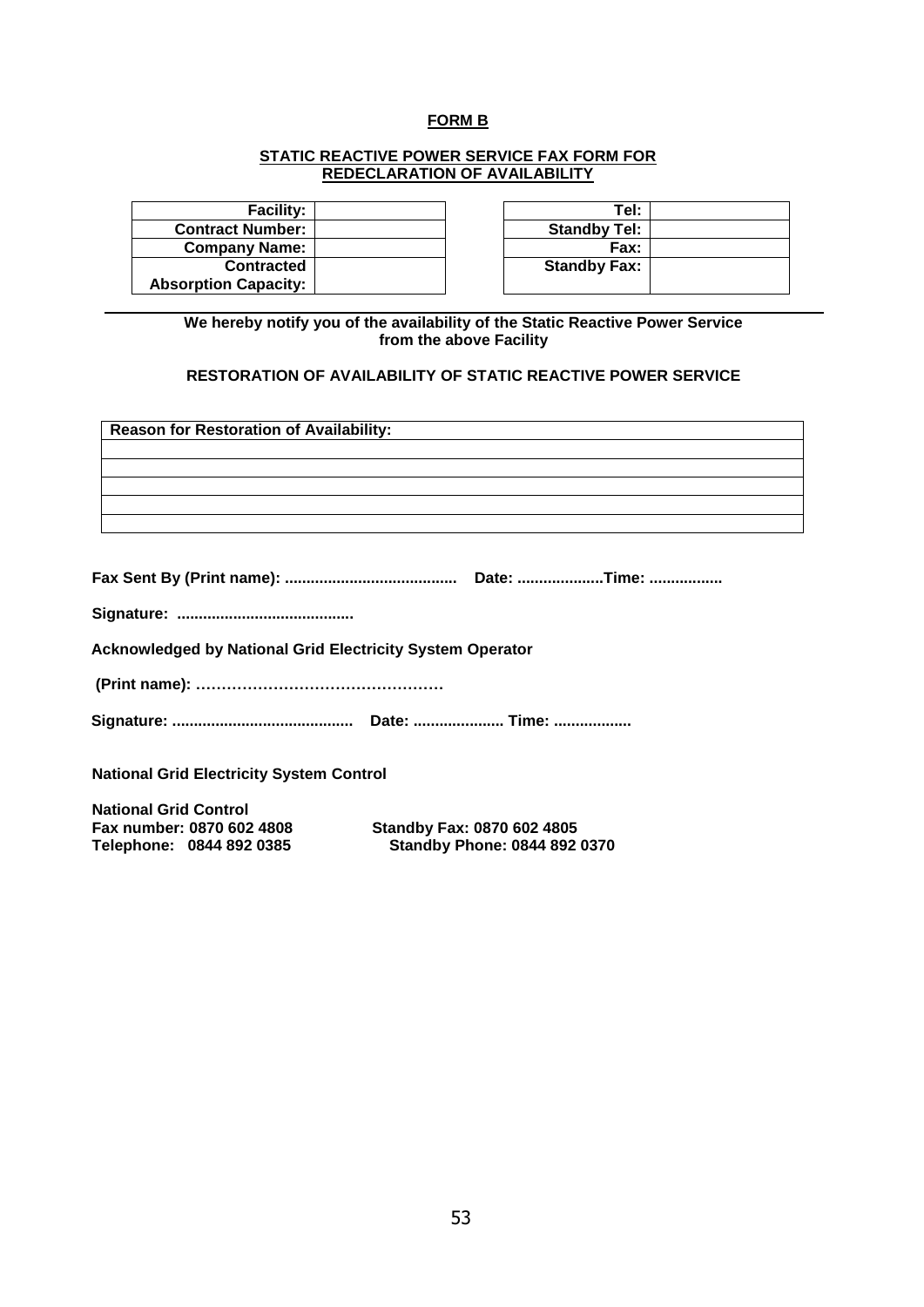**FORM B**

**STATIC REACTIVE POWER SERVICE FAX FORM FOR REDECLARATION OF AVAILABILITY**

| | | | | |
|---|---|---|---|---|
| **Facility:** | | | **Tel:** | |
| **Contract Number:** | | | **Standby Tel:** | |
| **Company Name:** | | | **Fax:** | |
| **Contracted Absorption Capacity:** | | | **Standby Fax:** | |

---

**We hereby notify you of the availability of the Static Reactive Power Service from the above Facility**

**RESTORATION OF AVAILABILITY OF STATIC REACTIVE POWER SERVICE**

| **Reason for Restoration of Availability:** |
|---|
| |
| |
| |
| |
| |

**Fax Sent By (Print name): ........................................ Date: ....................Time: .................**

**Signature: .........................................**

**Acknowledged by National Grid Electricity System Operator**

**(Print name): …………………………………………**

**Signature: .......................................... Date: ..................... Time: ..................**

**National Grid Electricity System Control**

**National Grid Control**
**Fax number: 0870 602 4808** **Standby Fax: 0870 602 4805**
**Telephone: 0844 892 0385** **Standby Phone: 0844 892 0370**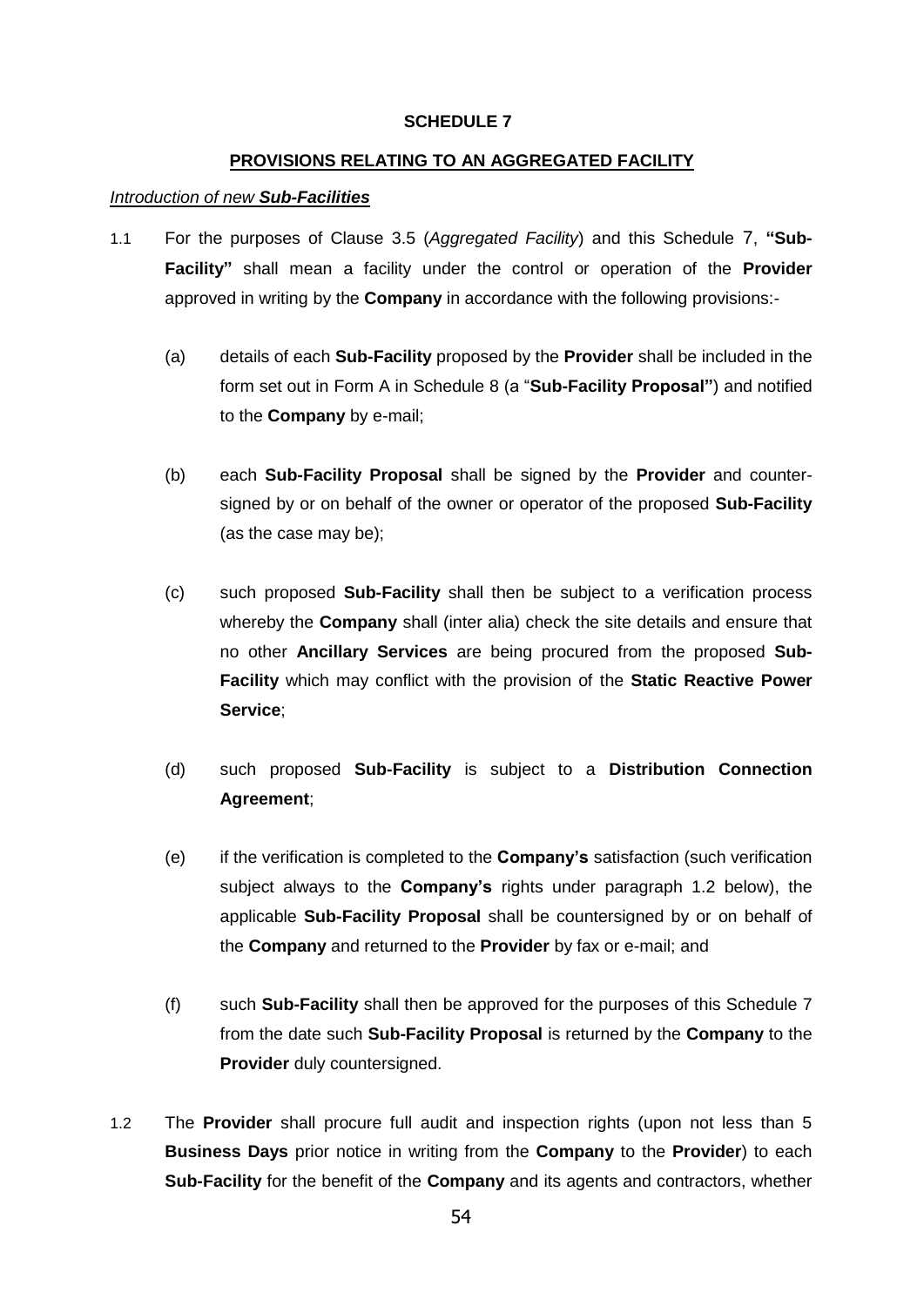**SCHEDULE 7**

**PROVISIONS RELATING TO AN AGGREGATED FACILITY**

*Introduction of new **Sub-Facilities***

1.1 For the purposes of Clause 3.5 (*Aggregated Facility*) and this Schedule 7, **"Sub-Facility"** shall mean a facility under the control or operation of the **Provider** approved in writing by the **Company** in accordance with the following provisions:-

(a) details of each **Sub-Facility** proposed by the **Provider** shall be included in the form set out in Form A in Schedule 8 (a "**Sub-Facility Proposal"**) and notified to the **Company** by e-mail;

(b) each **Sub-Facility Proposal** shall be signed by the **Provider** and counter-signed by or on behalf of the owner or operator of the proposed **Sub-Facility** (as the case may be);

(c) such proposed **Sub-Facility** shall then be subject to a verification process whereby the **Company** shall (inter alia) check the site details and ensure that no other **Ancillary Services** are being procured from the proposed **Sub-Facility** which may conflict with the provision of the **Static Reactive Power Service**;

(d) such proposed **Sub-Facility** is subject to a **Distribution Connection Agreement**;

(e) if the verification is completed to the **Company's** satisfaction (such verification subject always to the **Company's** rights under paragraph 1.2 below), the applicable **Sub-Facility Proposal** shall be countersigned by or on behalf of the **Company** and returned to the **Provider** by fax or e-mail; and

(f) such **Sub-Facility** shall then be approved for the purposes of this Schedule 7 from the date such **Sub-Facility Proposal** is returned by the **Company** to the **Provider** duly countersigned.

1.2 The **Provider** shall procure full audit and inspection rights (upon not less than 5 **Business Days** prior notice in writing from the **Company** to the **Provider**) to each **Sub-Facility** for the benefit of the **Company** and its agents and contractors, whether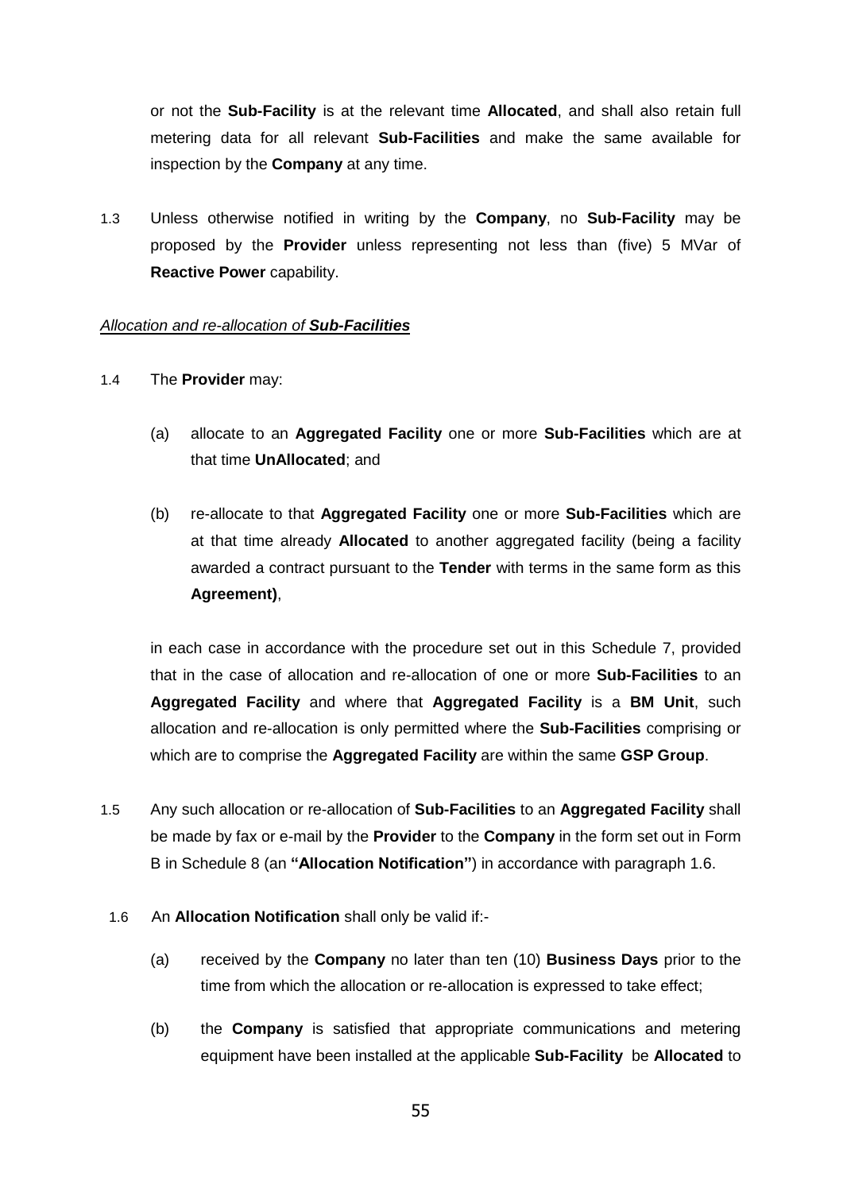or not the **Sub-Facility** is at the relevant time **Allocated**, and shall also retain full metering data for all relevant **Sub-Facilities** and make the same available for inspection by the **Company** at any time.

1.3 Unless otherwise notified in writing by the **Company**, no **Sub-Facility** may be proposed by the **Provider** unless representing not less than (five) 5 MVar of **Reactive Power** capability.

*Allocation and re-allocation of **Sub-Facilities***

1.4 The **Provider** may:

(a) allocate to an **Aggregated Facility** one or more **Sub-Facilities** which are at that time **UnAllocated**; and

(b) re-allocate to that **Aggregated Facility** one or more **Sub-Facilities** which are at that time already **Allocated** to another aggregated facility (being a facility awarded a contract pursuant to the **Tender** with terms in the same form as this **Agreement)**,

in each case in accordance with the procedure set out in this Schedule 7, provided that in the case of allocation and re-allocation of one or more **Sub-Facilities** to an **Aggregated Facility** and where that **Aggregated Facility** is a **BM Unit**, such allocation and re-allocation is only permitted where the **Sub-Facilities** comprising or which are to comprise the **Aggregated Facility** are within the same **GSP Group**.

1.5 Any such allocation or re-allocation of **Sub-Facilities** to an **Aggregated Facility** shall be made by fax or e-mail by the **Provider** to the **Company** in the form set out in Form B in Schedule 8 (an **"Allocation Notification"**) in accordance with paragraph 1.6.

1.6 An **Allocation Notification** shall only be valid if:-

(a) received by the **Company** no later than ten (10) **Business Days** prior to the time from which the allocation or re-allocation is expressed to take effect;

(b) the **Company** is satisfied that appropriate communications and metering equipment have been installed at the applicable **Sub-Facility** be **Allocated** to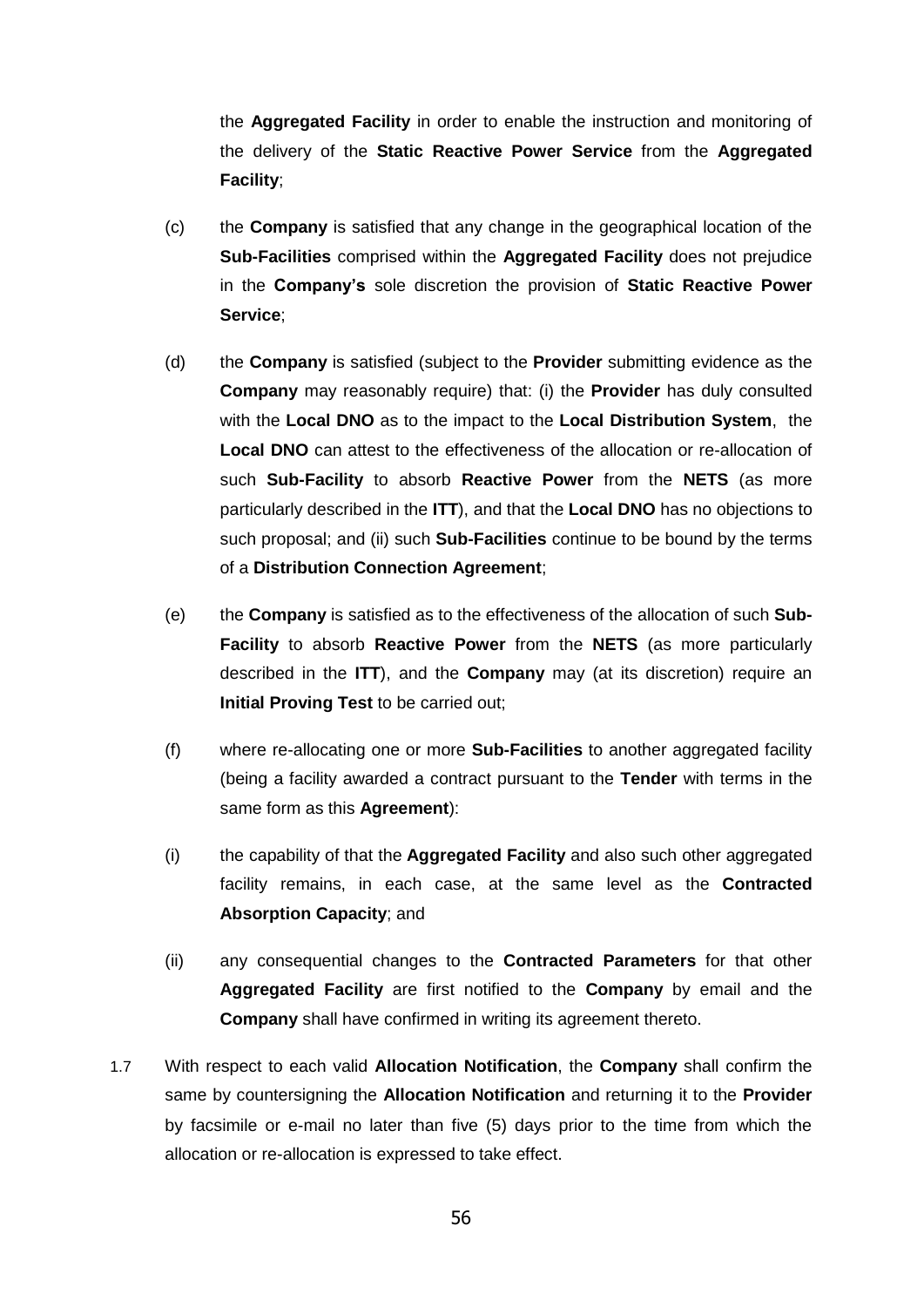the **Aggregated Facility** in order to enable the instruction and monitoring of the delivery of the **Static Reactive Power Service** from the **Aggregated Facility**;

(c) the **Company** is satisfied that any change in the geographical location of the **Sub-Facilities** comprised within the **Aggregated Facility** does not prejudice in the **Company's** sole discretion the provision of **Static Reactive Power Service**;

(d) the **Company** is satisfied (subject to the **Provider** submitting evidence as the **Company** may reasonably require) that: (i) the **Provider** has duly consulted with the **Local DNO** as to the impact to the **Local Distribution System**, the **Local DNO** can attest to the effectiveness of the allocation or re-allocation of such **Sub-Facility** to absorb **Reactive Power** from the **NETS** (as more particularly described in the **ITT**), and that the **Local DNO** has no objections to such proposal; and (ii) such **Sub-Facilities** continue to be bound by the terms of a **Distribution Connection Agreement**;

(e) the **Company** is satisfied as to the effectiveness of the allocation of such **Sub-Facility** to absorb **Reactive Power** from the **NETS** (as more particularly described in the **ITT**), and the **Company** may (at its discretion) require an **Initial Proving Test** to be carried out;

(f) where re-allocating one or more **Sub-Facilities** to another aggregated facility (being a facility awarded a contract pursuant to the **Tender** with terms in the same form as this **Agreement**):

(i) the capability of that the **Aggregated Facility** and also such other aggregated facility remains, in each case, at the same level as the **Contracted Absorption Capacity**; and

(ii) any consequential changes to the **Contracted Parameters** for that other **Aggregated Facility** are first notified to the **Company** by email and the **Company** shall have confirmed in writing its agreement thereto.

1.7 With respect to each valid **Allocation Notification**, the **Company** shall confirm the same by countersigning the **Allocation Notification** and returning it to the **Provider** by facsimile or e-mail no later than five (5) days prior to the time from which the allocation or re-allocation is expressed to take effect.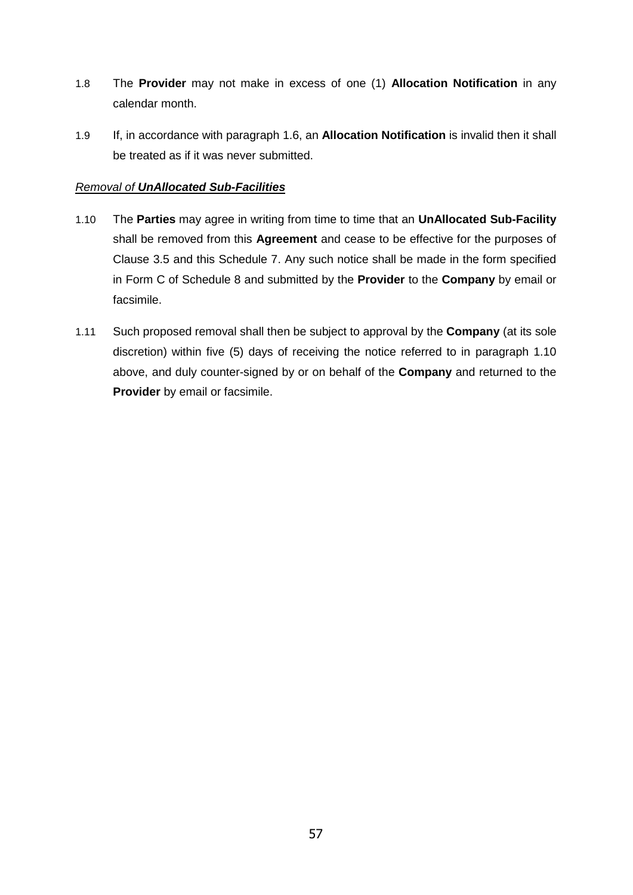1.8 The **Provider** may not make in excess of one (1) **Allocation Notification** in any calendar month.

1.9 If, in accordance with paragraph 1.6, an **Allocation Notification** is invalid then it shall be treated as if it was never submitted.

*Removal of* ***UnAllocated Sub-Facilities***

1.10 The **Parties** may agree in writing from time to time that an **UnAllocated Sub-Facility** shall be removed from this **Agreement** and cease to be effective for the purposes of Clause 3.5 and this Schedule 7. Any such notice shall be made in the form specified in Form C of Schedule 8 and submitted by the **Provider** to the **Company** by email or facsimile.

1.11 Such proposed removal shall then be subject to approval by the **Company** (at its sole discretion) within five (5) days of receiving the notice referred to in paragraph 1.10 above, and duly counter-signed by or on behalf of the **Company** and returned to the **Provider** by email or facsimile.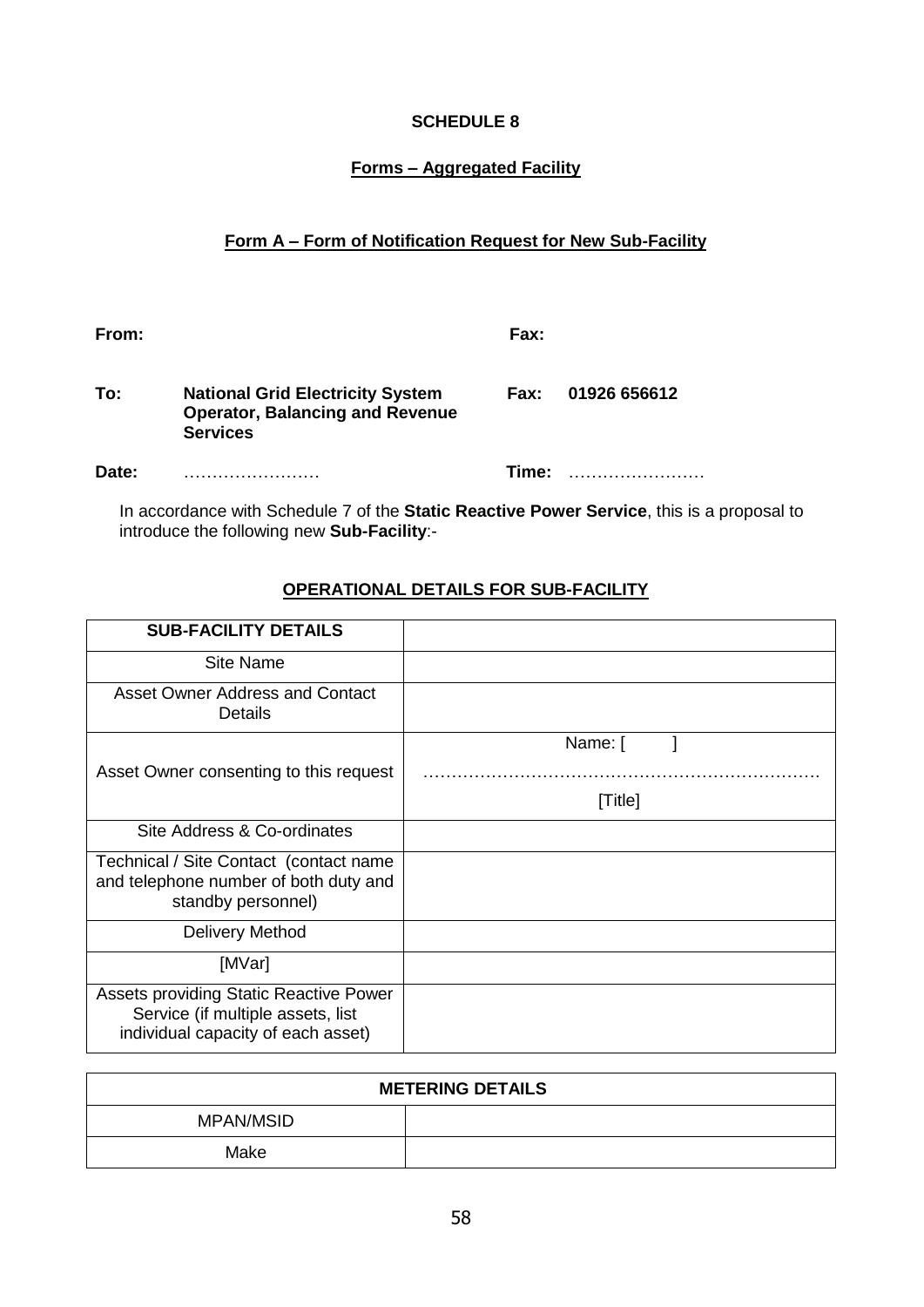**SCHEDULE 8**

**Forms – Aggregated Facility**

**Form A – Form of Notification Request for New Sub-Facility**

| | | | |
|---|---|---|---|
| **From:** | | **Fax:** | |
| **To:** | **National Grid Electricity System Operator, Balancing and Revenue Services** | **Fax:** | **01926 656612** |
| **Date:** | …………………… | **Time:** | …………………… |

In accordance with Schedule 7 of the **Static Reactive Power Service**, this is a proposal to introduce the following new **Sub-Facility**:-

**OPERATIONAL DETAILS FOR SUB-FACILITY**

| **SUB-FACILITY DETAILS** | |
|---|---|
| Site Name | |
| Asset Owner Address and Contact Details | |
| Asset Owner consenting to this request | Name: [ ]<br>……………………………………………………………<br>[Title] |
| Site Address & Co-ordinates | |
| Technical / Site Contact (contact name and telephone number of both duty and standby personnel) | |
| Delivery Method | |
| [MVar] | |
| Assets providing Static Reactive Power Service (if multiple assets, list individual capacity of each asset) | |

| **METERING DETAILS** | |
|---|---|
| MPAN/MSID | |
| Make | |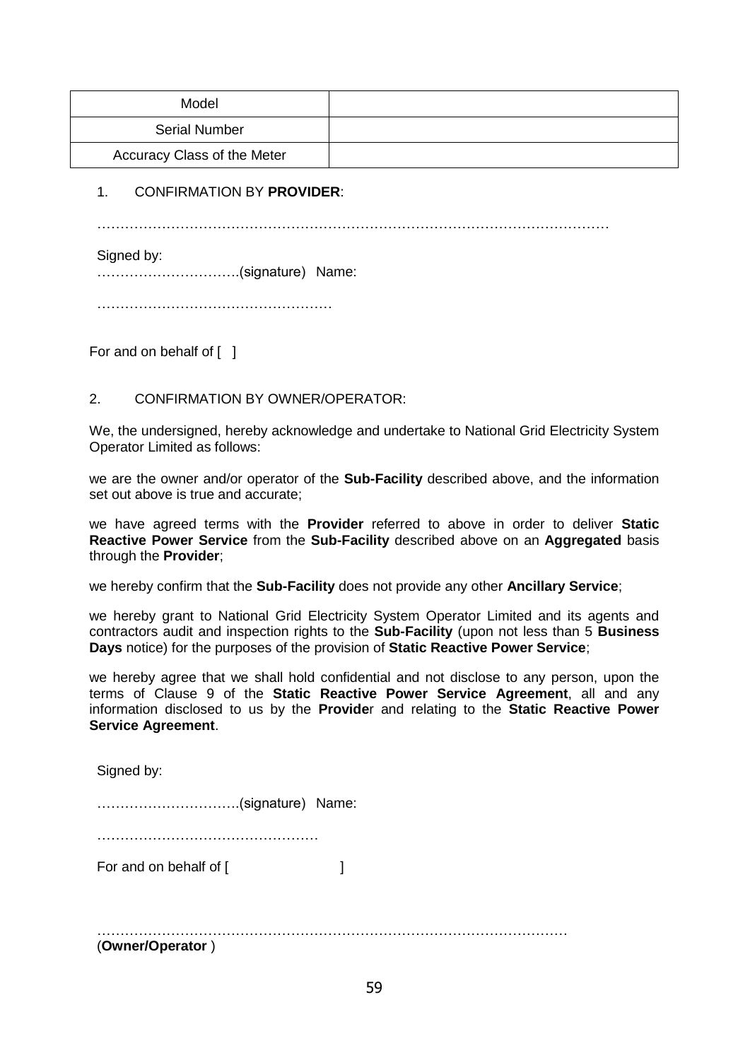| Model | |
|---|---|
| Serial Number | |
| Accuracy Class of the Meter | |

1. CONFIRMATION BY **PROVIDER**:

……………………………………………………………………………………………………

Signed by:
………………………….(signature) Name:

……………………………………………

For and on behalf of [ ]

2. CONFIRMATION BY OWNER/OPERATOR:

We, the undersigned, hereby acknowledge and undertake to National Grid Electricity System Operator Limited as follows:

we are the owner and/or operator of the **Sub-Facility** described above, and the information set out above is true and accurate;

we have agreed terms with the **Provider** referred to above in order to deliver **Static Reactive Power Service** from the **Sub-Facility** described above on an **Aggregated** basis through the **Provider**;

we hereby confirm that the **Sub-Facility** does not provide any other **Ancillary Service**;

we hereby grant to National Grid Electricity System Operator Limited and its agents and contractors audit and inspection rights to the **Sub-Facility** (upon not less than 5 **Business Days** notice) for the purposes of the provision of **Static Reactive Power Service**;

we hereby agree that we shall hold confidential and not disclose to any person, upon the terms of Clause 9 of the **Static Reactive Power Service Agreement**, all and any information disclosed to us by the **Provide**r and relating to the **Static Reactive Power Service Agreement**.

Signed by:

………………………….(signature) Name:

…………………………………………

For and on behalf of [ ]

………………………………………………………………………………………
(**Owner/Operator** )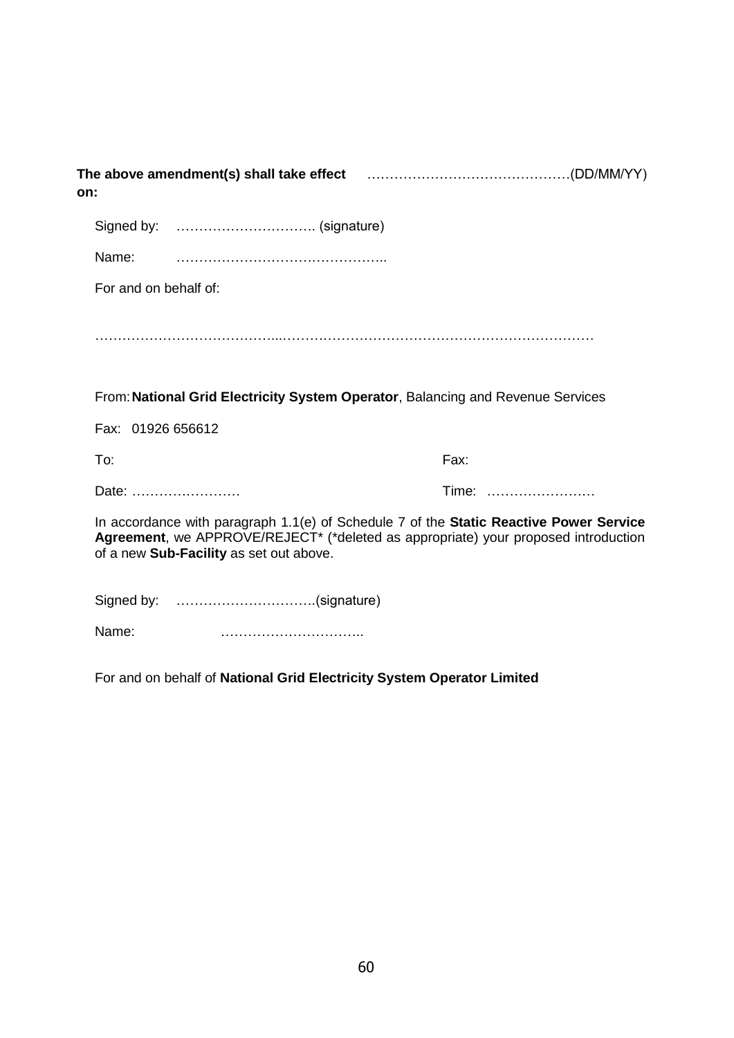**The above amendment(s) shall take effect on:** ………………………………………(DD/MM/YY)

Signed by: ………………………… (signature)

Name: ………………………………………..

For and on behalf of:

…………………………………...……………………………………………………………

From: **National Grid Electricity System Operator**, Balancing and Revenue Services

Fax: 01926 656612

To: Fax:

Date: …………………… Time: ……………………

In accordance with paragraph 1.1(e) of Schedule 7 of the **Static Reactive Power Service Agreement**, we APPROVE/REJECT* (*deleted as appropriate) your proposed introduction of a new **Sub-Facility** as set out above.

Signed by: …………………………(signature)

Name: …………………………..

For and on behalf of **National Grid Electricity System Operator Limited**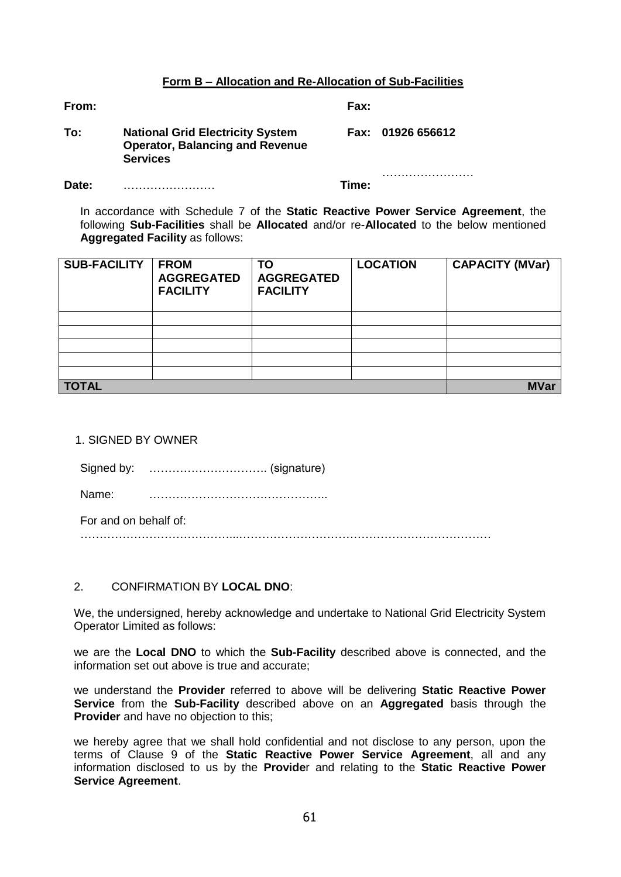**Form B – Allocation and Re-Allocation of Sub-Facilities**

**From:** **Fax:**

**To:** **National Grid Electricity System Operator, Balancing and Revenue Services** **Fax: 01926 656612**

**Date:** …………………… **Time:** ……………………

In accordance with Schedule 7 of the **Static Reactive Power Service Agreement**, the following **Sub-Facilities** shall be **Allocated** and/or re-**Allocated** to the below mentioned **Aggregated Facility** as follows:

| SUB-FACILITY | FROM AGGREGATED FACILITY | TO AGGREGATED FACILITY | LOCATION | CAPACITY (MVar) |
|---|---|---|---|---|
| | | | | |
| | | | | |
| | | | | |
| | | | | |
| | | | | |
| **TOTAL** | | | | **MVar** |

1. SIGNED BY OWNER

Signed by: …………………………. (signature)

Name: ………………………………………..

For and on behalf of:
…………………………………...……………………………………………………………

2. CONFIRMATION BY **LOCAL DNO**:

We, the undersigned, hereby acknowledge and undertake to National Grid Electricity System Operator Limited as follows:

we are the **Local DNO** to which the **Sub-Facility** described above is connected, and the information set out above is true and accurate;

we understand the **Provider** referred to above will be delivering **Static Reactive Power Service** from the **Sub-Facility** described above on an **Aggregated** basis through the **Provider** and have no objection to this;

we hereby agree that we shall hold confidential and not disclose to any person, upon the terms of Clause 9 of the **Static Reactive Power Service Agreement**, all and any information disclosed to us by the **Provide**r and relating to the **Static Reactive Power Service Agreement**.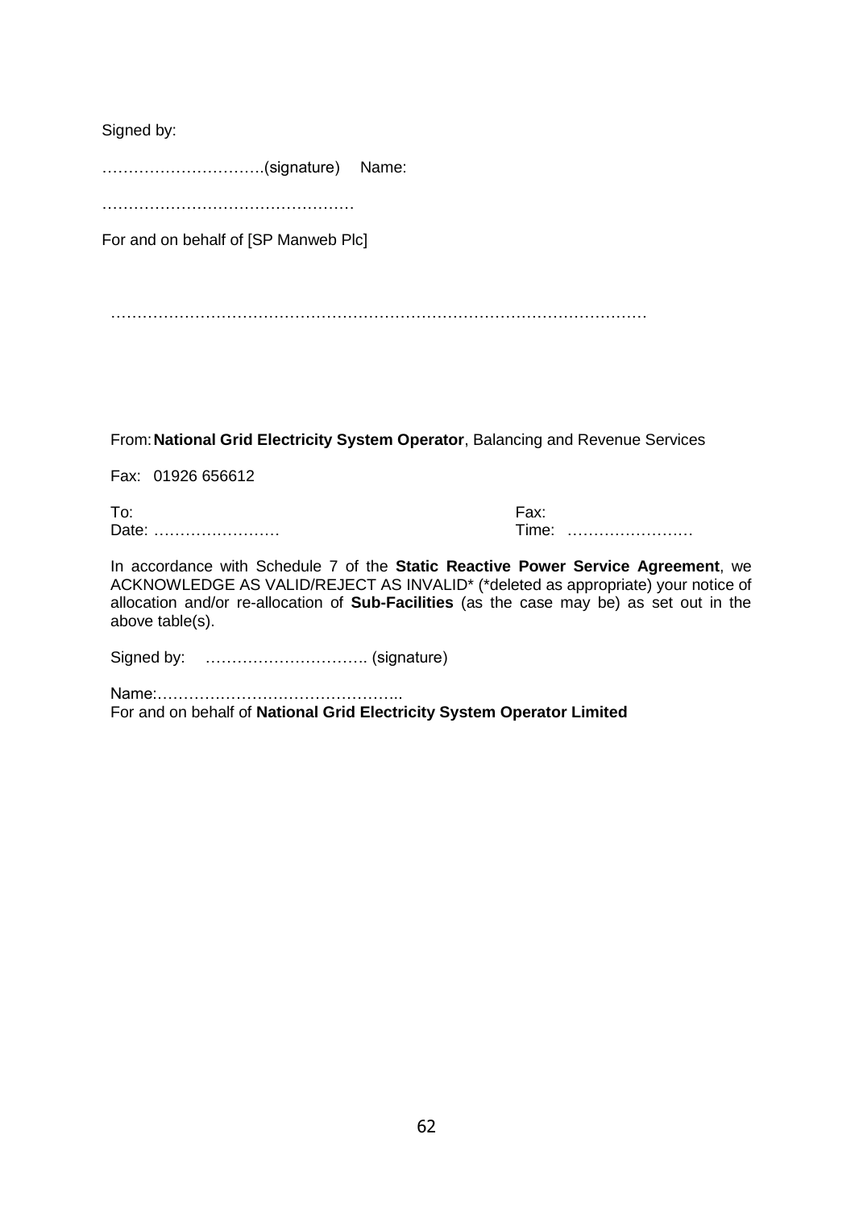Signed by:

………………………….(signature)    Name:

…………………………………………

For and on behalf of [SP Manweb Plc]

…………………………………………………………………………………………

From: **National Grid Electricity System Operator**, Balancing and Revenue Services

Fax: 01926 656612

To: 
Date: ……………………

Fax: 
Time: ……………………

In accordance with Schedule 7 of the **Static Reactive Power Service Agreement**, we ACKNOWLEDGE AS VALID/REJECT AS INVALID* (*deleted as appropriate) your notice of allocation and/or re-allocation of **Sub-Facilities** (as the case may be) as set out in the above table(s).

Signed by: …………………………. (signature)

Name:………………………………………..
For and on behalf of **National Grid Electricity System Operator Limited**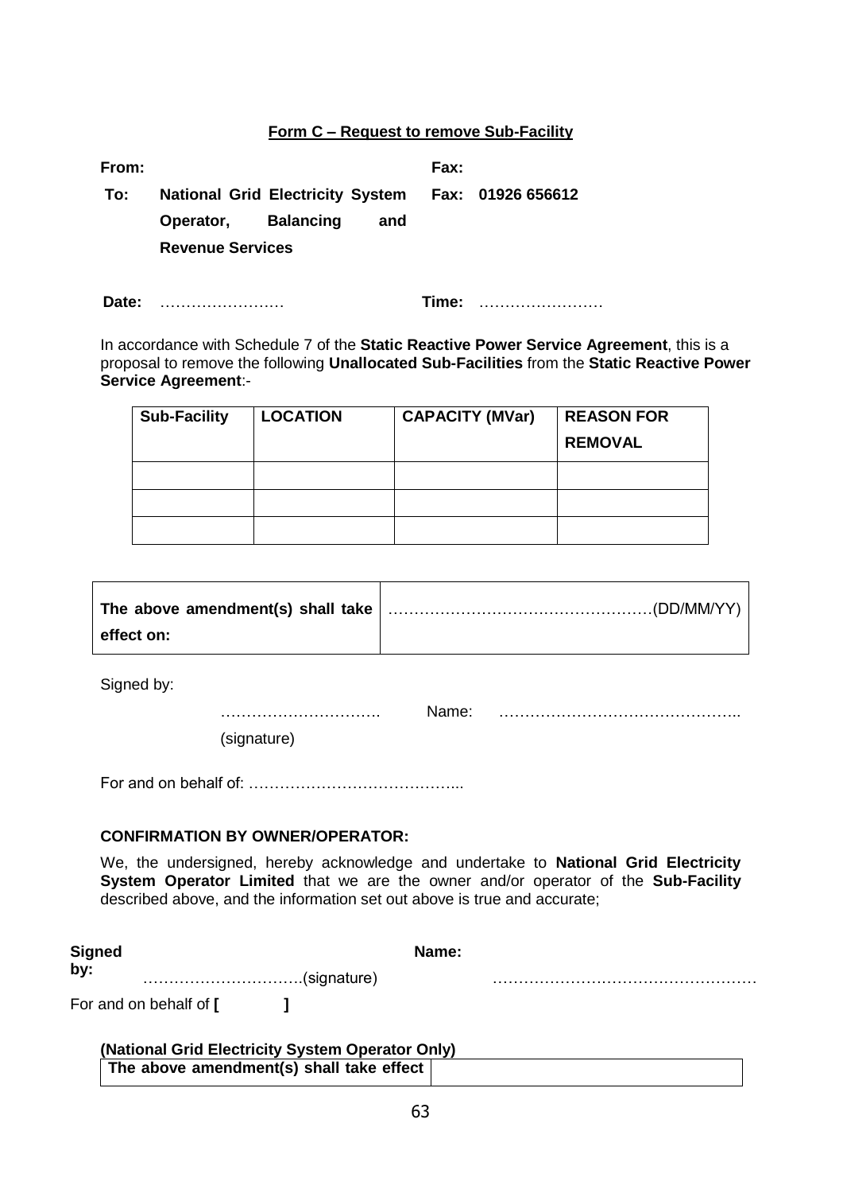**Form C – Request to remove Sub-Facility**

| | | | |
|---|---|---|---|
| **From:** | | **Fax:** | |
| **To:** | **National Grid Electricity System Operator, Balancing and Revenue Services** | **Fax:** | **01926 656612** |

**Date:** ……………………  **Time:** ……………………

In accordance with Schedule 7 of the **Static Reactive Power Service Agreement**, this is a proposal to remove the following **Unallocated Sub-Facilities** from the **Static Reactive Power Service Agreement**:-

| Sub-Facility | LOCATION | CAPACITY (MVar) | REASON FOR REMOVAL |
|---|---|---|---|
| | | | |
| | | | |
| | | | |

| | |
|---|---|
| **The above amendment(s) shall take effect on:** | ……………………………………………(DD/MM/YY) |

Signed by:

…………………………. (signature)  Name: ………………………………………..

For and on behalf of: …………………………………..

**CONFIRMATION BY OWNER/OPERATOR:**

We, the undersigned, hereby acknowledge and undertake to **National Grid Electricity System Operator Limited** that we are the owner and/or operator of the **Sub-Facility** described above, and the information set out above is true and accurate;

**Signed by:** ………………………….(signature)  **Name:** ……………………………………………

For and on behalf of **[ ]**

**(National Grid Electricity System Operator Only)**

| | |
|---|---|
| **The above amendment(s) shall take effect** | |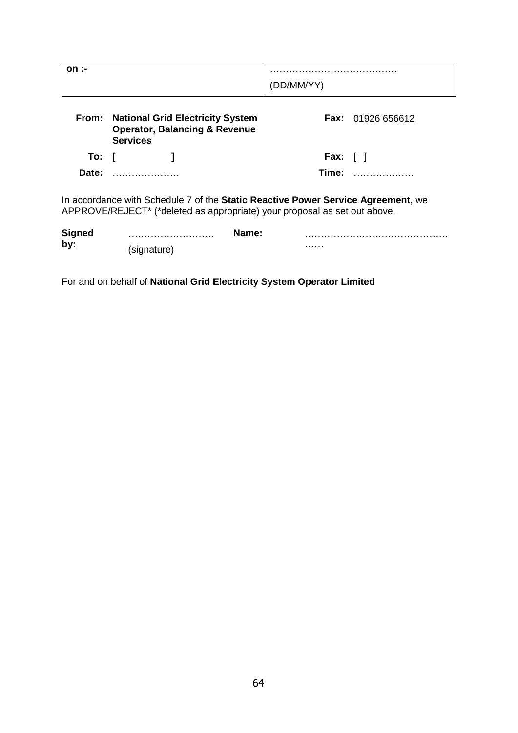| | |
|---|---|
| **on :-** | ………………………………….<br>(DD/MM/YY) |

| | | | |
|---|---|---|---|
| **From:** | **National Grid Electricity System Operator, Balancing & Revenue Services** | **Fax:** | 01926 656612 |
| **To:** | **[ ]** | **Fax:** | [ ] |
| **Date:** | ………………… | **Time:** | ………………. |

In accordance with Schedule 7 of the **Static Reactive Power Service Agreement**, we APPROVE/REJECT* (*deleted as appropriate) your proposal as set out above.

| | | | |
|---|---|---|---|
| **Signed by:** | ………………………<br>(signature) | **Name:** | ……………………………………………… |

For and on behalf of **National Grid Electricity System Operator Limited**